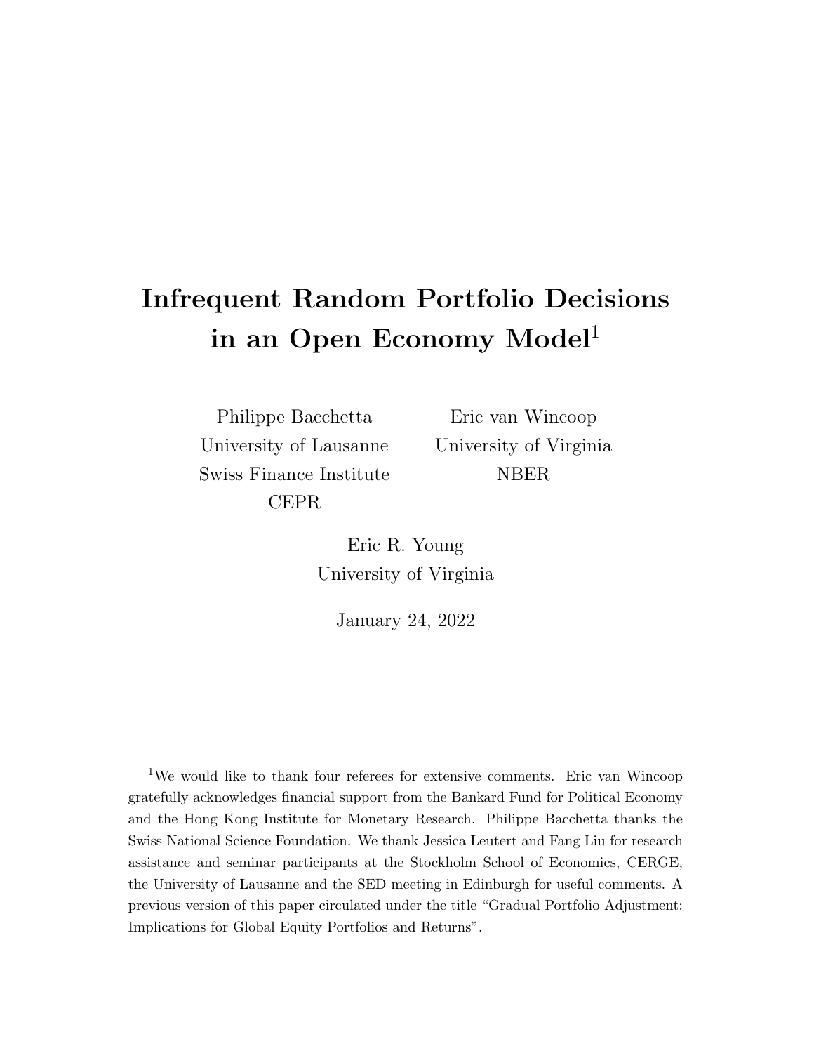# Infrequent Random Portfolio Decisions in an Open Economy Model[1]

Philippe Bacchetta
University of Lausanne
Swiss Finance Institute
CEPR

Eric van Wincoop
University of Virginia
NBER

Eric R. Young
University of Virginia

January 24, 2022

[1] We would like to thank four referees for extensive comments. Eric van Wincoop gratefully acknowledges financial support from the Bankard Fund for Political Economy and the Hong Kong Institute for Monetary Research. Philippe Bacchetta thanks the Swiss National Science Foundation. We thank Jessica Leutert and Fang Liu for research assistance and seminar participants at the Stockholm School of Economics, CERGE, the University of Lausanne and the SED meeting in Edinburgh for useful comments. A previous version of this paper circulated under the title "Gradual Portfolio Adjustment: Implications for Global Equity Portfolios and Returns".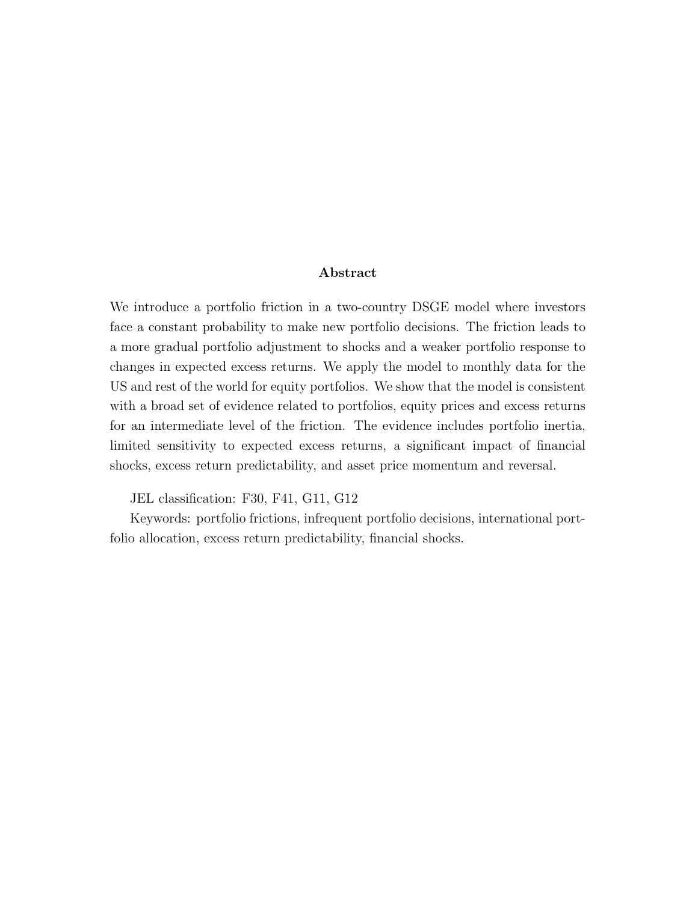## Abstract

We introduce a portfolio friction in a two-country DSGE model where investors face a constant probability to make new portfolio decisions. The friction leads to a more gradual portfolio adjustment to shocks and a weaker portfolio response to changes in expected excess returns. We apply the model to monthly data for the US and rest of the world for equity portfolios. We show that the model is consistent with a broad set of evidence related to portfolios, equity prices and excess returns for an intermediate level of the friction. The evidence includes portfolio inertia, limited sensitivity to expected excess returns, a significant impact of financial shocks, excess return predictability, and asset price momentum and reversal.

JEL classification: F30, F41, G11, G12

Keywords: portfolio frictions, infrequent portfolio decisions, international portfolio allocation, excess return predictability, financial shocks.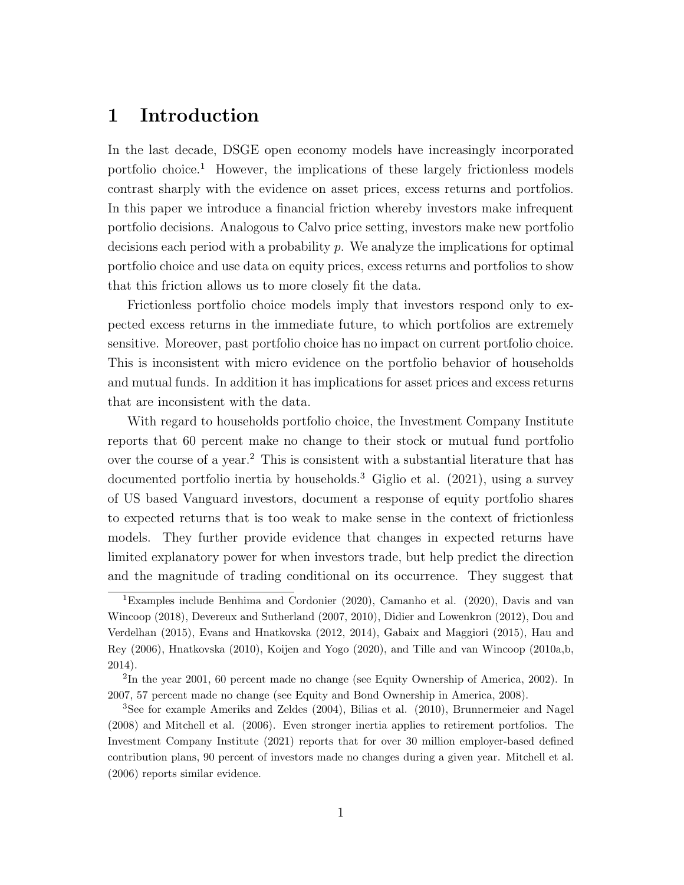# 1 Introduction

In the last decade, DSGE open economy models have increasingly incorporated portfolio choice.[1] However, the implications of these largely frictionless models contrast sharply with the evidence on asset prices, excess returns and portfolios. In this paper we introduce a financial friction whereby investors make infrequent portfolio decisions. Analogous to Calvo price setting, investors make new portfolio decisions each period with a probability $p$. We analyze the implications for optimal portfolio choice and use data on equity prices, excess returns and portfolios to show that this friction allows us to more closely fit the data.

Frictionless portfolio choice models imply that investors respond only to expected excess returns in the immediate future, to which portfolios are extremely sensitive. Moreover, past portfolio choice has no impact on current portfolio choice. This is inconsistent with micro evidence on the portfolio behavior of households and mutual funds. In addition it has implications for asset prices and excess returns that are inconsistent with the data.

With regard to households portfolio choice, the Investment Company Institute reports that 60 percent make no change to their stock or mutual fund portfolio over the course of a year.[2] This is consistent with a substantial literature that has documented portfolio inertia by households.[3] Giglio et al. (2021), using a survey of US based Vanguard investors, document a response of equity portfolio shares to expected returns that is too weak to make sense in the context of frictionless models. They further provide evidence that changes in expected returns have limited explanatory power for when investors trade, but help predict the direction and the magnitude of trading conditional on its occurrence. They suggest that

[1] Examples include Benhima and Cordonier (2020), Camanho et al. (2020), Davis and van Wincoop (2018), Devereux and Sutherland (2007, 2010), Didier and Lowenkron (2012), Dou and Verdelhan (2015), Evans and Hnatkovska (2012, 2014), Gabaix and Maggiori (2015), Hau and Rey (2006), Hnatkovska (2010), Koijen and Yogo (2020), and Tille and van Wincoop (2010a,b, 2014).

[2] In the year 2001, 60 percent made no change (see Equity Ownership of America, 2002). In 2007, 57 percent made no change (see Equity and Bond Ownership in America, 2008).

[3] See for example Ameriks and Zeldes (2004), Bilias et al. (2010), Brunnermeier and Nagel (2008) and Mitchell et al. (2006). Even stronger inertia applies to retirement portfolios. The Investment Company Institute (2021) reports that for over 30 million employer-based defined contribution plans, 90 percent of investors made no changes during a given year. Mitchell et al. (2006) reports similar evidence.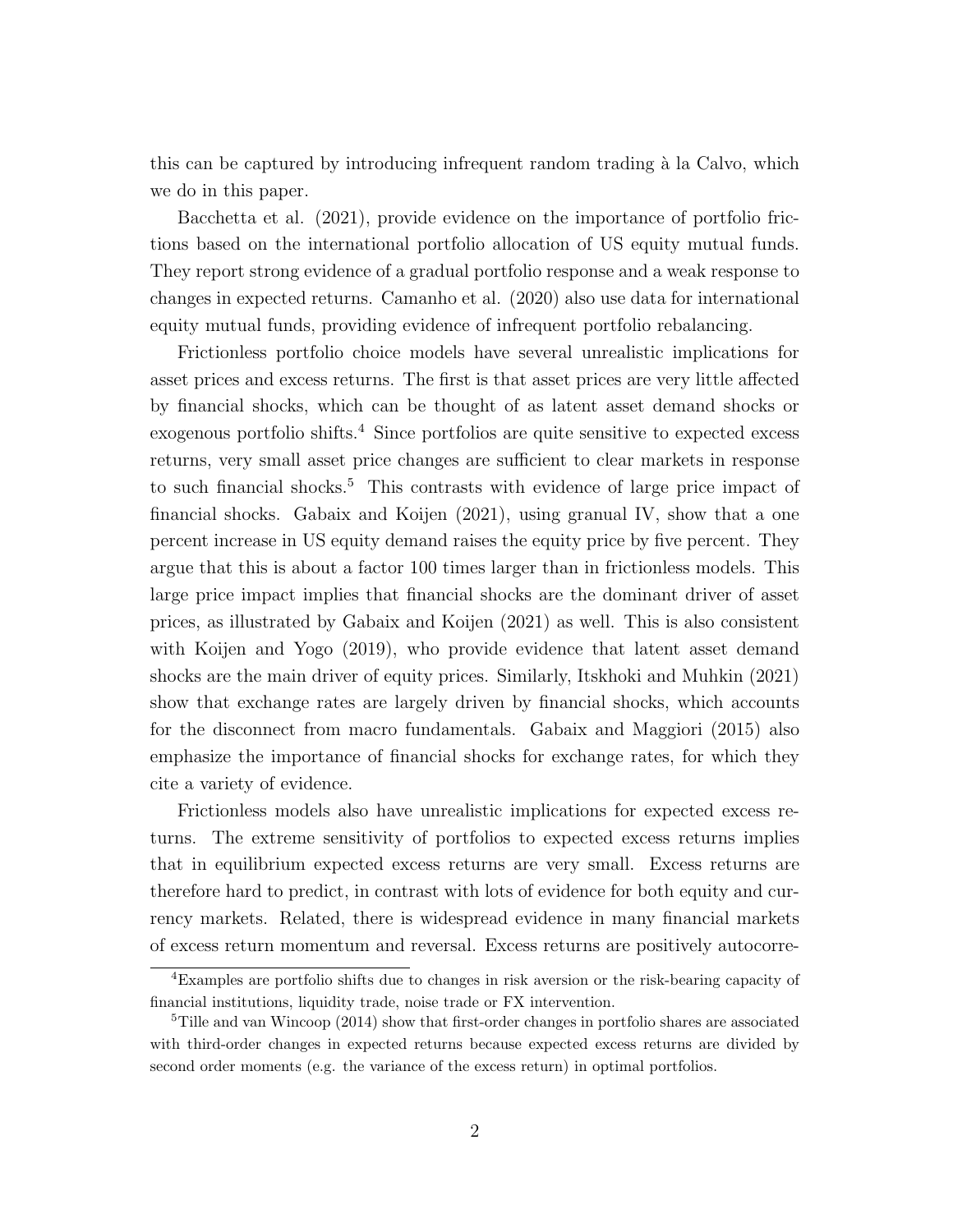this can be captured by introducing infrequent random trading à la Calvo, which we do in this paper.

Bacchetta et al. (2021), provide evidence on the importance of portfolio frictions based on the international portfolio allocation of US equity mutual funds. They report strong evidence of a gradual portfolio response and a weak response to changes in expected returns. Camanho et al. (2020) also use data for international equity mutual funds, providing evidence of infrequent portfolio rebalancing.

Frictionless portfolio choice models have several unrealistic implications for asset prices and excess returns. The first is that asset prices are very little affected by financial shocks, which can be thought of as latent asset demand shocks or exogenous portfolio shifts.[4] Since portfolios are quite sensitive to expected excess returns, very small asset price changes are sufficient to clear markets in response to such financial shocks.[5] This contrasts with evidence of large price impact of financial shocks. Gabaix and Koijen (2021), using granual IV, show that a one percent increase in US equity demand raises the equity price by five percent. They argue that this is about a factor 100 times larger than in frictionless models. This large price impact implies that financial shocks are the dominant driver of asset prices, as illustrated by Gabaix and Koijen (2021) as well. This is also consistent with Koijen and Yogo (2019), who provide evidence that latent asset demand shocks are the main driver of equity prices. Similarly, Itskhoki and Muhkin (2021) show that exchange rates are largely driven by financial shocks, which accounts for the disconnect from macro fundamentals. Gabaix and Maggiori (2015) also emphasize the importance of financial shocks for exchange rates, for which they cite a variety of evidence.

Frictionless models also have unrealistic implications for expected excess returns. The extreme sensitivity of portfolios to expected excess returns implies that in equilibrium expected excess returns are very small. Excess returns are therefore hard to predict, in contrast with lots of evidence for both equity and currency markets. Related, there is widespread evidence in many financial markets of excess return momentum and reversal. Excess returns are positively autocorre-

[4] Examples are portfolio shifts due to changes in risk aversion or the risk-bearing capacity of financial institutions, liquidity trade, noise trade or FX intervention.

[5] Tille and van Wincoop (2014) show that first-order changes in portfolio shares are associated with third-order changes in expected returns because expected excess returns are divided by second order moments (e.g. the variance of the excess return) in optimal portfolios.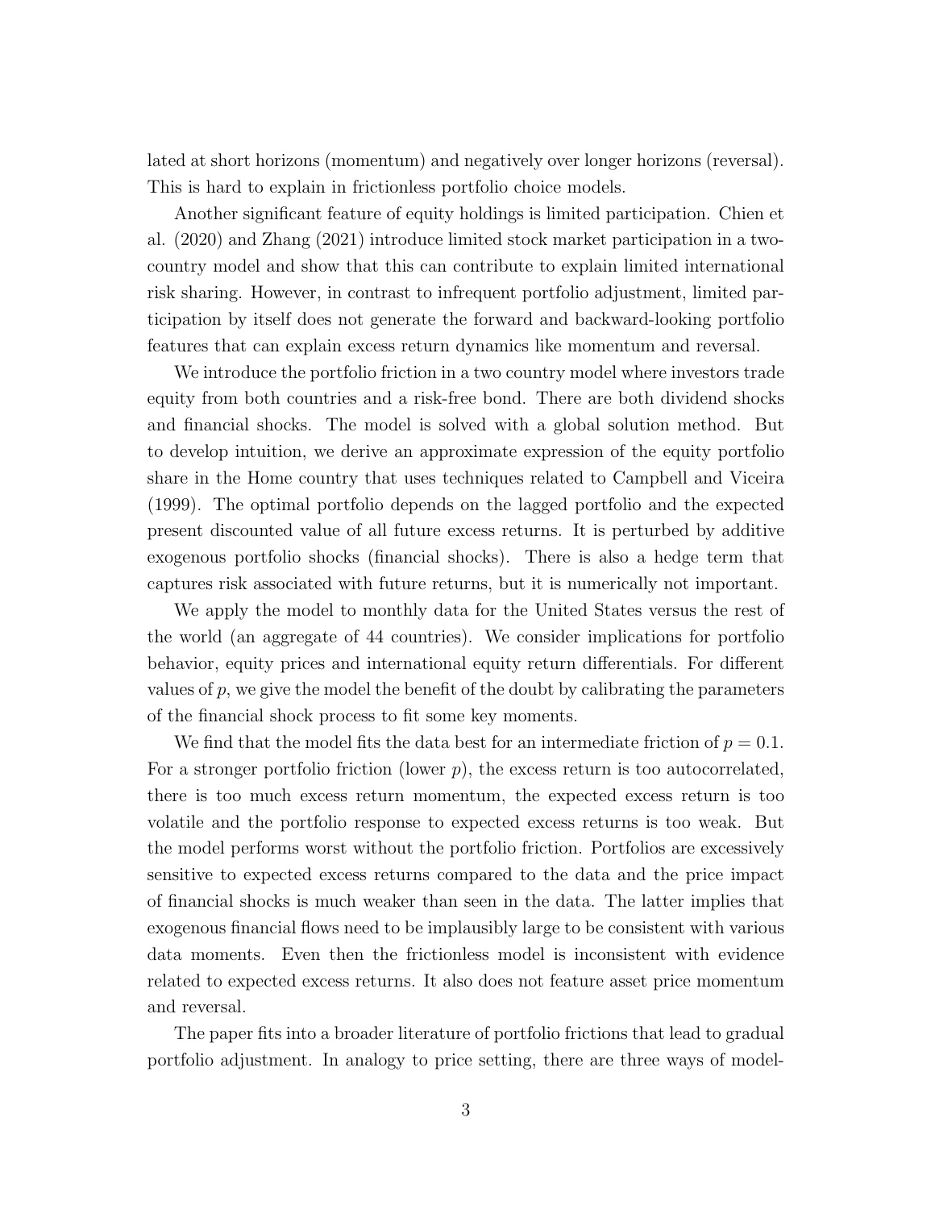lated at short horizons (momentum) and negatively over longer horizons (reversal). This is hard to explain in frictionless portfolio choice models.

Another significant feature of equity holdings is limited participation. Chien et al. (2020) and Zhang (2021) introduce limited stock market participation in a two-country model and show that this can contribute to explain limited international risk sharing. However, in contrast to infrequent portfolio adjustment, limited participation by itself does not generate the forward and backward-looking portfolio features that can explain excess return dynamics like momentum and reversal.

We introduce the portfolio friction in a two country model where investors trade equity from both countries and a risk-free bond. There are both dividend shocks and financial shocks. The model is solved with a global solution method. But to develop intuition, we derive an approximate expression of the equity portfolio share in the Home country that uses techniques related to Campbell and Viceira (1999). The optimal portfolio depends on the lagged portfolio and the expected present discounted value of all future excess returns. It is perturbed by additive exogenous portfolio shocks (financial shocks). There is also a hedge term that captures risk associated with future returns, but it is numerically not important.

We apply the model to monthly data for the United States versus the rest of the world (an aggregate of 44 countries). We consider implications for portfolio behavior, equity prices and international equity return differentials. For different values of $p$, we give the model the benefit of the doubt by calibrating the parameters of the financial shock process to fit some key moments.

We find that the model fits the data best for an intermediate friction of $p = 0.1$. For a stronger portfolio friction (lower $p$), the excess return is too autocorrelated, there is too much excess return momentum, the expected excess return is too volatile and the portfolio response to expected excess returns is too weak. But the model performs worst without the portfolio friction. Portfolios are excessively sensitive to expected excess returns compared to the data and the price impact of financial shocks is much weaker than seen in the data. The latter implies that exogenous financial flows need to be implausibly large to be consistent with various data moments. Even then the frictionless model is inconsistent with evidence related to expected excess returns. It also does not feature asset price momentum and reversal.

The paper fits into a broader literature of portfolio frictions that lead to gradual portfolio adjustment. In analogy to price setting, there are three ways of model-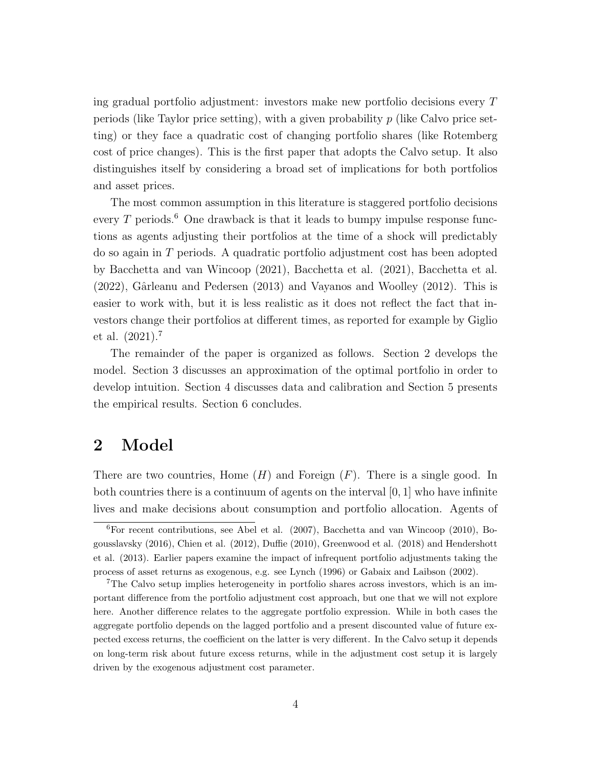ing gradual portfolio adjustment: investors make new portfolio decisions every $T$ periods (like Taylor price setting), with a given probability $p$ (like Calvo price setting) or they face a quadratic cost of changing portfolio shares (like Rotemberg cost of price changes). This is the first paper that adopts the Calvo setup. It also distinguishes itself by considering a broad set of implications for both portfolios and asset prices.

The most common assumption in this literature is staggered portfolio decisions every $T$ periods.[6] One drawback is that it leads to bumpy impulse response functions as agents adjusting their portfolios at the time of a shock will predictably do so again in $T$ periods. A quadratic portfolio adjustment cost has been adopted by Bacchetta and van Wincoop (2021), Bacchetta et al. (2021), Bacchetta et al. (2022), Gârleanu and Pedersen (2013) and Vayanos and Woolley (2012). This is easier to work with, but it is less realistic as it does not reflect the fact that investors change their portfolios at different times, as reported for example by Giglio et al. (2021).[7]

The remainder of the paper is organized as follows. Section 2 develops the model. Section 3 discusses an approximation of the optimal portfolio in order to develop intuition. Section 4 discusses data and calibration and Section 5 presents the empirical results. Section 6 concludes.

## 2 Model

There are two countries, Home ($H$) and Foreign ($F$). There is a single good. In both countries there is a continuum of agents on the interval $[0, 1]$ who have infinite lives and make decisions about consumption and portfolio allocation. Agents of

[6] For recent contributions, see Abel et al. (2007), Bacchetta and van Wincoop (2010), Bogousslavsky (2016), Chien et al. (2012), Duffie (2010), Greenwood et al. (2018) and Hendershott et al. (2013). Earlier papers examine the impact of infrequent portfolio adjustments taking the process of asset returns as exogenous, e.g. see Lynch (1996) or Gabaix and Laibson (2002).

[7] The Calvo setup implies heterogeneity in portfolio shares across investors, which is an important difference from the portfolio adjustment cost approach, but one that we will not explore here. Another difference relates to the aggregate portfolio expression. While in both cases the aggregate portfolio depends on the lagged portfolio and a present discounted value of future expected excess returns, the coefficient on the latter is very different. In the Calvo setup it depends on long-term risk about future excess returns, while in the adjustment cost setup it is largely driven by the exogenous adjustment cost parameter.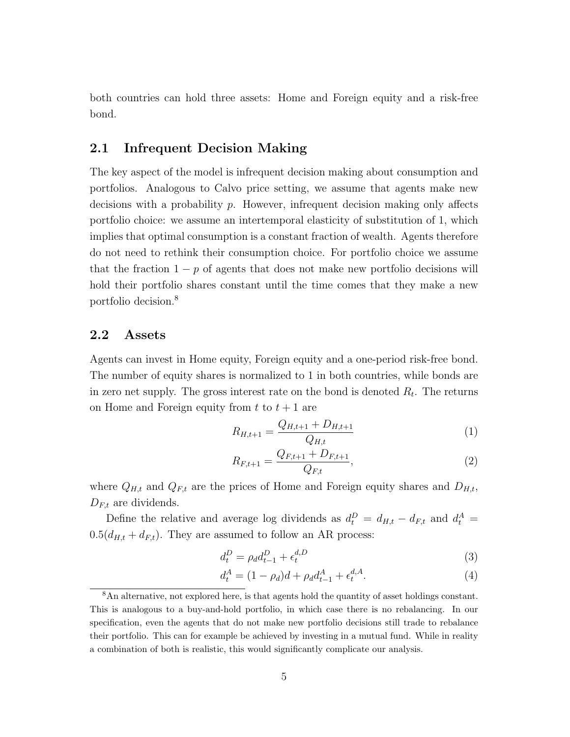both countries can hold three assets: Home and Foreign equity and a risk-free bond.

## 2.1 Infrequent Decision Making

The key aspect of the model is infrequent decision making about consumption and portfolios. Analogous to Calvo price setting, we assume that agents make new decisions with a probability $p$. However, infrequent decision making only affects portfolio choice: we assume an intertemporal elasticity of substitution of 1, which implies that optimal consumption is a constant fraction of wealth. Agents therefore do not need to rethink their consumption choice. For portfolio choice we assume that the fraction $1-p$ of agents that does not make new portfolio decisions will hold their portfolio shares constant until the time comes that they make a new portfolio decision.[8]

## 2.2 Assets

Agents can invest in Home equity, Foreign equity and a one-period risk-free bond. The number of equity shares is normalized to 1 in both countries, while bonds are in zero net supply. The gross interest rate on the bond is denoted $R_t$. The returns on Home and Foreign equity from $t$ to $t+1$ are

$$R_{H,t+1} = \frac{Q_{H,t+1} + D_{H,t+1}}{Q_{H,t}} \tag{1}$$

$$R_{F,t+1} = \frac{Q_{F,t+1} + D_{F,t+1}}{Q_{F,t}}, \tag{2}$$

where $Q_{H,t}$ and $Q_{F,t}$ are the prices of Home and Foreign equity shares and $D_{H,t}$, $D_{F,t}$ are dividends.

Define the relative and average log dividends as $d_t^D = d_{H,t} - d_{F,t}$ and $d_t^A = 0.5(d_{H,t} + d_{F,t})$. They are assumed to follow an AR process:

$$d_t^D = \rho_d d_{t-1}^D + \epsilon_t^{d,D} \tag{3}$$

$$d_t^A = (1-\rho_d)d + \rho_d d_{t-1}^A + \epsilon_t^{d,A}. \tag{4}$$

[8] An alternative, not explored here, is that agents hold the quantity of asset holdings constant. This is analogous to a buy-and-hold portfolio, in which case there is no rebalancing. In our specification, even the agents that do not make new portfolio decisions still trade to rebalance their portfolio. This can for example be achieved by investing in a mutual fund. While in reality a combination of both is realistic, this would significantly complicate our analysis.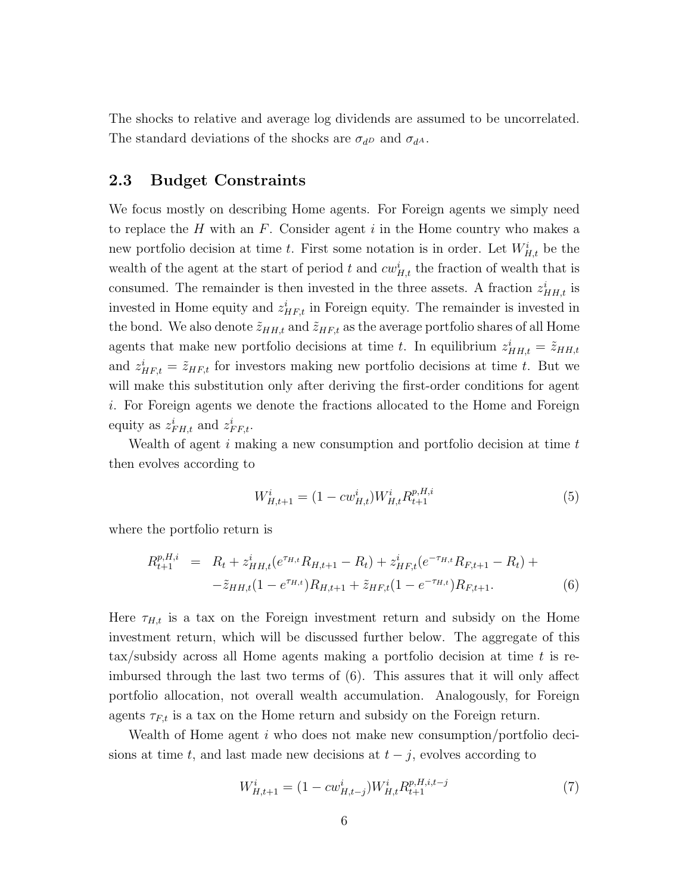The shocks to relative and average log dividends are assumed to be uncorrelated. The standard deviations of the shocks are $\sigma_{d^D}$ and $\sigma_{d^A}$.

## 2.3 Budget Constraints

We focus mostly on describing Home agents. For Foreign agents we simply need to replace the $H$ with an $F$. Consider agent $i$ in the Home country who makes a new portfolio decision at time $t$. First some notation is in order. Let $W^i_{H,t}$ be the wealth of the agent at the start of period $t$ and $cw^i_{H,t}$ the fraction of wealth that is consumed. The remainder is then invested in the three assets. A fraction $z^i_{HH,t}$ is invested in Home equity and $z^i_{HF,t}$ in Foreign equity. The remainder is invested in the bond. We also denote $\tilde{z}_{HH,t}$ and $\tilde{z}_{HF,t}$ as the average portfolio shares of all Home agents that make new portfolio decisions at time $t$. In equilibrium $z^i_{HH,t} = \tilde{z}_{HH,t}$ and $z^i_{HF,t} = \tilde{z}_{HF,t}$ for investors making new portfolio decisions at time $t$. But we will make this substitution only after deriving the first-order conditions for agent $i$. For Foreign agents we denote the fractions allocated to the Home and Foreign equity as $z^i_{FH,t}$ and $z^i_{FF,t}$.

Wealth of agent $i$ making a new consumption and portfolio decision at time $t$ then evolves according to

$$W^i_{H,t+1} = (1 - cw^i_{H,t})W^i_{H,t}R^{p,H,i}_{t+1} \tag{5}$$

where the portfolio return is

$$\begin{aligned} R^{p,H,i}_{t+1} &= R_t + z^i_{HH,t}(e^{\tau_{H,t}}R_{H,t+1} - R_t) + z^i_{HF,t}(e^{-\tau_{H,t}}R_{F,t+1} - R_t) + \\ &\quad -\tilde{z}_{HH,t}(1 - e^{\tau_{H,t}})R_{H,t+1} + \tilde{z}_{HF,t}(1 - e^{-\tau_{H,t}})R_{F,t+1}. \end{aligned} \tag{6}$$

Here $\tau_{H,t}$ is a tax on the Foreign investment return and subsidy on the Home investment return, which will be discussed further below. The aggregate of this tax/subsidy across all Home agents making a portfolio decision at time $t$ is reimbursed through the last two terms of (6). This assures that it will only affect portfolio allocation, not overall wealth accumulation. Analogously, for Foreign agents $\tau_{F,t}$ is a tax on the Home return and subsidy on the Foreign return.

Wealth of Home agent $i$ who does not make new consumption/portfolio decisions at time $t$, and last made new decisions at $t - j$, evolves according to

$$W^i_{H,t+1} = (1 - cw^i_{H,t-j})W^i_{H,t}R^{p,H,i,t-j}_{t+1} \tag{7}$$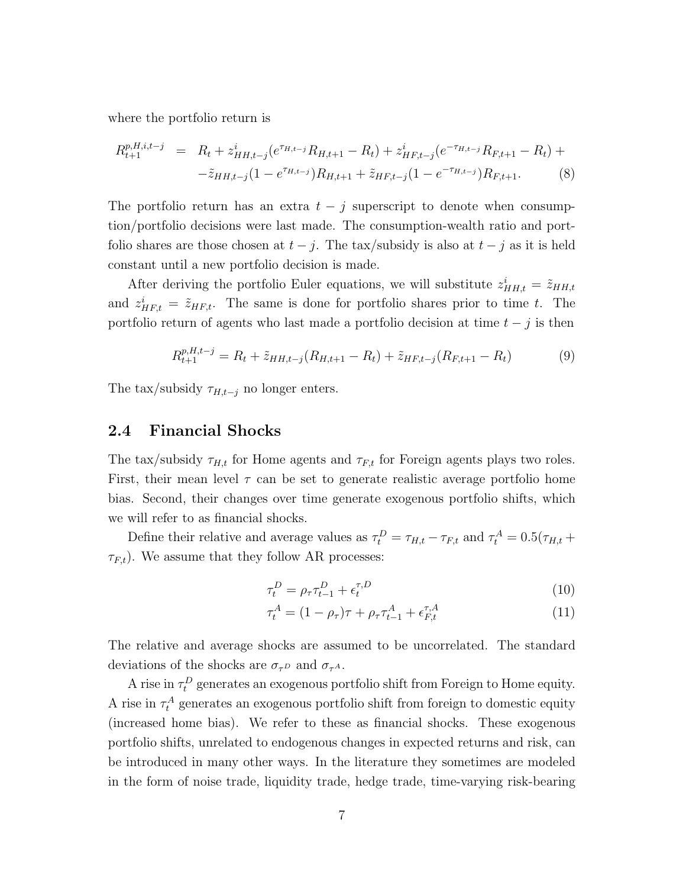where the portfolio return is

$$
\begin{aligned}
R_{t+1}^{p,H,i,t-j} \quad &= \quad R_t + z_{HH,t-j}^i (e^{\tau_{H,t-j}} R_{H,t+1} - R_t) + z_{HF,t-j}^i (e^{-\tau_{H,t-j}} R_{F,t+1} - R_t) + \\
&\quad -\tilde{z}_{HH,t-j}(1 - e^{\tau_{H,t-j}}) R_{H,t+1} + \tilde{z}_{HF,t-j}(1 - e^{-\tau_{H,t-j}}) R_{F,t+1}. \qquad (8)
\end{aligned}
$$

The portfolio return has an extra $t-j$ superscript to denote when consumption/portfolio decisions were last made. The consumption-wealth ratio and portfolio shares are those chosen at $t-j$. The tax/subsidy is also at $t-j$ as it is held constant until a new portfolio decision is made.

After deriving the portfolio Euler equations, we will substitute $z_{HH,t}^i = \tilde{z}_{HH,t}$ and $z_{HF,t}^i = \tilde{z}_{HF,t}$. The same is done for portfolio shares prior to time $t$. The portfolio return of agents who last made a portfolio decision at time $t-j$ is then

$$
R_{t+1}^{p,H,t-j} = R_t + \tilde{z}_{HH,t-j}(R_{H,t+1} - R_t) + \tilde{z}_{HF,t-j}(R_{F,t+1} - R_t) \qquad (9)
$$

The tax/subsidy $\tau_{H,t-j}$ no longer enters.

## 2.4 Financial Shocks

The tax/subsidy $\tau_{H,t}$ for Home agents and $\tau_{F,t}$ for Foreign agents plays two roles. First, their mean level $\tau$ can be set to generate realistic average portfolio home bias. Second, their changes over time generate exogenous portfolio shifts, which we will refer to as financial shocks.

Define their relative and average values as $\tau_t^D = \tau_{H,t} - \tau_{F,t}$ and $\tau_t^A = 0.5(\tau_{H,t} + \tau_{F,t})$. We assume that they follow AR processes:

$$
\tau_t^D = \rho_\tau \tau_{t-1}^D + \epsilon_t^{\tau,D} \qquad (10)
$$

$$
\tau_t^A = (1 - \rho_\tau)\tau + \rho_\tau \tau_{t-1}^A + \epsilon_{F,t}^{\tau,A} \qquad (11)
$$

The relative and average shocks are assumed to be uncorrelated. The standard deviations of the shocks are $\sigma_{\tau^D}$ and $\sigma_{\tau^A}$.

A rise in $\tau_t^D$ generates an exogenous portfolio shift from Foreign to Home equity. A rise in $\tau_t^A$ generates an exogenous portfolio shift from foreign to domestic equity (increased home bias). We refer to these as financial shocks. These exogenous portfolio shifts, unrelated to endogenous changes in expected returns and risk, can be introduced in many other ways. In the literature they sometimes are modeled in the form of noise trade, liquidity trade, hedge trade, time-varying risk-bearing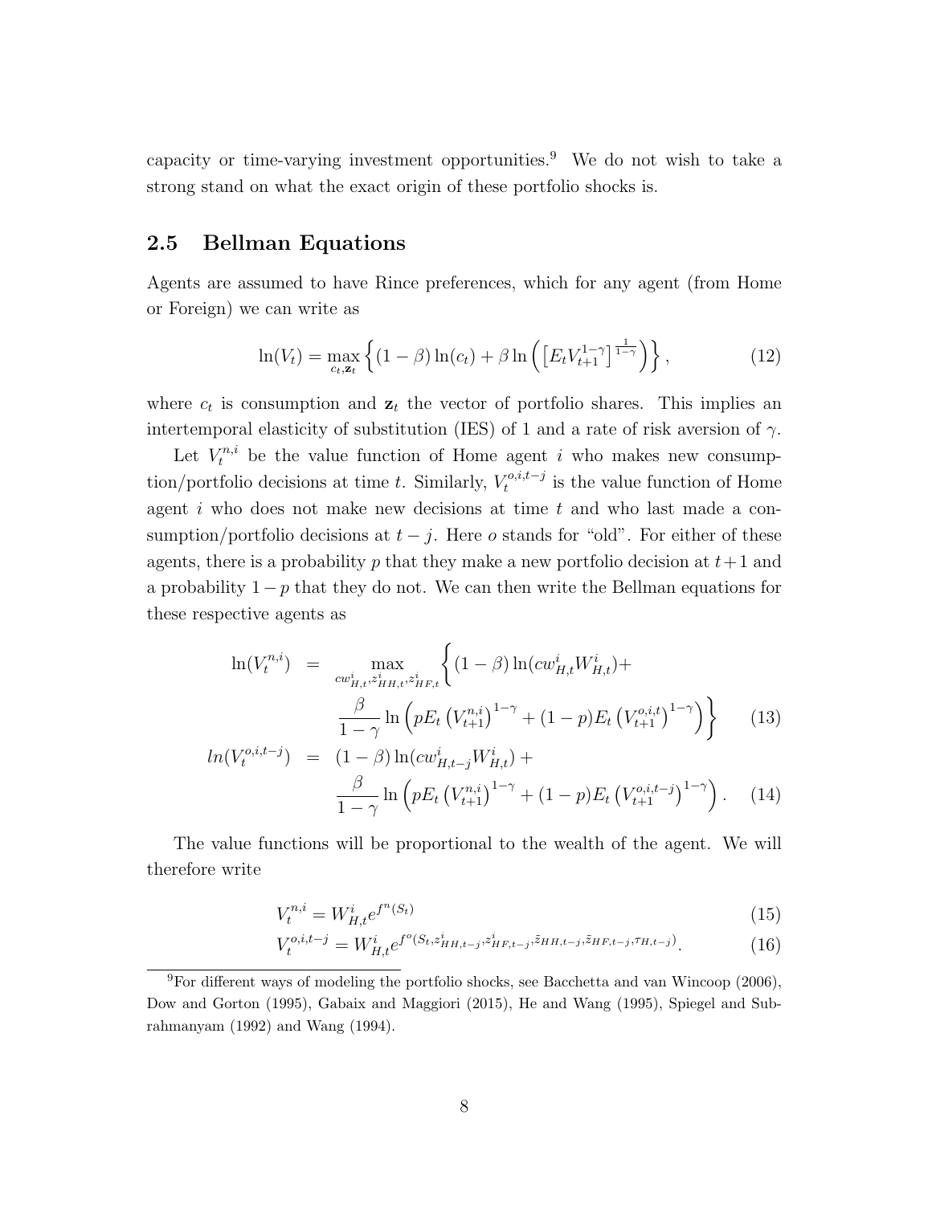capacity or time-varying investment opportunities.[9] We do not wish to take a strong stand on what the exact origin of these portfolio shocks is.

## 2.5 Bellman Equations

Agents are assumed to have Rince preferences, which for any agent (from Home or Foreign) we can write as

$$\ln(V_t) = \max_{c_t, \mathbf{z}_t} \left\{ (1-\beta)\ln(c_t) + \beta \ln\left( \left[ E_t V_{t+1}^{1-\gamma} \right]^{\frac{1}{1-\gamma}} \right) \right\}, \tag{12}$$

where $c_t$ is consumption and $\mathbf{z}_t$ the vector of portfolio shares. This implies an intertemporal elasticity of substitution (IES) of 1 and a rate of risk aversion of $\gamma$.

Let $V_t^{n,i}$ be the value function of Home agent $i$ who makes new consumption/portfolio decisions at time $t$. Similarly, $V_t^{o,i,t-j}$ is the value function of Home agent $i$ who does not make new decisions at time $t$ and who last made a consumption/portfolio decisions at $t-j$. Here $o$ stands for "old". For either of these agents, there is a probability $p$ that they make a new portfolio decision at $t+1$ and a probability $1-p$ that they do not. We can then write the Bellman equations for these respective agents as

$$\begin{aligned}
\ln(V_t^{n,i}) &= \max_{cw_{H,t}^i, z_{HH,t}^i, z_{HF,t}^i} \Bigg\{ (1-\beta)\ln(cw_{H,t}^i W_{H,t}^i) + \\
&\qquad \frac{\beta}{1-\gamma} \ln\left( pE_t \left(V_{t+1}^{n,i}\right)^{1-\gamma} + (1-p)E_t\left(V_{t+1}^{o,i,t}\right)^{1-\gamma} \right) \Bigg\} \qquad (13) \\
ln(V_t^{o,i,t-j}) &= (1-\beta)\ln(cw_{H,t-j}^i W_{H,t}^i) + \\
&\qquad \frac{\beta}{1-\gamma} \ln\left( pE_t \left(V_{t+1}^{n,i}\right)^{1-\gamma} + (1-p)E_t\left(V_{t+1}^{o,i,t-j}\right)^{1-\gamma} \right). \qquad (14)
\end{aligned}$$

The value functions will be proportional to the wealth of the agent. We will therefore write

$$V_t^{n,i} = W_{H,t}^i e^{f^n(S_t)} \tag{15}$$

$$V_t^{o,i,t-j} = W_{H,t}^i e^{f^o(S_t, z_{HH,t-j}^i, z_{HF,t-j}^i, \bar{z}_{HH,t-j}, \bar{z}_{HF,t-j}, \tau_{H,t-j})}. \tag{16}$$

[9] For different ways of modeling the portfolio shocks, see Bacchetta and van Wincoop (2006), Dow and Gorton (1995), Gabaix and Maggiori (2015), He and Wang (1995), Spiegel and Subrahmanyam (1992) and Wang (1994).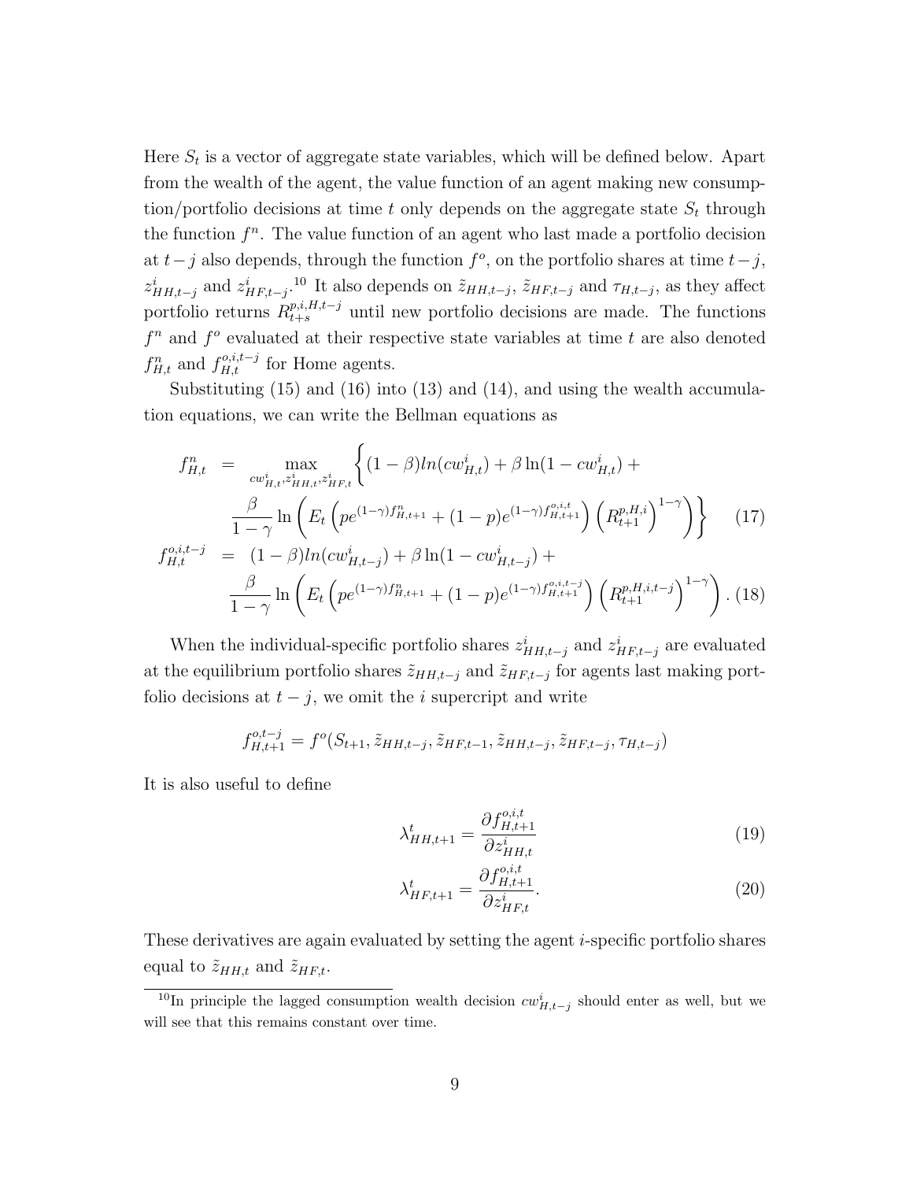Here $S_t$ is a vector of aggregate state variables, which will be defined below. Apart from the wealth of the agent, the value function of an agent making new consumption/portfolio decisions at time $t$ only depends on the aggregate state $S_t$ through the function $f^n$. The value function of an agent who last made a portfolio decision at $t-j$ also depends, through the function $f^o$, on the portfolio shares at time $t-j$, $z^i_{HH,t-j}$ and $z^i_{HF,t-j}$.[10] It also depends on $\tilde{z}_{HH,t-j}$, $\tilde{z}_{HF,t-j}$ and $\tau_{H,t-j}$, as they affect portfolio returns $R^{p,i,H,t-j}_{t+s}$ until new portfolio decisions are made. The functions $f^n$ and $f^o$ evaluated at their respective state variables at time $t$ are also denoted $f^n_{H,t}$ and $f^{o,i,t-j}_{H,t}$ for Home agents.

Substituting (15) and (16) into (13) and (14), and using the wealth accumulation equations, we can write the Bellman equations as

$$
\begin{aligned}
f^n_{H,t} &= \max_{cw^i_{H,t}, z^i_{HH,t}, z^i_{HF,t}} \Bigg\{ (1-\beta) ln(cw^i_{H,t}) + \beta \ln(1 - cw^i_{H,t}) + \\
&\quad \frac{\beta}{1-\gamma} \ln \left( E_t \left( p e^{(1-\gamma) f^n_{H,t+1}} + (1-p) e^{(1-\gamma) f^{o,i,t}_{H,t+1}} \right) \left( R^{p,H,i}_{t+1} \right)^{1-\gamma} \right) \Bigg\} \qquad (17) \\
f^{o,i,t-j}_{H,t} &= (1-\beta) ln(cw^i_{H,t-j}) + \beta \ln(1 - cw^i_{H,t-j}) + \\
&\quad \frac{\beta}{1-\gamma} \ln \left( E_t \left( p e^{(1-\gamma) f^n_{H,t+1}} + (1-p) e^{(1-\gamma) f^{o,i,t-j}_{H,t+1}} \right) \left( R^{p,H,i,t-j}_{t+1} \right)^{1-\gamma} \right). \quad (18)
\end{aligned}
$$

When the individual-specific portfolio shares $z^i_{HH,t-j}$ and $z^i_{HF,t-j}$ are evaluated at the equilibrium portfolio shares $\tilde{z}_{HH,t-j}$ and $\tilde{z}_{HF,t-j}$ for agents last making portfolio decisions at $t-j$, we omit the $i$ supercript and write

$$
f^{o,t-j}_{H,t+1} = f^o(S_{t+1}, \tilde{z}_{HH,t-j}, \tilde{z}_{HF,t-1}, \tilde{z}_{HH,t-j}, \tilde{z}_{HF,t-j}, \tau_{H,t-j})
$$

It is also useful to define

$$
\lambda^t_{HH,t+1} = \frac{\partial f^{o,i,t}_{H,t+1}}{\partial z^i_{HH,t}} \qquad (19)
$$

$$
\lambda^t_{HF,t+1} = \frac{\partial f^{o,i,t}_{H,t+1}}{\partial z^i_{HF,t}}. \qquad (20)
$$

These derivatives are again evaluated by setting the agent $i$-specific portfolio shares equal to $\tilde{z}_{HH,t}$ and $\tilde{z}_{HF,t}$.

[10] In principle the lagged consumption wealth decision $cw^i_{H,t-j}$ should enter as well, but we will see that this remains constant over time.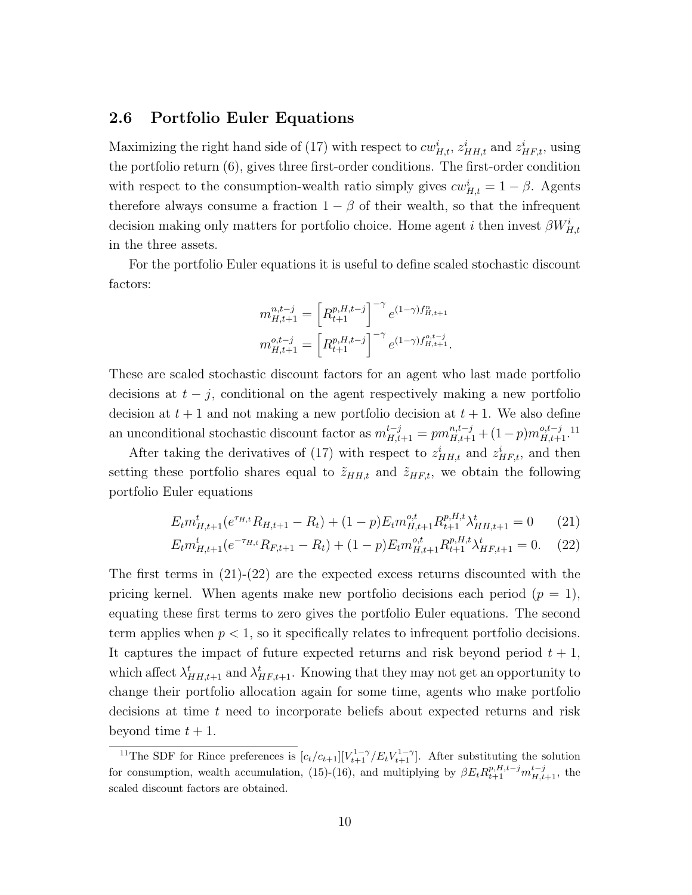## 2.6 Portfolio Euler Equations

Maximizing the right hand side of (17) with respect to $cw^i_{H,t}$, $z^i_{HH,t}$ and $z^i_{HF,t}$, using the portfolio return (6), gives three first-order conditions. The first-order condition with respect to the consumption-wealth ratio simply gives $cw^i_{H,t} = 1 - \beta$. Agents therefore always consume a fraction $1 - \beta$ of their wealth, so that the infrequent decision making only matters for portfolio choice. Home agent $i$ then invest $\beta W^i_{H,t}$ in the three assets.

For the portfolio Euler equations it is useful to define scaled stochastic discount factors:

$$m^{n,t-j}_{H,t+1} = \left[R^{p,H,t-j}_{t+1}\right]^{-\gamma} e^{(1-\gamma)f^n_{H,t+1}}$$

$$m^{o,t-j}_{H,t+1} = \left[R^{p,H,t-j}_{t+1}\right]^{-\gamma} e^{(1-\gamma)f^{o,t-j}_{H,t+1}}.$$

These are scaled stochastic discount factors for an agent who last made portfolio decisions at $t - j$, conditional on the agent respectively making a new portfolio decision at $t + 1$ and not making a new portfolio decision at $t + 1$. We also define an unconditional stochastic discount factor as $m^{t-j}_{H,t+1} = pm^{n,t-j}_{H,t+1} + (1-p)m^{o,t-j}_{H,t+1}$.[11]

After taking the derivatives of (17) with respect to $z^i_{HH,t}$ and $z^i_{HF,t}$, and then setting these portfolio shares equal to $\tilde{z}_{HH,t}$ and $\tilde{z}_{HF,t}$, we obtain the following portfolio Euler equations

$$E_t m^t_{H,t+1}(e^{\tau_{H,t}} R_{H,t+1} - R_t) + (1-p)E_t m^{o,t}_{H,t+1} R^{p,H,t}_{t+1} \lambda^t_{HH,t+1} = 0 \qquad (21)$$

$$E_t m^t_{H,t+1}(e^{-\tau_{H,t}} R_{F,t+1} - R_t) + (1-p)E_t m^{o,t}_{H,t+1} R^{p,H,t}_{t+1} \lambda^t_{HF,t+1} = 0. \qquad (22)$$

The first terms in (21)-(22) are the expected excess returns discounted with the pricing kernel. When agents make new portfolio decisions each period ($p = 1$), equating these first terms to zero gives the portfolio Euler equations. The second term applies when $p < 1$, so it specifically relates to infrequent portfolio decisions. It captures the impact of future expected returns and risk beyond period $t + 1$, which affect $\lambda^t_{HH,t+1}$ and $\lambda^t_{HF,t+1}$. Knowing that they may not get an opportunity to change their portfolio allocation again for some time, agents who make portfolio decisions at time $t$ need to incorporate beliefs about expected returns and risk beyond time $t + 1$.

[11] The SDF for Rince preferences is $[c_t/c_{t+1}][V^{1-\gamma}_{t+1}/E_t V^{1-\gamma}_{t+1}]$. After substituting the solution for consumption, wealth accumulation, (15)-(16), and multiplying by $\beta E_t R^{p,H,t-j}_{t+1} m^{t-j}_{H,t+1}$, the scaled discount factors are obtained.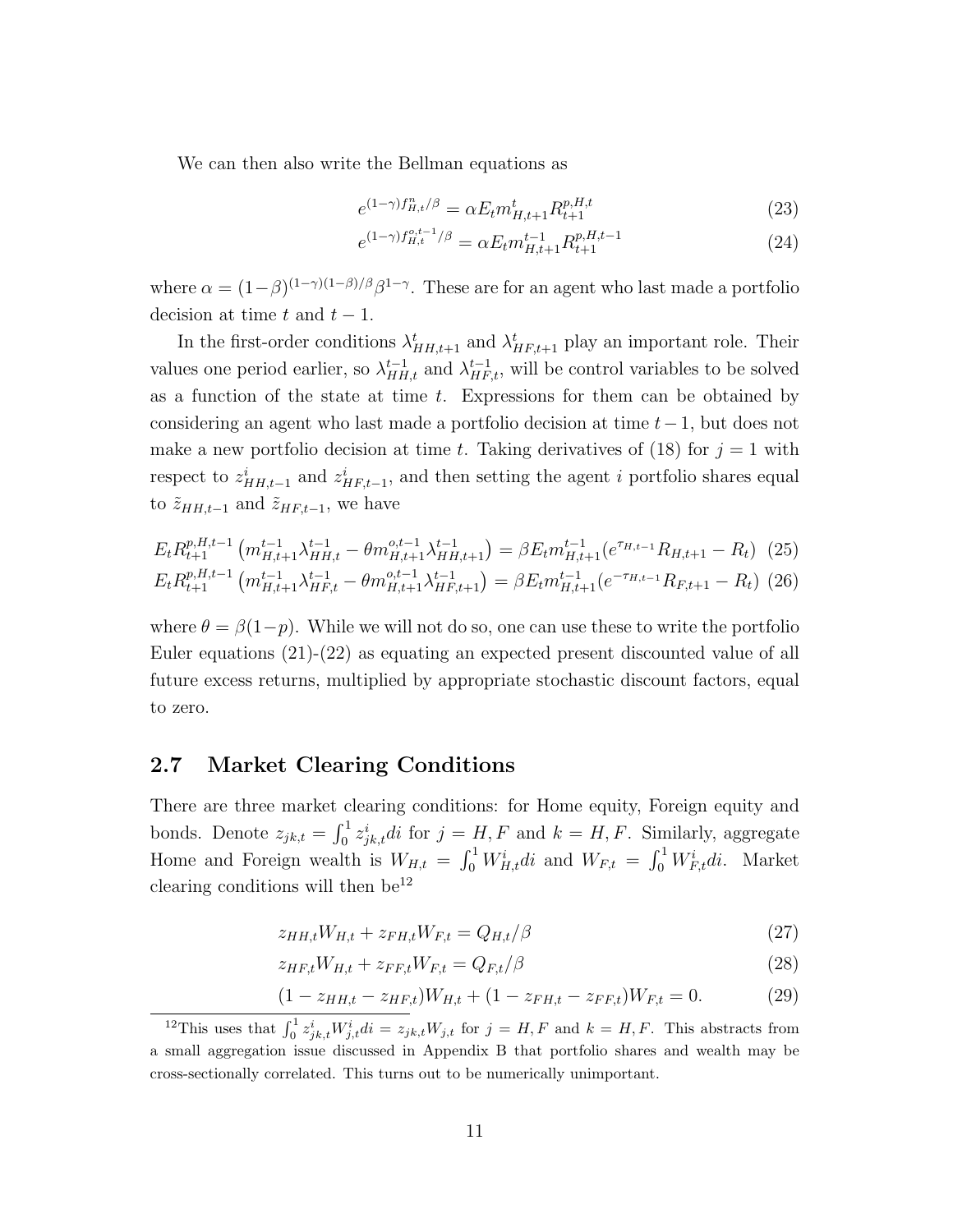We can then also write the Bellman equations as

$$e^{(1-\gamma)f^n_{H,t}/\beta} = \alpha E_t m^t_{H,t+1} R^{p,H,t}_{t+1} \tag{23}$$

$$e^{(1-\gamma)f^{o,t-1}_{H,t}/\beta} = \alpha E_t m^{t-1}_{H,t+1} R^{p,H,t-1}_{t+1} \tag{24}$$

where $\alpha = (1-\beta)^{(1-\gamma)(1-\beta)/\beta}\beta^{1-\gamma}$. These are for an agent who last made a portfolio decision at time $t$ and $t-1$.

In the first-order conditions $\lambda^t_{HH,t+1}$ and $\lambda^t_{HF,t+1}$ play an important role. Their values one period earlier, so $\lambda^{t-1}_{HH,t}$ and $\lambda^{t-1}_{HF,t}$, will be control variables to be solved as a function of the state at time $t$. Expressions for them can be obtained by considering an agent who last made a portfolio decision at time $t-1$, but does not make a new portfolio decision at time $t$. Taking derivatives of (18) for $j=1$ with respect to $z^i_{HH,t-1}$ and $z^i_{HF,t-1}$, and then setting the agent $i$ portfolio shares equal to $\tilde{z}_{HH,t-1}$ and $\tilde{z}_{HF,t-1}$, we have

$$E_t R^{p,H,t-1}_{t+1}\left(m^{t-1}_{H,t+1}\lambda^{t-1}_{HH,t} - \theta m^{o,t-1}_{H,t+1}\lambda^{t-1}_{HH,t+1}\right) = \beta E_t m^{t-1}_{H,t+1}(e^{\tau_{H,t-1}}R_{H,t+1} - R_t) \tag{25}$$

$$E_t R^{p,H,t-1}_{t+1}\left(m^{t-1}_{H,t+1}\lambda^{t-1}_{HF,t} - \theta m^{o,t-1}_{H,t+1}\lambda^{t-1}_{HF,t+1}\right) = \beta E_t m^{t-1}_{H,t+1}(e^{-\tau_{H,t-1}}R_{F,t+1} - R_t) \tag{26}$$

where $\theta = \beta(1-p)$. While we will not do so, one can use these to write the portfolio Euler equations (21)-(22) as equating an expected present discounted value of all future excess returns, multiplied by appropriate stochastic discount factors, equal to zero.

## 2.7 Market Clearing Conditions

There are three market clearing conditions: for Home equity, Foreign equity and bonds. Denote $z_{jk,t} = \int_0^1 z^i_{jk,t}di$ for $j=H,F$ and $k=H,F$. Similarly, aggregate Home and Foreign wealth is $W_{H,t} = \int_0^1 W^i_{H,t}di$ and $W_{F,t} = \int_0^1 W^i_{F,t}di$. Market clearing conditions will then be[12]

$$z_{HH,t}W_{H,t} + z_{FH,t}W_{F,t} = Q_{H,t}/\beta \tag{27}$$

$$z_{HF,t}W_{H,t} + z_{FF,t}W_{F,t} = Q_{F,t}/\beta \tag{28}$$

$$(1 - z_{HH,t} - z_{HF,t})W_{H,t} + (1 - z_{FH,t} - z_{FF,t})W_{F,t} = 0. \tag{29}$$

[12]This uses that $\int_0^1 z^i_{jk,t}W^i_{j,t}di = z_{jk,t}W_{j,t}$ for $j=H,F$ and $k=H,F$. This abstracts from a small aggregation issue discussed in Appendix B that portfolio shares and wealth may be cross-sectionally correlated. This turns out to be numerically unimportant.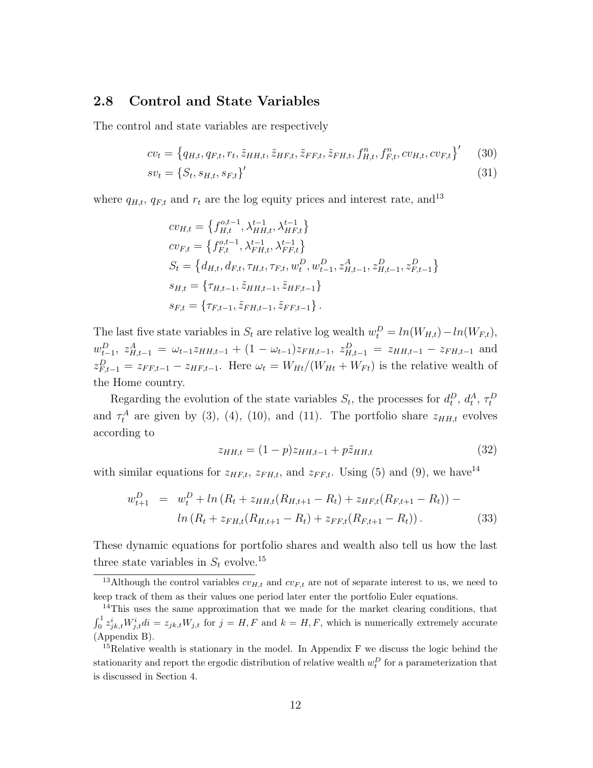## 2.8 Control and State Variables

The control and state variables are respectively

$$cv_t = \left\{q_{H,t}, q_{F,t}, r_t, \tilde{z}_{HH,t}, \tilde{z}_{HF,t}, \tilde{z}_{FF,t}, \tilde{z}_{FH,t}, f^n_{H,t}, f^n_{F,t}, cv_{H,t}, cv_{F,t}\right\}' \tag{30}$$

$$sv_t = \left\{S_t, s_{H,t}, s_{F,t}\right\}' \tag{31}$$

where $q_{H,t}$, $q_{F,t}$ and $r_t$ are the log equity prices and interest rate, and[13]

$$\begin{aligned}
cv_{H,t} &= \left\{f^{o,t-1}_{H,t}, \lambda^{t-1}_{HH,t}, \lambda^{t-1}_{HF,t}\right\} \\
cv_{F,t} &= \left\{f^{o,t-1}_{F,t}, \lambda^{t-1}_{FH,t}, \lambda^{t-1}_{FF,t}\right\} \\
S_t &= \left\{d_{H,t}, d_{F,t}, \tau_{H,t}, \tau_{F,t}, w^D_t, w^D_{t-1}, z^A_{H,t-1}, z^D_{H,t-1}, z^D_{F,t-1}\right\} \\
s_{H,t} &= \left\{\tau_{H,t-1}, \tilde{z}_{HH,t-1}, \tilde{z}_{HF,t-1}\right\} \\
s_{F,t} &= \left\{\tau_{F,t-1}, \tilde{z}_{FH,t-1}, \tilde{z}_{FF,t-1}\right\}.
\end{aligned}$$

The last five state variables in $S_t$ are relative log wealth $w^D_t = ln(W_{H,t}) - ln(W_{F,t})$, $w^D_{t-1}$, $z^A_{H,t-1} = \omega_{t-1} z_{HH,t-1} + (1 - \omega_{t-1}) z_{FH,t-1}$, $z^D_{H,t-1} = z_{HH,t-1} - z_{FH,t-1}$ and $z^D_{F,t-1} = z_{FF,t-1} - z_{HF,t-1}$. Here $\omega_t = W_{Ht}/(W_{Ht} + W_{Ft})$ is the relative wealth of the Home country.

Regarding the evolution of the state variables $S_t$, the processes for $d^D_t$, $d^A_t$, $\tau^D_t$ and $\tau^A_t$ are given by (3), (4), (10), and (11). The portfolio share $z_{HH,t}$ evolves according to

$$z_{HH,t} = (1 - p) z_{HH,t-1} + p\tilde{z}_{HH,t} \tag{32}$$

with similar equations for $z_{HF,t}$, $z_{FH,t}$, and $z_{FF,t}$. Using (5) and (9), we have[14]

$$\begin{aligned}
w^D_{t+1} &= w^D_t + ln\left(R_t + z_{HH,t}(R_{H,t+1} - R_t) + z_{HF,t}(R_{F,t+1} - R_t)\right) - \\
&\quad ln\left(R_t + z_{FH,t}(R_{H,t+1} - R_t) + z_{FF,t}(R_{F,t+1} - R_t)\right).
\end{aligned} \tag{33}$$

These dynamic equations for portfolio shares and wealth also tell us how the last three state variables in $S_t$ evolve.[15]

---

[13] Although the control variables $cv_{H,t}$ and $cv_{F,t}$ are not of separate interest to us, we need to keep track of them as their values one period later enter the portfolio Euler equations.

[14] This uses the same approximation that we made for the market clearing conditions, that $\int_0^1 z^i_{jk,t} W^i_{j,t} di = z_{jk,t} W_{j,t}$ for $j = H, F$ and $k = H, F$, which is numerically extremely accurate (Appendix B).

[15] Relative wealth is stationary in the model. In Appendix F we discuss the logic behind the stationarity and report the ergodic distribution of relative wealth $w^D_t$ for a parameterization that is discussed in Section 4.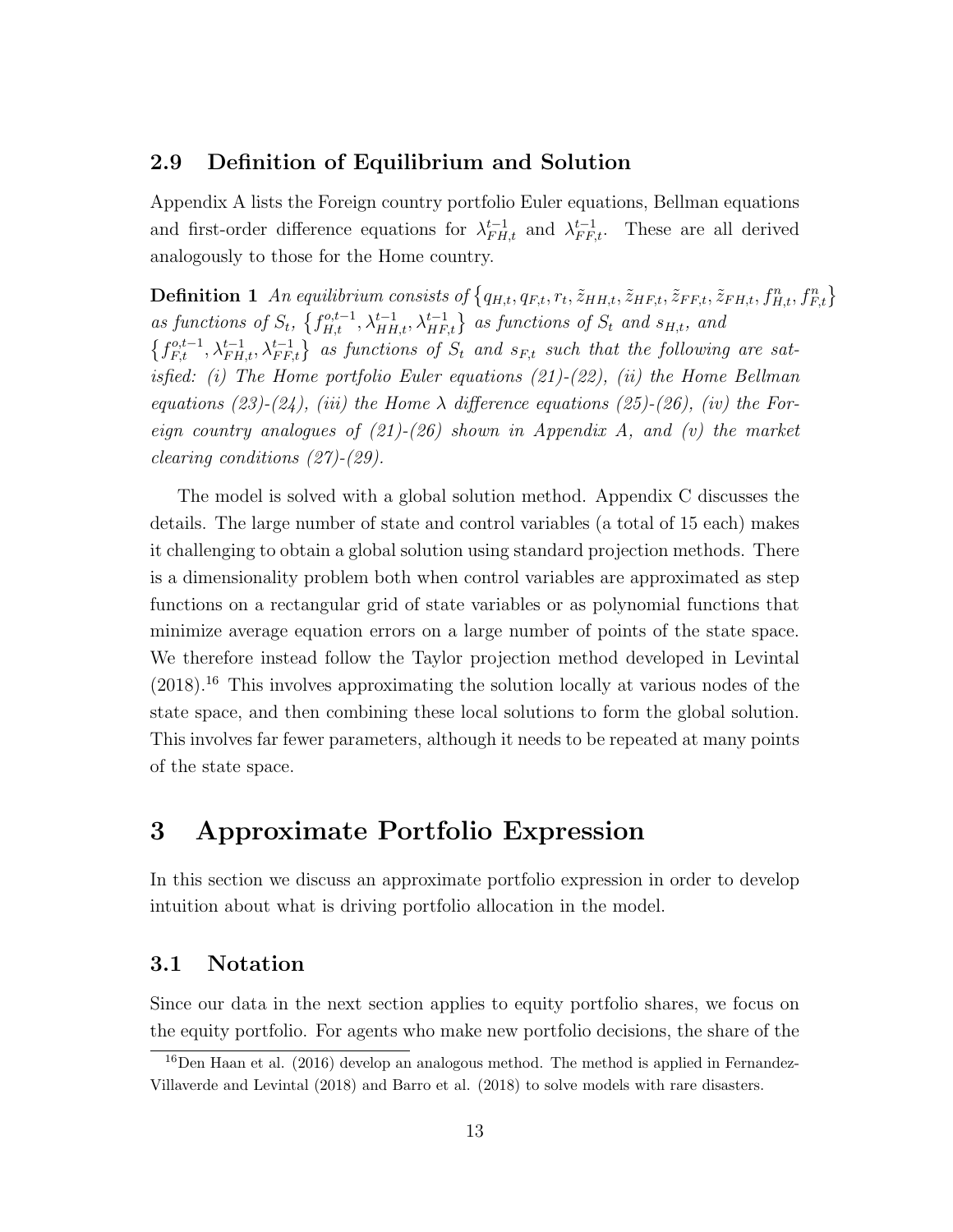### 2.9 Definition of Equilibrium and Solution

Appendix A lists the Foreign country portfolio Euler equations, Bellman equations and first-order difference equations for $\lambda_{FH,t}^{t-1}$ and $\lambda_{FF,t}^{t-1}$. These are all derived analogously to those for the Home country.

**Definition 1** *An equilibrium consists of* $\left\{q_{H,t}, q_{F,t}, r_t, \tilde{z}_{HH,t}, \tilde{z}_{HF,t}, \tilde{z}_{FF,t}, \tilde{z}_{FH,t}, f_{H,t}^n, f_{F,t}^n\right\}$ *as functions of* $S_t$*,* $\left\{f_{H,t}^{o,t-1}, \lambda_{HH,t}^{t-1}, \lambda_{HF,t}^{t-1}\right\}$ *as functions of* $S_t$ *and* $s_{H,t}$*, and* $\left\{f_{F,t}^{o,t-1}, \lambda_{FH,t}^{t-1}, \lambda_{FF,t}^{t-1}\right\}$ *as functions of* $S_t$ *and* $s_{F,t}$ *such that the following are satisfied: (i) The Home portfolio Euler equations (21)-(22), (ii) the Home Bellman equations (23)-(24), (iii) the Home* $\lambda$ *difference equations (25)-(26), (iv) the Foreign country analogues of (21)-(26) shown in Appendix A, and (v) the market clearing conditions (27)-(29).*

The model is solved with a global solution method. Appendix C discusses the details. The large number of state and control variables (a total of 15 each) makes it challenging to obtain a global solution using standard projection methods. There is a dimensionality problem both when control variables are approximated as step functions on a rectangular grid of state variables or as polynomial functions that minimize average equation errors on a large number of points of the state space. We therefore instead follow the Taylor projection method developed in Levintal (2018).[16] This involves approximating the solution locally at various nodes of the state space, and then combining these local solutions to form the global solution. This involves far fewer parameters, although it needs to be repeated at many points of the state space.

# 3 Approximate Portfolio Expression

In this section we discuss an approximate portfolio expression in order to develop intuition about what is driving portfolio allocation in the model.

## 3.1 Notation

Since our data in the next section applies to equity portfolio shares, we focus on the equity portfolio. For agents who make new portfolio decisions, the share of the

[16] Den Haan et al. (2016) develop an analogous method. The method is applied in Fernandez-Villaverde and Levintal (2018) and Barro et al. (2018) to solve models with rare disasters.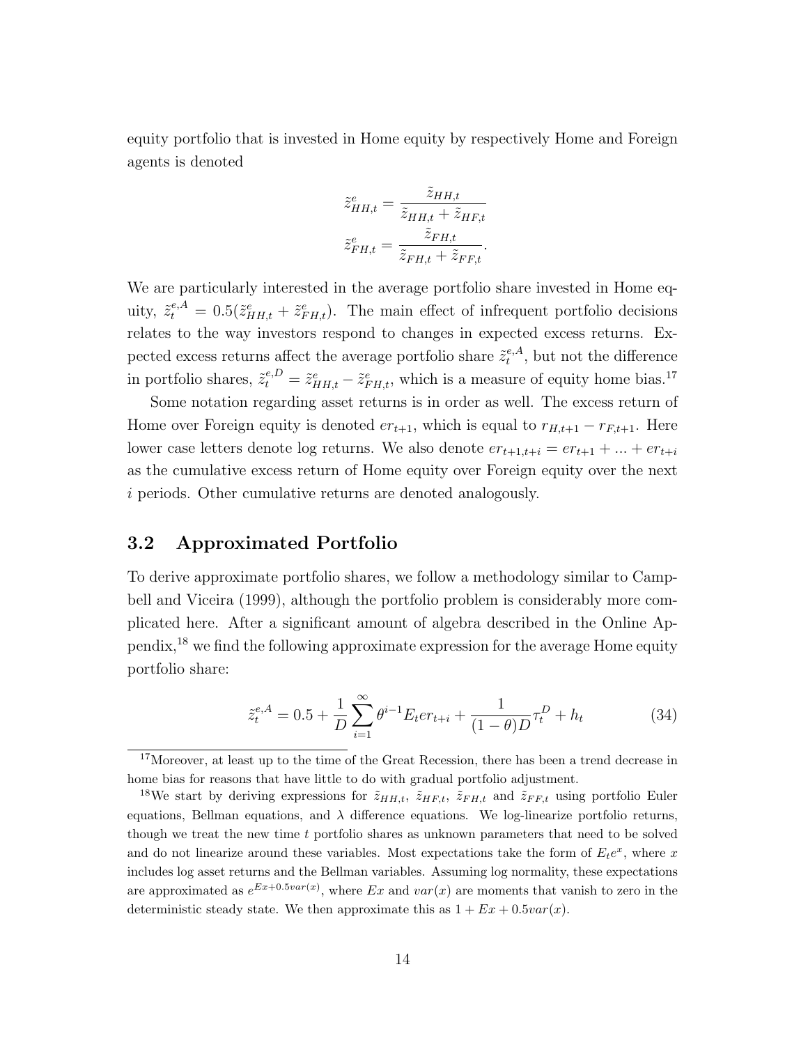equity portfolio that is invested in Home equity by respectively Home and Foreign agents is denoted

$$\tilde{z}^e_{HH,t} = \frac{\tilde{z}_{HH,t}}{\tilde{z}_{HH,t} + \tilde{z}_{HF,t}}$$

$$\tilde{z}^e_{FH,t} = \frac{\tilde{z}_{FH,t}}{\tilde{z}_{FH,t} + \tilde{z}_{FF,t}}.$$

We are particularly interested in the average portfolio share invested in Home equity, $\tilde{z}^{e,A}_t = 0.5(\tilde{z}^e_{HH,t} + \tilde{z}^e_{FH,t})$. The main effect of infrequent portfolio decisions relates to the way investors respond to changes in expected excess returns. Expected excess returns affect the average portfolio share $\tilde{z}^{e,A}_t$, but not the difference in portfolio shares, $\tilde{z}^{e,D}_t = \tilde{z}^e_{HH,t} - \tilde{z}^e_{FH,t}$, which is a measure of equity home bias.[17]

Some notation regarding asset returns is in order as well. The excess return of Home over Foreign equity is denoted $er_{t+1}$, which is equal to $r_{H,t+1} - r_{F,t+1}$. Here lower case letters denote log returns. We also denote $er_{t+1,t+i} = er_{t+1} + ... + er_{t+i}$ as the cumulative excess return of Home equity over Foreign equity over the next $i$ periods. Other cumulative returns are denoted analogously.

## 3.2 Approximated Portfolio

To derive approximate portfolio shares, we follow a methodology similar to Campbell and Viceira (1999), although the portfolio problem is considerably more complicated here. After a significant amount of algebra described in the Online Appendix,[18] we find the following approximate expression for the average Home equity portfolio share:

$$\tilde{z}^{e,A}_t = 0.5 + \frac{1}{D}\sum_{i=1}^{\infty}\theta^{i-1}E_t er_{t+i} + \frac{1}{(1-\theta)D}\tau^D_t + h_t \tag{34}$$

[17]Moreover, at least up to the time of the Great Recession, there has been a trend decrease in home bias for reasons that have little to do with gradual portfolio adjustment.

[18]We start by deriving expressions for $\tilde{z}_{HH,t}$, $\tilde{z}_{HF,t}$, $\tilde{z}_{FH,t}$ and $\tilde{z}_{FF,t}$ using portfolio Euler equations, Bellman equations, and $\lambda$ difference equations. We log-linearize portfolio returns, though we treat the new time $t$ portfolio shares as unknown parameters that need to be solved and do not linearize around these variables. Most expectations take the form of $E_t e^x$, where $x$ includes log asset returns and the Bellman variables. Assuming log normality, these expectations are approximated as $e^{Ex+0.5var(x)}$, where $Ex$ and $var(x)$ are moments that vanish to zero in the deterministic steady state. We then approximate this as $1 + Ex + 0.5var(x)$.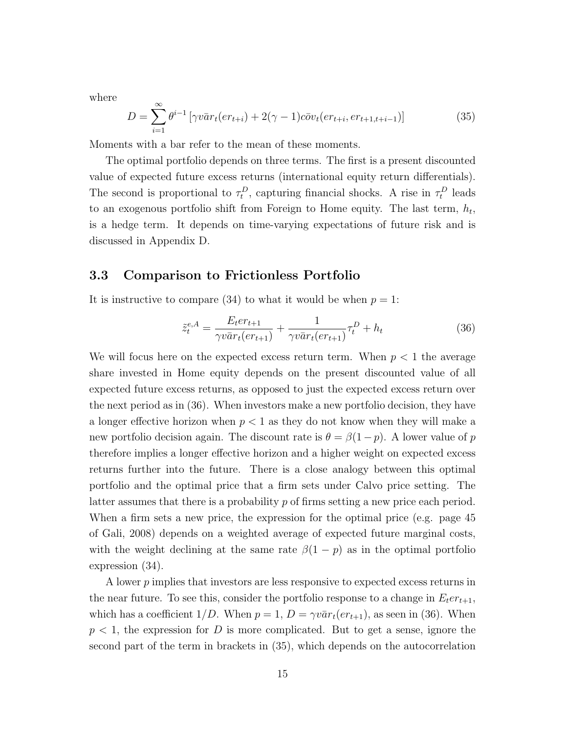where

$$D = \sum_{i=1}^{\infty} \theta^{i-1} \left[ \gamma \bar{var}_t(er_{t+i}) + 2(\gamma - 1) \bar{cov}_t(er_{t+i}, er_{t+1,t+i-1}) \right] \tag{35}$$

Moments with a bar refer to the mean of these moments.

The optimal portfolio depends on three terms. The first is a present discounted value of expected future excess returns (international equity return differentials). The second is proportional to $\tau_t^D$, capturing financial shocks. A rise in $\tau_t^D$ leads to an exogenous portfolio shift from Foreign to Home equity. The last term, $h_t$, is a hedge term. It depends on time-varying expectations of future risk and is discussed in Appendix D.

### 3.3 Comparison to Frictionless Portfolio

It is instructive to compare (34) to what it would be when $p = 1$:

$$\tilde{z}_t^{e,A} = \frac{E_t er_{t+1}}{\gamma \bar{var}_t(er_{t+1})} + \frac{1}{\gamma \bar{var}_t(er_{t+1})} \tau_t^D + h_t \tag{36}$$

We will focus here on the expected excess return term. When $p < 1$ the average share invested in Home equity depends on the present discounted value of all expected future excess returns, as opposed to just the expected excess return over the next period as in (36). When investors make a new portfolio decision, they have a longer effective horizon when $p < 1$ as they do not know when they will make a new portfolio decision again. The discount rate is $\theta = \beta(1-p)$. A lower value of $p$ therefore implies a longer effective horizon and a higher weight on expected excess returns further into the future. There is a close analogy between this optimal portfolio and the optimal price that a firm sets under Calvo price setting. The latter assumes that there is a probability $p$ of firms setting a new price each period. When a firm sets a new price, the expression for the optimal price (e.g. page 45 of Gali, 2008) depends on a weighted average of expected future marginal costs, with the weight declining at the same rate $\beta(1-p)$ as in the optimal portfolio expression (34).

A lower $p$ implies that investors are less responsive to expected excess returns in the near future. To see this, consider the portfolio response to a change in $E_t er_{t+1}$, which has a coefficient $1/D$. When $p = 1$, $D = \gamma \bar{var}_t(er_{t+1})$, as seen in (36). When $p < 1$, the expression for $D$ is more complicated. But to get a sense, ignore the second part of the term in brackets in (35), which depends on the autocorrelation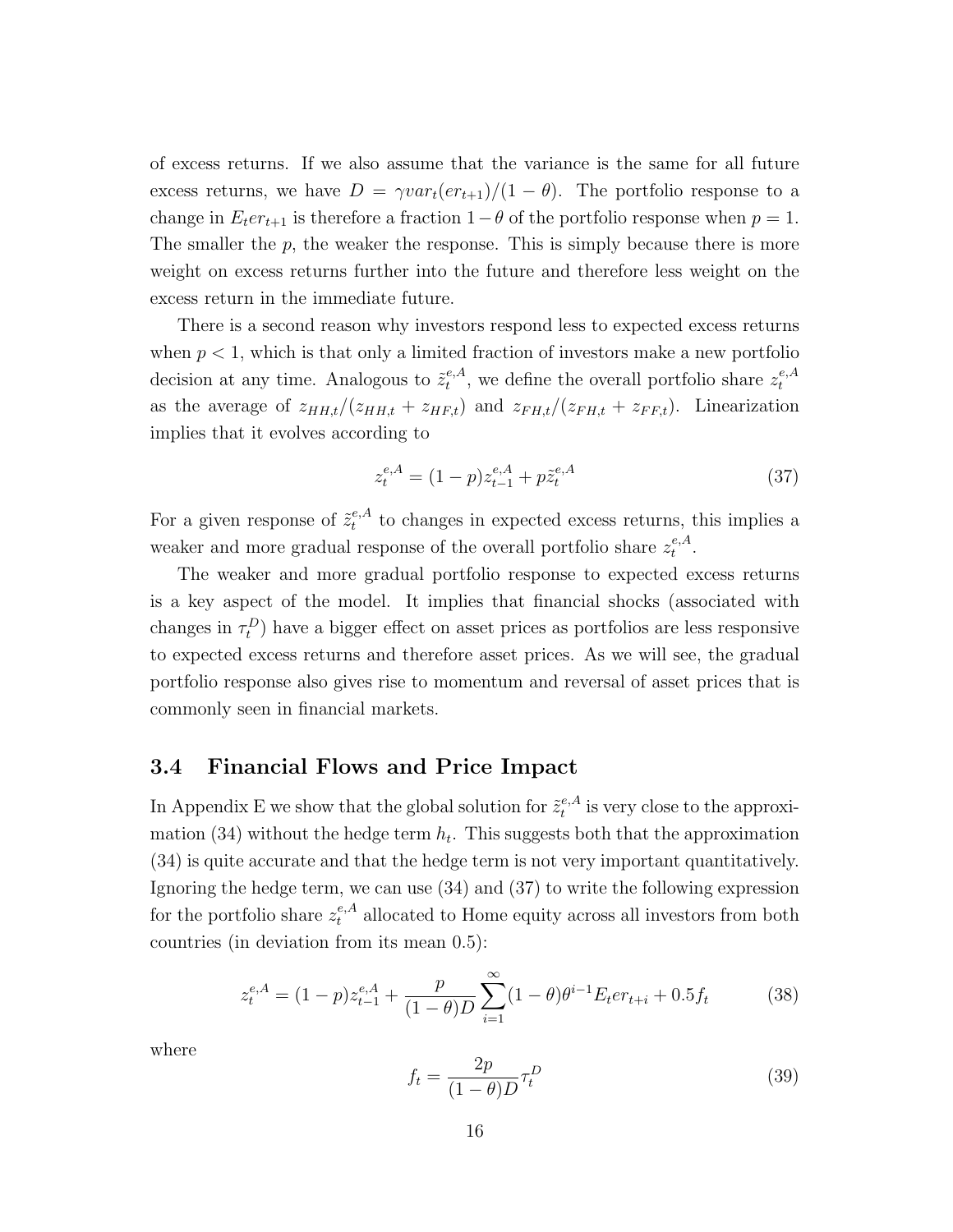of excess returns. If we also assume that the variance is the same for all future excess returns, we have $D = \gamma var_t(er_{t+1})/(1-\theta)$. The portfolio response to a change in $E_t er_{t+1}$ is therefore a fraction $1-\theta$ of the portfolio response when $p=1$. The smaller the $p$, the weaker the response. This is simply because there is more weight on excess returns further into the future and therefore less weight on the excess return in the immediate future.

There is a second reason why investors respond less to expected excess returns when $p<1$, which is that only a limited fraction of investors make a new portfolio decision at any time. Analogous to $\tilde{z}_t^{e,A}$, we define the overall portfolio share $z_t^{e,A}$ as the average of $z_{HH,t}/(z_{HH,t}+z_{HF,t})$ and $z_{FH,t}/(z_{FH,t}+z_{FF,t})$. Linearization implies that it evolves according to

$$z_t^{e,A} = (1-p)z_{t-1}^{e,A} + p\tilde{z}_t^{e,A} \tag{37}$$

For a given response of $\tilde{z}_t^{e,A}$ to changes in expected excess returns, this implies a weaker and more gradual response of the overall portfolio share $z_t^{e,A}$.

The weaker and more gradual portfolio response to expected excess returns is a key aspect of the model. It implies that financial shocks (associated with changes in $\tau_t^D$) have a bigger effect on asset prices as portfolios are less responsive to expected excess returns and therefore asset prices. As we will see, the gradual portfolio response also gives rise to momentum and reversal of asset prices that is commonly seen in financial markets.

### 3.4 Financial Flows and Price Impact

In Appendix E we show that the global solution for $\tilde{z}_t^{e,A}$ is very close to the approximation (34) without the hedge term $h_t$. This suggests both that the approximation (34) is quite accurate and that the hedge term is not very important quantitatively. Ignoring the hedge term, we can use (34) and (37) to write the following expression for the portfolio share $z_t^{e,A}$ allocated to Home equity across all investors from both countries (in deviation from its mean 0.5):

$$z_t^{e,A} = (1-p)z_{t-1}^{e,A} + \frac{p}{(1-\theta)D}\sum_{i=1}^{\infty}(1-\theta)\theta^{i-1}E_t er_{t+i} + 0.5f_t \tag{38}$$

where

$$f_t = \frac{2p}{(1-\theta)D}\tau_t^D \tag{39}$$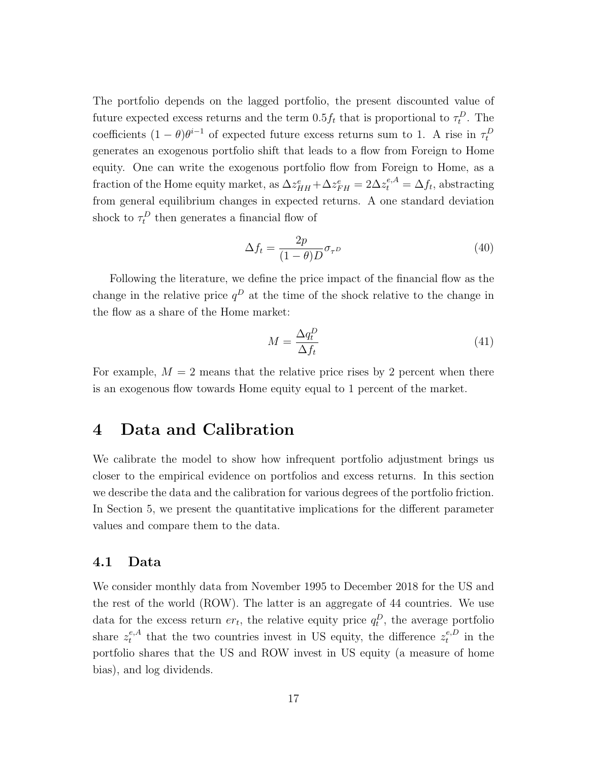The portfolio depends on the lagged portfolio, the present discounted value of future expected excess returns and the term $0.5 f_t$ that is proportional to $\tau_t^D$. The coefficients $(1-\theta)\theta^{i-1}$ of expected future excess returns sum to 1. A rise in $\tau_t^D$ generates an exogenous portfolio shift that leads to a flow from Foreign to Home equity. One can write the exogenous portfolio flow from Foreign to Home, as a fraction of the Home equity market, as $\Delta z_{HH}^e + \Delta z_{FH}^e = 2\Delta z_t^{e,A} = \Delta f_t$, abstracting from general equilibrium changes in expected returns. A one standard deviation shock to $\tau_t^D$ then generates a financial flow of

$$\Delta f_t = \frac{2p}{(1-\theta)D}\sigma_{\tau^D} \tag{40}$$

Following the literature, we define the price impact of the financial flow as the change in the relative price $q^D$ at the time of the shock relative to the change in the flow as a share of the Home market:

$$M = \frac{\Delta q_t^D}{\Delta f_t} \tag{41}$$

For example, $M = 2$ means that the relative price rises by 2 percent when there is an exogenous flow towards Home equity equal to 1 percent of the market.

# 4 Data and Calibration

We calibrate the model to show how infrequent portfolio adjustment brings us closer to the empirical evidence on portfolios and excess returns. In this section we describe the data and the calibration for various degrees of the portfolio friction. In Section 5, we present the quantitative implications for the different parameter values and compare them to the data.

## 4.1 Data

We consider monthly data from November 1995 to December 2018 for the US and the rest of the world (ROW). The latter is an aggregate of 44 countries. We use data for the excess return $er_t$, the relative equity price $q_t^D$, the average portfolio share $z_t^{e,A}$ that the two countries invest in US equity, the difference $z_t^{e,D}$ in the portfolio shares that the US and ROW invest in US equity (a measure of home bias), and log dividends.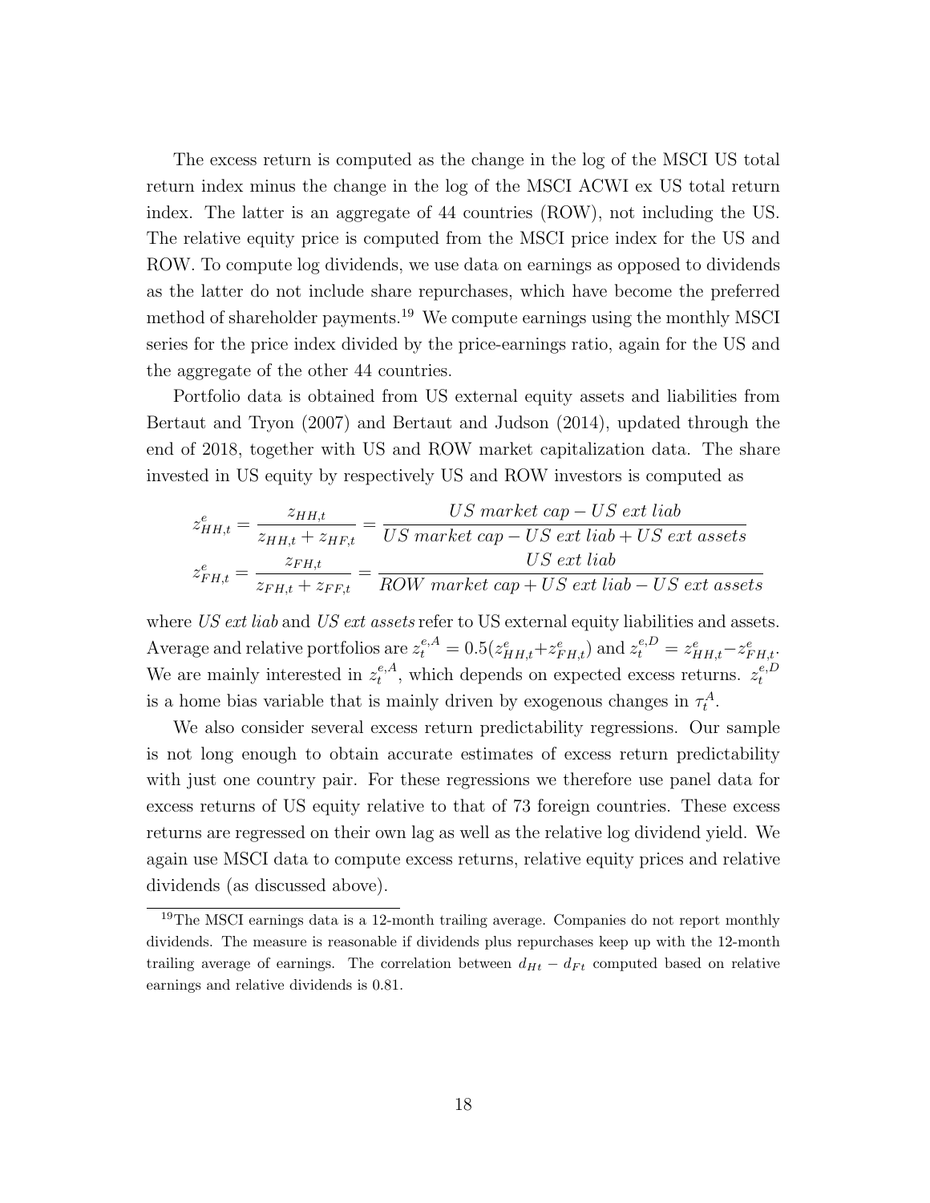The excess return is computed as the change in the log of the MSCI US total return index minus the change in the log of the MSCI ACWI ex US total return index. The latter is an aggregate of 44 countries (ROW), not including the US. The relative equity price is computed from the MSCI price index for the US and ROW. To compute log dividends, we use data on earnings as opposed to dividends as the latter do not include share repurchases, which have become the preferred method of shareholder payments.[19] We compute earnings using the monthly MSCI series for the price index divided by the price-earnings ratio, again for the US and the aggregate of the other 44 countries.

Portfolio data is obtained from US external equity assets and liabilities from Bertaut and Tryon (2007) and Bertaut and Judson (2014), updated through the end of 2018, together with US and ROW market capitalization data. The share invested in US equity by respectively US and ROW investors is computed as

$$z^e_{HH,t} = \frac{z_{HH,t}}{z_{HH,t} + z_{HF,t}} = \frac{US\ market\ cap - US\ ext\ liab}{US\ market\ cap - US\ ext\ liab + US\ ext\ assets}$$

$$z^e_{FH,t} = \frac{z_{FH,t}}{z_{FH,t} + z_{FF,t}} = \frac{US\ ext\ liab}{ROW\ market\ cap + US\ ext\ liab - US\ ext\ assets}$$

where *US ext liab* and *US ext assets* refer to US external equity liabilities and assets. Average and relative portfolios are $z^{e,A}_t = 0.5(z^e_{HH,t} + z^e_{FH,t})$ and $z^{e,D}_t = z^e_{HH,t} - z^e_{FH,t}$. We are mainly interested in $z^{e,A}_t$, which depends on expected excess returns. $z^{e,D}_t$ is a home bias variable that is mainly driven by exogenous changes in $\tau^A_t$.

We also consider several excess return predictability regressions. Our sample is not long enough to obtain accurate estimates of excess return predictability with just one country pair. For these regressions we therefore use panel data for excess returns of US equity relative to that of 73 foreign countries. These excess returns are regressed on their own lag as well as the relative log dividend yield. We again use MSCI data to compute excess returns, relative equity prices and relative dividends (as discussed above).

[19] The MSCI earnings data is a 12-month trailing average. Companies do not report monthly dividends. The measure is reasonable if dividends plus repurchases keep up with the 12-month trailing average of earnings. The correlation between $d_{Ht} - d_{Ft}$ computed based on relative earnings and relative dividends is 0.81.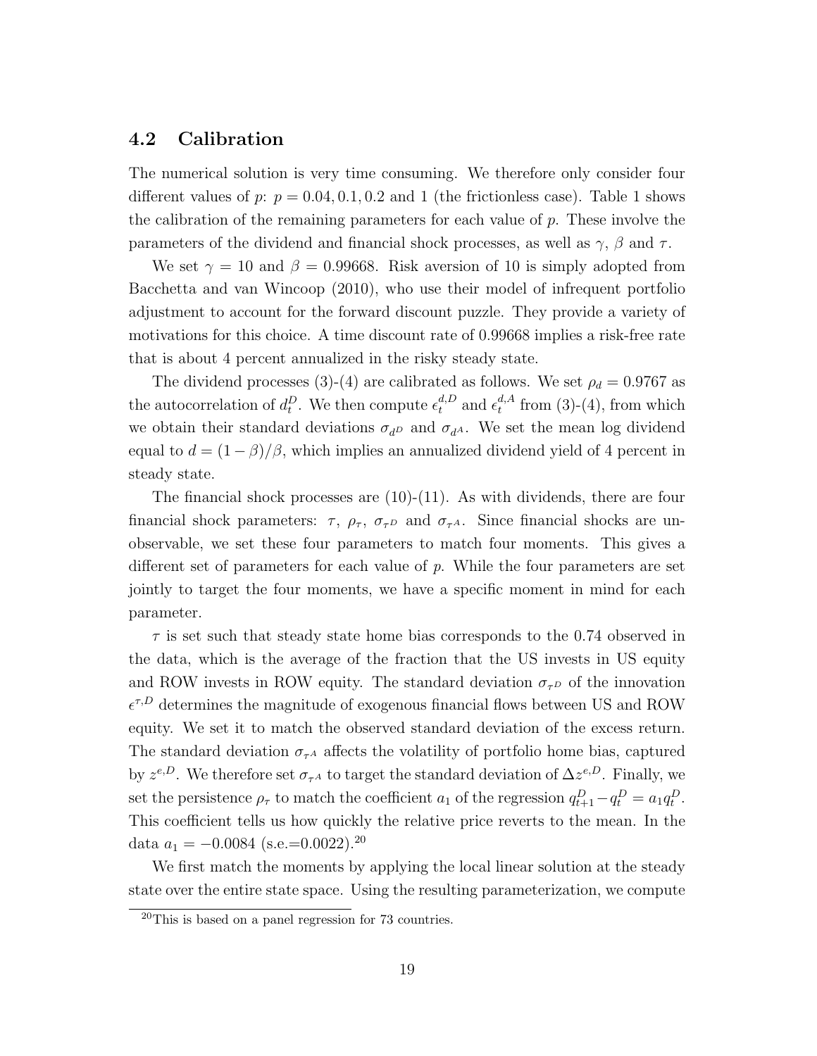## 4.2 Calibration

The numerical solution is very time consuming. We therefore only consider four different values of $p$: $p = 0.04, 0.1, 0.2$ and 1 (the frictionless case). Table 1 shows the calibration of the remaining parameters for each value of $p$. These involve the parameters of the dividend and financial shock processes, as well as $\gamma$, $\beta$ and $\tau$.

We set $\gamma = 10$ and $\beta = 0.99668$. Risk aversion of 10 is simply adopted from Bacchetta and van Wincoop (2010), who use their model of infrequent portfolio adjustment to account for the forward discount puzzle. They provide a variety of motivations for this choice. A time discount rate of 0.99668 implies a risk-free rate that is about 4 percent annualized in the risky steady state.

The dividend processes (3)-(4) are calibrated as follows. We set $\rho_d = 0.9767$ as the autocorrelation of $d_t^D$. We then compute $\epsilon_t^{d,D}$ and $\epsilon_t^{d,A}$ from (3)-(4), from which we obtain their standard deviations $\sigma_{d^D}$ and $\sigma_{d^A}$. We set the mean log dividend equal to $d = (1-\beta)/\beta$, which implies an annualized dividend yield of 4 percent in steady state.

The financial shock processes are (10)-(11). As with dividends, there are four financial shock parameters: $\tau$, $\rho_\tau$, $\sigma_{\tau^D}$ and $\sigma_{\tau^A}$. Since financial shocks are unobservable, we set these four parameters to match four moments. This gives a different set of parameters for each value of $p$. While the four parameters are set jointly to target the four moments, we have a specific moment in mind for each parameter.

$\tau$ is set such that steady state home bias corresponds to the 0.74 observed in the data, which is the average of the fraction that the US invests in US equity and ROW invests in ROW equity. The standard deviation $\sigma_{\tau^D}$ of the innovation $\epsilon^{\tau,D}$ determines the magnitude of exogenous financial flows between US and ROW equity. We set it to match the observed standard deviation of the excess return. The standard deviation $\sigma_{\tau^A}$ affects the volatility of portfolio home bias, captured by $z^{e,D}$. We therefore set $\sigma_{\tau^A}$ to target the standard deviation of $\Delta z^{e,D}$. Finally, we set the persistence $\rho_\tau$ to match the coefficient $a_1$ of the regression $q_{t+1}^D - q_t^D = a_1 q_t^D$. This coefficient tells us how quickly the relative price reverts to the mean. In the data $a_1 = -0.0084$ (s.e.=0.0022).[20]

We first match the moments by applying the local linear solution at the steady state over the entire state space. Using the resulting parameterization, we compute

[20] This is based on a panel regression for 73 countries.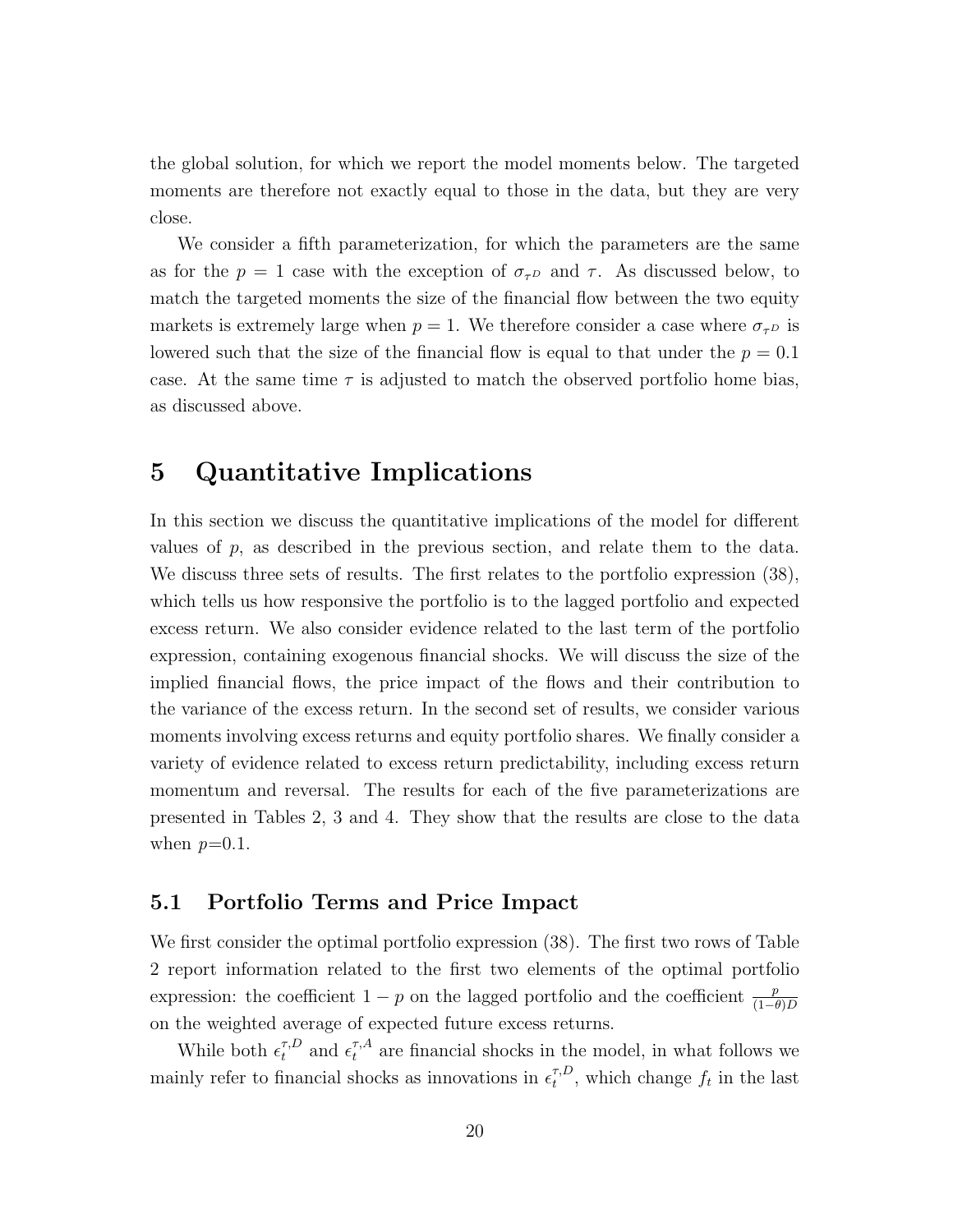the global solution, for which we report the model moments below. The targeted moments are therefore not exactly equal to those in the data, but they are very close.

We consider a fifth parameterization, for which the parameters are the same as for the $p = 1$ case with the exception of $\sigma_{\tau^D}$ and $\tau$. As discussed below, to match the targeted moments the size of the financial flow between the two equity markets is extremely large when $p = 1$. We therefore consider a case where $\sigma_{\tau^D}$ is lowered such that the size of the financial flow is equal to that under the $p = 0.1$ case. At the same time $\tau$ is adjusted to match the observed portfolio home bias, as discussed above.

# 5 Quantitative Implications

In this section we discuss the quantitative implications of the model for different values of $p$, as described in the previous section, and relate them to the data. We discuss three sets of results. The first relates to the portfolio expression (38), which tells us how responsive the portfolio is to the lagged portfolio and expected excess return. We also consider evidence related to the last term of the portfolio expression, containing exogenous financial shocks. We will discuss the size of the implied financial flows, the price impact of the flows and their contribution to the variance of the excess return. In the second set of results, we consider various moments involving excess returns and equity portfolio shares. We finally consider a variety of evidence related to excess return predictability, including excess return momentum and reversal. The results for each of the five parameterizations are presented in Tables 2, 3 and 4. They show that the results are close to the data when $p$=0.1.

## 5.1 Portfolio Terms and Price Impact

We first consider the optimal portfolio expression (38). The first two rows of Table 2 report information related to the first two elements of the optimal portfolio expression: the coefficient $1 - p$ on the lagged portfolio and the coefficient $\frac{p}{(1-\theta)D}$ on the weighted average of expected future excess returns.

While both $\epsilon_t^{\tau,D}$ and $\epsilon_t^{\tau,A}$ are financial shocks in the model, in what follows we mainly refer to financial shocks as innovations in $\epsilon_t^{\tau,D}$, which change $f_t$ in the last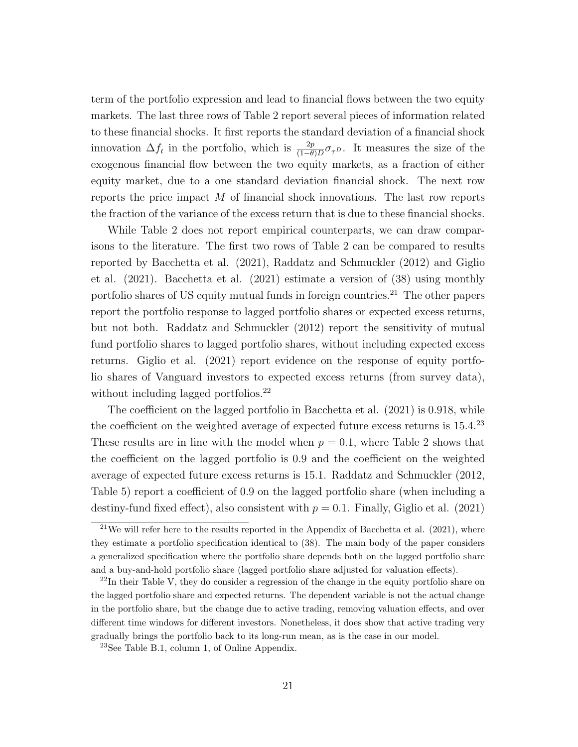term of the portfolio expression and lead to financial flows between the two equity markets. The last three rows of Table 2 report several pieces of information related to these financial shocks. It first reports the standard deviation of a financial shock innovation $\Delta f_t$ in the portfolio, which is $\frac{2p}{(1-\theta)D}\sigma_{\tau^D}$. It measures the size of the exogenous financial flow between the two equity markets, as a fraction of either equity market, due to a one standard deviation financial shock. The next row reports the price impact $M$ of financial shock innovations. The last row reports the fraction of the variance of the excess return that is due to these financial shocks.

While Table 2 does not report empirical counterparts, we can draw comparisons to the literature. The first two rows of Table 2 can be compared to results reported by Bacchetta et al. (2021), Raddatz and Schmuckler (2012) and Giglio et al. (2021). Bacchetta et al. (2021) estimate a version of (38) using monthly portfolio shares of US equity mutual funds in foreign countries.[21] The other papers report the portfolio response to lagged portfolio shares or expected excess returns, but not both. Raddatz and Schmuckler (2012) report the sensitivity of mutual fund portfolio shares to lagged portfolio shares, without including expected excess returns. Giglio et al. (2021) report evidence on the response of equity portfolio shares of Vanguard investors to expected excess returns (from survey data), without including lagged portfolios.[22]

The coefficient on the lagged portfolio in Bacchetta et al. (2021) is 0.918, while the coefficient on the weighted average of expected future excess returns is 15.4.[23] These results are in line with the model when $p = 0.1$, where Table 2 shows that the coefficient on the lagged portfolio is 0.9 and the coefficient on the weighted average of expected future excess returns is 15.1. Raddatz and Schmuckler (2012, Table 5) report a coefficient of 0.9 on the lagged portfolio share (when including a destiny-fund fixed effect), also consistent with $p = 0.1$. Finally, Giglio et al. (2021)

---

[21] We will refer here to the results reported in the Appendix of Bacchetta et al. (2021), where they estimate a portfolio specification identical to (38). The main body of the paper considers a generalized specification where the portfolio share depends both on the lagged portfolio share and a buy-and-hold portfolio share (lagged portfolio share adjusted for valuation effects).

[22] In their Table V, they do consider a regression of the change in the equity portfolio share on the lagged portfolio share and expected returns. The dependent variable is not the actual change in the portfolio share, but the change due to active trading, removing valuation effects, and over different time windows for different investors. Nonetheless, it does show that active trading very gradually brings the portfolio back to its long-run mean, as is the case in our model.

[23] See Table B.1, column 1, of Online Appendix.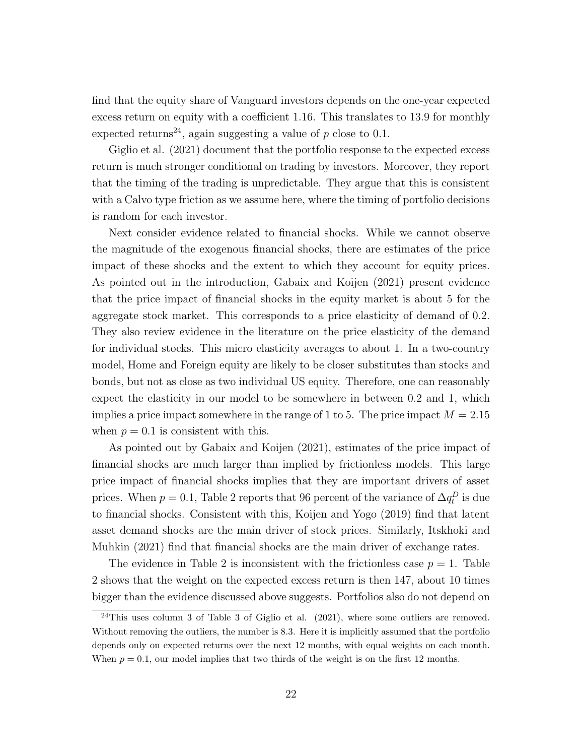find that the equity share of Vanguard investors depends on the one-year expected excess return on equity with a coefficient 1.16. This translates to 13.9 for monthly expected returns[24], again suggesting a value of $p$ close to 0.1.

Giglio et al. (2021) document that the portfolio response to the expected excess return is much stronger conditional on trading by investors. Moreover, they report that the timing of the trading is unpredictable. They argue that this is consistent with a Calvo type friction as we assume here, where the timing of portfolio decisions is random for each investor.

Next consider evidence related to financial shocks. While we cannot observe the magnitude of the exogenous financial shocks, there are estimates of the price impact of these shocks and the extent to which they account for equity prices. As pointed out in the introduction, Gabaix and Koijen (2021) present evidence that the price impact of financial shocks in the equity market is about 5 for the aggregate stock market. This corresponds to a price elasticity of demand of 0.2. They also review evidence in the literature on the price elasticity of the demand for individual stocks. This micro elasticity averages to about 1. In a two-country model, Home and Foreign equity are likely to be closer substitutes than stocks and bonds, but not as close as two individual US equity. Therefore, one can reasonably expect the elasticity in our model to be somewhere in between 0.2 and 1, which implies a price impact somewhere in the range of 1 to 5. The price impact $M = 2.15$ when $p = 0.1$ is consistent with this.

As pointed out by Gabaix and Koijen (2021), estimates of the price impact of financial shocks are much larger than implied by frictionless models. This large price impact of financial shocks implies that they are important drivers of asset prices. When $p = 0.1$, Table 2 reports that 96 percent of the variance of $\Delta q_t^D$ is due to financial shocks. Consistent with this, Koijen and Yogo (2019) find that latent asset demand shocks are the main driver of stock prices. Similarly, Itskhoki and Muhkin (2021) find that financial shocks are the main driver of exchange rates.

The evidence in Table 2 is inconsistent with the frictionless case $p = 1$. Table 2 shows that the weight on the expected excess return is then 147, about 10 times bigger than the evidence discussed above suggests. Portfolios also do not depend on

[24] This uses column 3 of Table 3 of Giglio et al. (2021), where some outliers are removed. Without removing the outliers, the number is 8.3. Here it is implicitly assumed that the portfolio depends only on expected returns over the next 12 months, with equal weights on each month. When $p = 0.1$, our model implies that two thirds of the weight is on the first 12 months.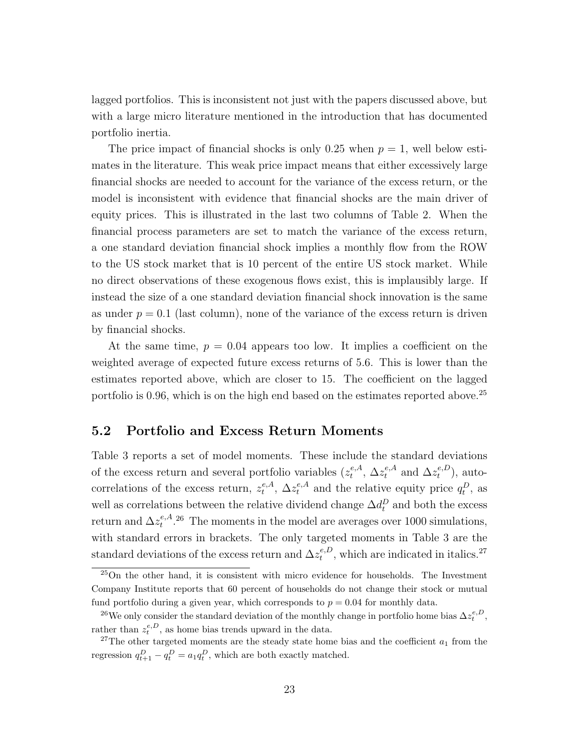lagged portfolios. This is inconsistent not just with the papers discussed above, but with a large micro literature mentioned in the introduction that has documented portfolio inertia.

The price impact of financial shocks is only 0.25 when $p = 1$, well below estimates in the literature. This weak price impact means that either excessively large financial shocks are needed to account for the variance of the excess return, or the model is inconsistent with evidence that financial shocks are the main driver of equity prices. This is illustrated in the last two columns of Table 2. When the financial process parameters are set to match the variance of the excess return, a one standard deviation financial shock implies a monthly flow from the ROW to the US stock market that is 10 percent of the entire US stock market. While no direct observations of these exogenous flows exist, this is implausibly large. If instead the size of a one standard deviation financial shock innovation is the same as under $p = 0.1$ (last column), none of the variance of the excess return is driven by financial shocks.

At the same time, $p = 0.04$ appears too low. It implies a coefficient on the weighted average of expected future excess returns of 5.6. This is lower than the estimates reported above, which are closer to 15. The coefficient on the lagged portfolio is 0.96, which is on the high end based on the estimates reported above.[25]

## 5.2 Portfolio and Excess Return Moments

Table 3 reports a set of model moments. These include the standard deviations of the excess return and several portfolio variables ($z_t^{e,A}$, $\Delta z_t^{e,A}$ and $\Delta z_t^{e,D}$), autocorrelations of the excess return, $z_t^{e,A}$, $\Delta z_t^{e,A}$ and the relative equity price $q_t^D$, as well as correlations between the relative dividend change $\Delta d_t^D$ and both the excess return and $\Delta z_t^{e,A}$.[26] The moments in the model are averages over 1000 simulations, with standard errors in brackets. The only targeted moments in Table 3 are the standard deviations of the excess return and $\Delta z_t^{e,D}$, which are indicated in italics.[27]

[25] On the other hand, it is consistent with micro evidence for households. The Investment Company Institute reports that 60 percent of households do not change their stock or mutual fund portfolio during a given year, which corresponds to $p = 0.04$ for monthly data.

[26] We only consider the standard deviation of the monthly change in portfolio home bias $\Delta z_t^{e,D}$, rather than $z_t^{e,D}$, as home bias trends upward in the data.

[27] The other targeted moments are the steady state home bias and the coefficient $a_1$ from the regression $q_{t+1}^D - q_t^D = a_1 q_t^D$, which are both exactly matched.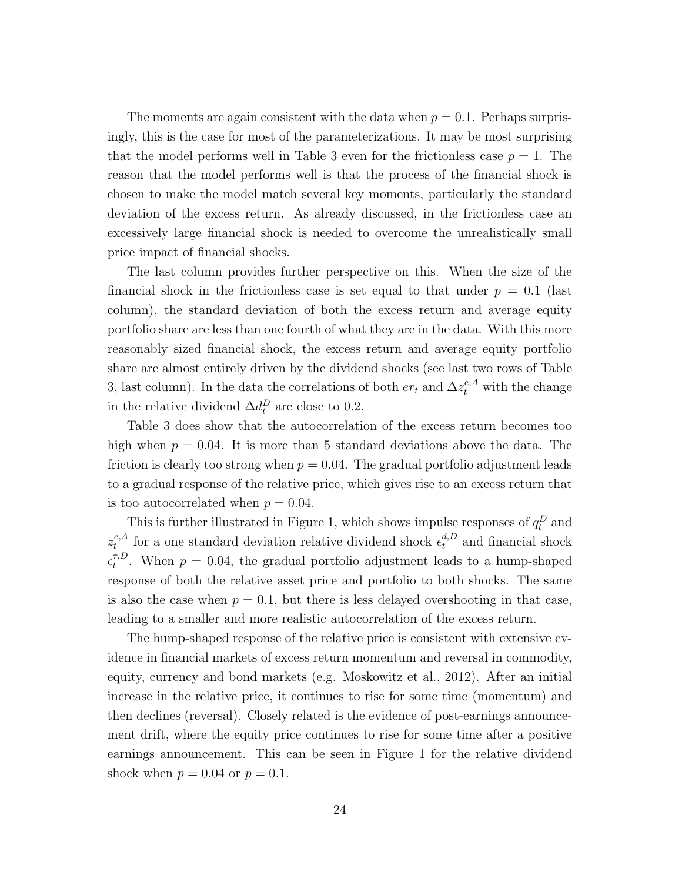The moments are again consistent with the data when $p = 0.1$. Perhaps surprisingly, this is the case for most of the parameterizations. It may be most surprising that the model performs well in Table 3 even for the frictionless case $p = 1$. The reason that the model performs well is that the process of the financial shock is chosen to make the model match several key moments, particularly the standard deviation of the excess return. As already discussed, in the frictionless case an excessively large financial shock is needed to overcome the unrealistically small price impact of financial shocks.

The last column provides further perspective on this. When the size of the financial shock in the frictionless case is set equal to that under $p = 0.1$ (last column), the standard deviation of both the excess return and average equity portfolio share are less than one fourth of what they are in the data. With this more reasonably sized financial shock, the excess return and average equity portfolio share are almost entirely driven by the dividend shocks (see last two rows of Table 3, last column). In the data the correlations of both $er_t$ and $\Delta z_t^{e,A}$ with the change in the relative dividend $\Delta d_t^D$ are close to 0.2.

Table 3 does show that the autocorrelation of the excess return becomes too high when $p = 0.04$. It is more than 5 standard deviations above the data. The friction is clearly too strong when $p = 0.04$. The gradual portfolio adjustment leads to a gradual response of the relative price, which gives rise to an excess return that is too autocorrelated when $p = 0.04$.

This is further illustrated in Figure 1, which shows impulse responses of $q_t^D$ and $z_t^{e,A}$ for a one standard deviation relative dividend shock $\epsilon_t^{d,D}$ and financial shock $\epsilon_t^{\tau,D}$. When $p = 0.04$, the gradual portfolio adjustment leads to a hump-shaped response of both the relative asset price and portfolio to both shocks. The same is also the case when $p = 0.1$, but there is less delayed overshooting in that case, leading to a smaller and more realistic autocorrelation of the excess return.

The hump-shaped response of the relative price is consistent with extensive evidence in financial markets of excess return momentum and reversal in commodity, equity, currency and bond markets (e.g. Moskowitz et al., 2012). After an initial increase in the relative price, it continues to rise for some time (momentum) and then declines (reversal). Closely related is the evidence of post-earnings announcement drift, where the equity price continues to rise for some time after a positive earnings announcement. This can be seen in Figure 1 for the relative dividend shock when $p = 0.04$ or $p = 0.1$.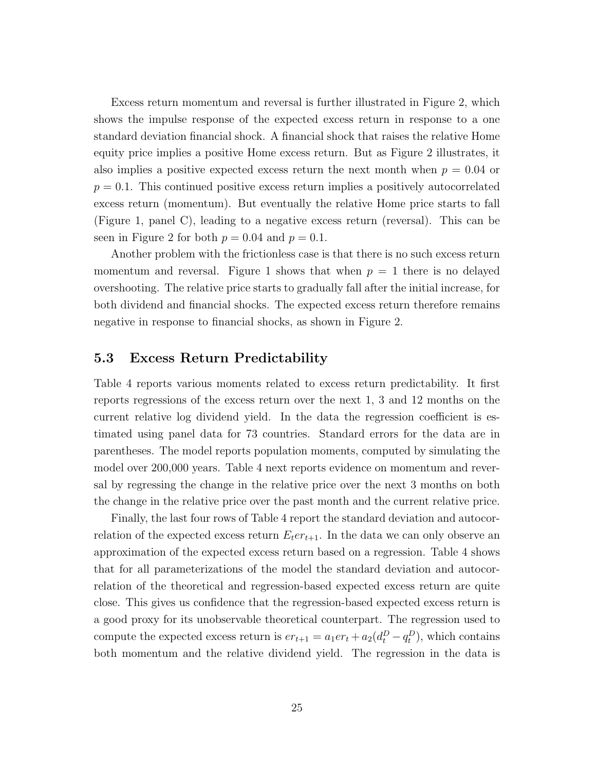Excess return momentum and reversal is further illustrated in Figure 2, which shows the impulse response of the expected excess return in response to a one standard deviation financial shock. A financial shock that raises the relative Home equity price implies a positive Home excess return. But as Figure 2 illustrates, it also implies a positive expected excess return the next month when $p = 0.04$ or $p = 0.1$. This continued positive excess return implies a positively autocorrelated excess return (momentum). But eventually the relative Home price starts to fall (Figure 1, panel C), leading to a negative excess return (reversal). This can be seen in Figure 2 for both $p = 0.04$ and $p = 0.1$.

Another problem with the frictionless case is that there is no such excess return momentum and reversal. Figure 1 shows that when $p = 1$ there is no delayed overshooting. The relative price starts to gradually fall after the initial increase, for both dividend and financial shocks. The expected excess return therefore remains negative in response to financial shocks, as shown in Figure 2.

## 5.3 Excess Return Predictability

Table 4 reports various moments related to excess return predictability. It first reports regressions of the excess return over the next 1, 3 and 12 months on the current relative log dividend yield. In the data the regression coefficient is estimated using panel data for 73 countries. Standard errors for the data are in parentheses. The model reports population moments, computed by simulating the model over 200,000 years. Table 4 next reports evidence on momentum and reversal by regressing the change in the relative price over the next 3 months on both the change in the relative price over the past month and the current relative price.

Finally, the last four rows of Table 4 report the standard deviation and autocorrelation of the expected excess return $E_t er_{t+1}$. In the data we can only observe an approximation of the expected excess return based on a regression. Table 4 shows that for all parameterizations of the model the standard deviation and autocorrelation of the theoretical and regression-based expected excess return are quite close. This gives us confidence that the regression-based expected excess return is a good proxy for its unobservable theoretical counterpart. The regression used to compute the expected excess return is $er_{t+1} = a_1 er_t + a_2(d_t^D - q_t^D)$, which contains both momentum and the relative dividend yield. The regression in the data is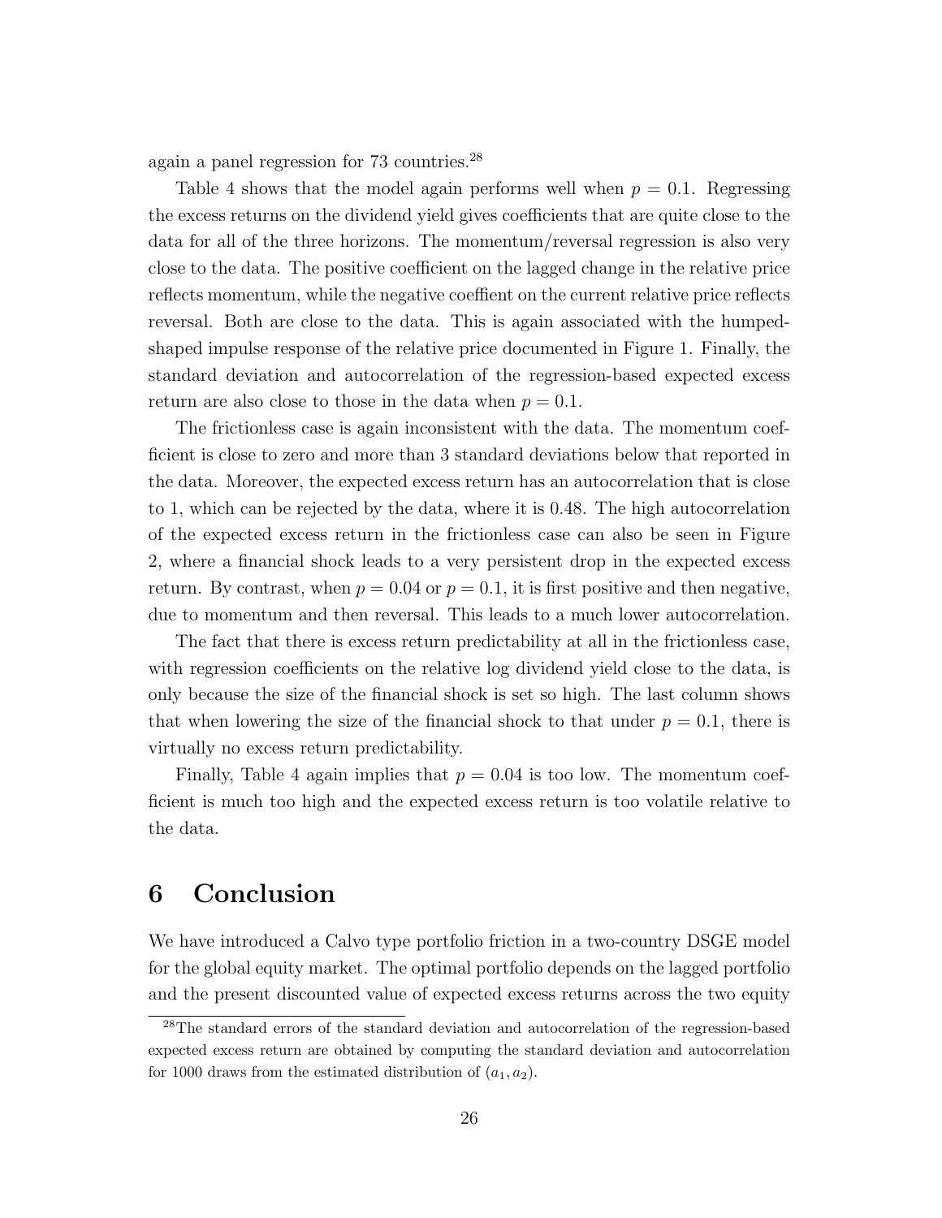again a panel regression for 73 countries.[28]

Table 4 shows that the model again performs well when $p = 0.1$. Regressing the excess returns on the dividend yield gives coefficients that are quite close to the data for all of the three horizons. The momentum/reversal regression is also very close to the data. The positive coefficient on the lagged change in the relative price reflects momentum, while the negative coeffient on the current relative price reflects reversal. Both are close to the data. This is again associated with the humped-shaped impulse response of the relative price documented in Figure 1. Finally, the standard deviation and autocorrelation of the regression-based expected excess return are also close to those in the data when $p = 0.1$.

The frictionless case is again inconsistent with the data. The momentum coefficient is close to zero and more than 3 standard deviations below that reported in the data. Moreover, the expected excess return has an autocorrelation that is close to 1, which can be rejected by the data, where it is 0.48. The high autocorrelation of the expected excess return in the frictionless case can also be seen in Figure 2, where a financial shock leads to a very persistent drop in the expected excess return. By contrast, when $p = 0.04$ or $p = 0.1$, it is first positive and then negative, due to momentum and then reversal. This leads to a much lower autocorrelation.

The fact that there is excess return predictability at all in the frictionless case, with regression coefficients on the relative log dividend yield close to the data, is only because the size of the financial shock is set so high. The last column shows that when lowering the size of the financial shock to that under $p = 0.1$, there is virtually no excess return predictability.

Finally, Table 4 again implies that $p = 0.04$ is too low. The momentum coefficient is much too high and the expected excess return is too volatile relative to the data.

# 6 Conclusion

We have introduced a Calvo type portfolio friction in a two-country DSGE model for the global equity market. The optimal portfolio depends on the lagged portfolio and the present discounted value of expected excess returns across the two equity

[28] The standard errors of the standard deviation and autocorrelation of the regression-based expected excess return are obtained by computing the standard deviation and autocorrelation for 1000 draws from the estimated distribution of $(a_1, a_2)$.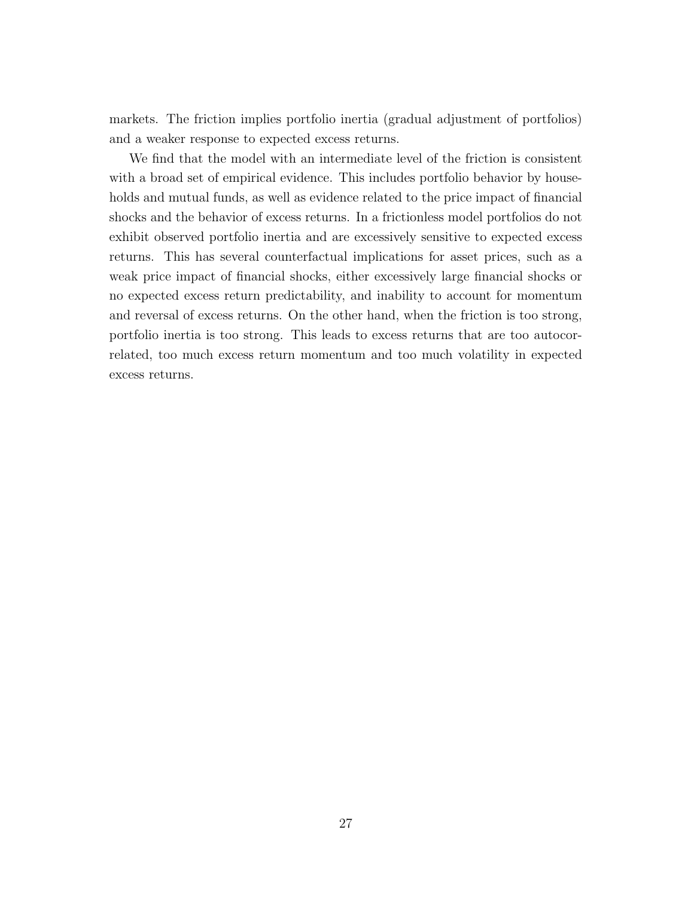markets. The friction implies portfolio inertia (gradual adjustment of portfolios) and a weaker response to expected excess returns.

We find that the model with an intermediate level of the friction is consistent with a broad set of empirical evidence. This includes portfolio behavior by households and mutual funds, as well as evidence related to the price impact of financial shocks and the behavior of excess returns. In a frictionless model portfolios do not exhibit observed portfolio inertia and are excessively sensitive to expected excess returns. This has several counterfactual implications for asset prices, such as a weak price impact of financial shocks, either excessively large financial shocks or no expected excess return predictability, and inability to account for momentum and reversal of excess returns. On the other hand, when the friction is too strong, portfolio inertia is too strong. This leads to excess returns that are too autocorrelated, too much excess return momentum and too much volatility in expected excess returns.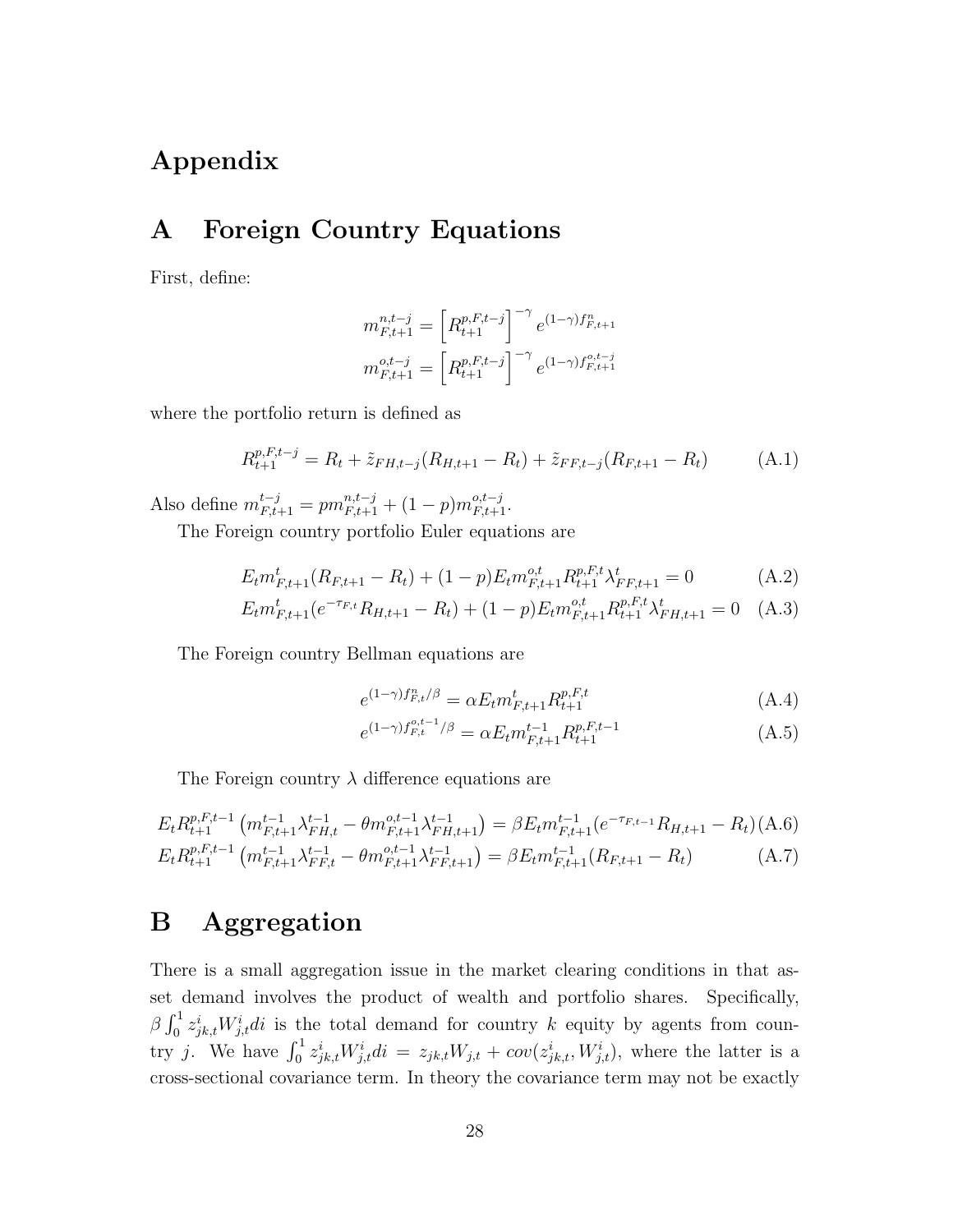# Appendix

## A Foreign Country Equations

First, define:

$$m_{F,t+1}^{n,t-j} = \left[R_{t+1}^{p,F,t-j}\right]^{-\gamma} e^{(1-\gamma)f_{F,t+1}^{n}}$$
$$m_{F,t+1}^{o,t-j} = \left[R_{t+1}^{p,F,t-j}\right]^{-\gamma} e^{(1-\gamma)f_{F,t+1}^{o,t-j}}$$

where the portfolio return is defined as

$$R_{t+1}^{p,F,t-j} = R_t + \tilde{z}_{FH,t-j}(R_{H,t+1} - R_t) + \tilde{z}_{FF,t-j}(R_{F,t+1} - R_t) \tag{A.1}$$

Also define $m_{F,t+1}^{t-j} = p m_{F,t+1}^{n,t-j} + (1-p) m_{F,t+1}^{o,t-j}$.

The Foreign country portfolio Euler equations are

$$E_t m_{F,t+1}^{t}(R_{F,t+1} - R_t) + (1-p) E_t m_{F,t+1}^{o,t} R_{t+1}^{p,F,t} \lambda_{FF,t+1}^{t} = 0 \tag{A.2}$$
$$E_t m_{F,t+1}^{t}(e^{-\tau_{F,t}} R_{H,t+1} - R_t) + (1-p) E_t m_{F,t+1}^{o,t} R_{t+1}^{p,F,t} \lambda_{FH,t+1}^{t} = 0 \tag{A.3}$$

The Foreign country Bellman equations are

$$e^{(1-\gamma)f_{F,t}^{n}/\beta} = \alpha E_t m_{F,t+1}^{t} R_{t+1}^{p,F,t} \tag{A.4}$$
$$e^{(1-\gamma)f_{F,t}^{o,t-1}/\beta} = \alpha E_t m_{F,t+1}^{t-1} R_{t+1}^{p,F,t-1} \tag{A.5}$$

The Foreign country $\lambda$ difference equations are

$$E_t R_{t+1}^{p,F,t-1}\left(m_{F,t+1}^{t-1}\lambda_{FH,t}^{t-1} - \theta m_{F,t+1}^{o,t-1}\lambda_{FH,t+1}^{t-1}\right) = \beta E_t m_{F,t+1}^{t-1}(e^{-\tau_{F,t-1}} R_{H,t+1} - R_t) \tag{A.6}$$
$$E_t R_{t+1}^{p,F,t-1}\left(m_{F,t+1}^{t-1}\lambda_{FF,t}^{t-1} - \theta m_{F,t+1}^{o,t-1}\lambda_{FF,t+1}^{t-1}\right) = \beta E_t m_{F,t+1}^{t-1}(R_{F,t+1} - R_t) \tag{A.7}$$

## B Aggregation

There is a small aggregation issue in the market clearing conditions in that asset demand involves the product of wealth and portfolio shares. Specifically, $\beta \int_0^1 z_{jk,t}^i W_{j,t}^i di$ is the total demand for country $k$ equity by agents from country $j$. We have $\int_0^1 z_{jk,t}^i W_{j,t}^i di = z_{jk,t} W_{j,t} + cov(z_{jk,t}^i, W_{j,t}^i)$, where the latter is a cross-sectional covariance term. In theory the covariance term may not be exactly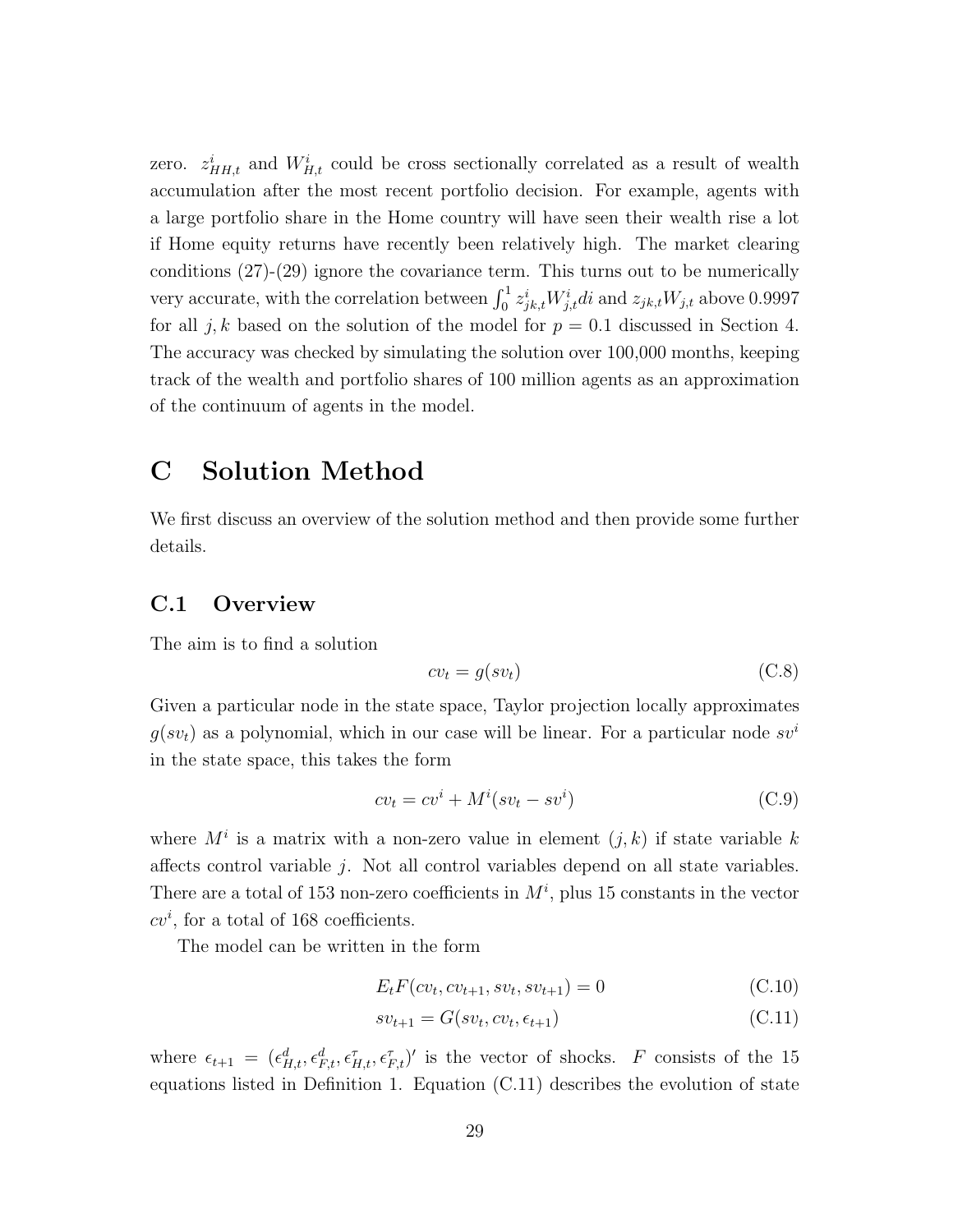zero. $z^i_{HH,t}$ and $W^i_{H,t}$ could be cross sectionally correlated as a result of wealth accumulation after the most recent portfolio decision. For example, agents with a large portfolio share in the Home country will have seen their wealth rise a lot if Home equity returns have recently been relatively high. The market clearing conditions (27)-(29) ignore the covariance term. This turns out to be numerically very accurate, with the correlation between $\int_0^1 z^i_{jk,t} W^i_{j,t} di$ and $z_{jk,t} W_{j,t}$ above 0.9997 for all $j, k$ based on the solution of the model for $p = 0.1$ discussed in Section 4. The accuracy was checked by simulating the solution over 100,000 months, keeping track of the wealth and portfolio shares of 100 million agents as an approximation of the continuum of agents in the model.

# C Solution Method

We first discuss an overview of the solution method and then provide some further details.

## C.1 Overview

The aim is to find a solution

$$cv_t = g(sv_t) \tag{C.8}$$

Given a particular node in the state space, Taylor projection locally approximates $g(sv_t)$ as a polynomial, which in our case will be linear. For a particular node $sv^i$ in the state space, this takes the form

$$cv_t = cv^i + M^i(sv_t - sv^i) \tag{C.9}$$

where $M^i$ is a matrix with a non-zero value in element $(j, k)$ if state variable $k$ affects control variable $j$. Not all control variables depend on all state variables. There are a total of 153 non-zero coefficients in $M^i$, plus 15 constants in the vector $cv^i$, for a total of 168 coefficients.

The model can be written in the form

$$E_t F(cv_t, cv_{t+1}, sv_t, sv_{t+1}) = 0 \tag{C.10}$$

$$sv_{t+1} = G(sv_t, cv_t, \epsilon_{t+1}) \tag{C.11}$$

where $\epsilon_{t+1} = (\epsilon^d_{H,t}, \epsilon^d_{F,t}, \epsilon^\tau_{H,t}, \epsilon^\tau_{F,t})'$ is the vector of shocks. $F$ consists of the 15 equations listed in Definition 1. Equation (C.11) describes the evolution of state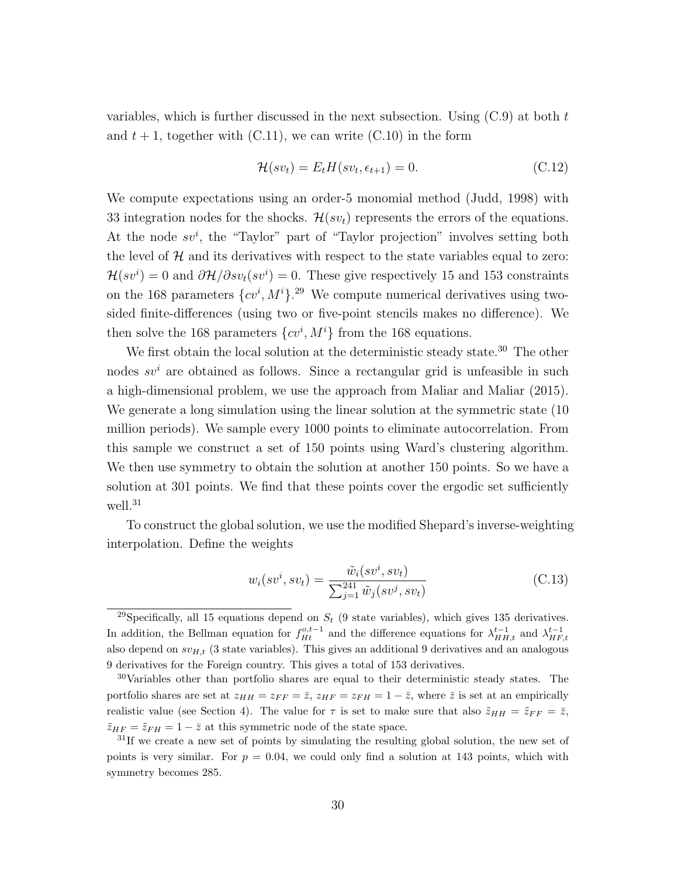variables, which is further discussed in the next subsection. Using (C.9) at both $t$ and $t+1$, together with (C.11), we can write (C.10) in the form

$$\mathcal{H}(sv_t) = E_t H(sv_t, \epsilon_{t+1}) = 0. \tag{C.12}$$

We compute expectations using an order-5 monomial method (Judd, 1998) with 33 integration nodes for the shocks. $\mathcal{H}(sv_t)$ represents the errors of the equations. At the node $sv^i$, the "Taylor" part of "Taylor projection" involves setting both the level of $\mathcal{H}$ and its derivatives with respect to the state variables equal to zero: $\mathcal{H}(sv^i) = 0$ and $\partial\mathcal{H}/\partial sv_t(sv^i) = 0$. These give respectively 15 and 153 constraints on the 168 parameters $\{cv^i, M^i\}$.[29] We compute numerical derivatives using two-sided finite-differences (using two or five-point stencils makes no difference). We then solve the 168 parameters $\{cv^i, M^i\}$ from the 168 equations.

We first obtain the local solution at the deterministic steady state.[30] The other nodes $sv^i$ are obtained as follows. Since a rectangular grid is unfeasible in such a high-dimensional problem, we use the approach from Maliar and Maliar (2015). We generate a long simulation using the linear solution at the symmetric state (10 million periods). We sample every 1000 points to eliminate autocorrelation. From this sample we construct a set of 150 points using Ward's clustering algorithm. We then use symmetry to obtain the solution at another 150 points. So we have a solution at 301 points. We find that these points cover the ergodic set sufficiently well.[31]

To construct the global solution, we use the modified Shepard's inverse-weighting interpolation. Define the weights

$$w_i(sv^i, sv_t) = \frac{\tilde{w}_i(sv^i, sv_t)}{\sum_{j=1}^{241} \tilde{w}_j(sv^j, sv_t)} \tag{C.13}$$

---

[29] Specifically, all 15 equations depend on $S_t$ (9 state variables), which gives 135 derivatives. In addition, the Bellman equation for $f_{Ht}^{o,t-1}$ and the difference equations for $\lambda_{HH,t}^{t-1}$ and $\lambda_{HF,t}^{t-1}$ also depend on $sv_{H,t}$ (3 state variables). This gives an additional 9 derivatives and an analogous 9 derivatives for the Foreign country. This gives a total of 153 derivatives.

[30] Variables other than portfolio shares are equal to their deterministic steady states. The portfolio shares are set at $z_{HH} = z_{FF} = \bar{z}$, $z_{HF} = z_{FH} = 1 - \bar{z}$, where $\bar{z}$ is set at an empirically realistic value (see Section 4). The value for $\tau$ is set to make sure that also $\tilde{z}_{HH} = \tilde{z}_{FF} = \bar{z}$, $\tilde{z}_{HF} = \tilde{z}_{FH} = 1 - \bar{z}$ at this symmetric node of the state space.

[31] If we create a new set of points by simulating the resulting global solution, the new set of points is very similar. For $p = 0.04$, we could only find a solution at 143 points, which with symmetry becomes 285.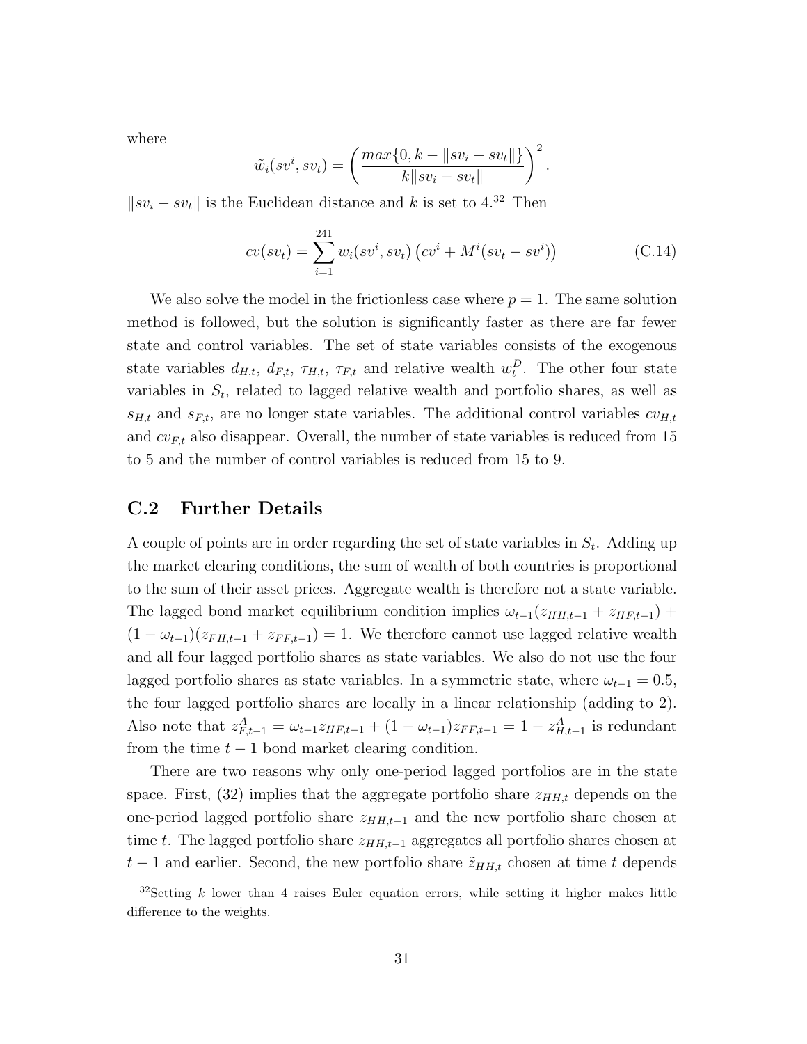where

$$\tilde{w_i}(sv^i, sv_t) = \left( \frac{max\{0, k - \|sv_i - sv_t\|\}}{k\|sv_i - sv_t\|} \right)^2.$$

$\|sv_i - sv_t\|$ is the Euclidean distance and $k$ is set to 4.[32] Then

$$cv(sv_t) = \sum_{i=1}^{241} w_i(sv^i, sv_t) \left( cv^i + M^i(sv_t - sv^i) \right) \tag{C.14}$$

We also solve the model in the frictionless case where $p = 1$. The same solution method is followed, but the solution is significantly faster as there are far fewer state and control variables. The set of state variables consists of the exogenous state variables $d_{H,t}$, $d_{F,t}$, $\tau_{H,t}$, $\tau_{F,t}$ and relative wealth $w_t^D$. The other four state variables in $S_t$, related to lagged relative wealth and portfolio shares, as well as $s_{H,t}$ and $s_{F,t}$, are no longer state variables. The additional control variables $cv_{H,t}$ and $cv_{F,t}$ also disappear. Overall, the number of state variables is reduced from 15 to 5 and the number of control variables is reduced from 15 to 9.

## C.2 Further Details

A couple of points are in order regarding the set of state variables in $S_t$. Adding up the market clearing conditions, the sum of wealth of both countries is proportional to the sum of their asset prices. Aggregate wealth is therefore not a state variable. The lagged bond market equilibrium condition implies $\omega_{t-1}(z_{HH,t-1} + z_{HF,t-1}) + (1 - \omega_{t-1})(z_{FH,t-1} + z_{FF,t-1}) = 1$. We therefore cannot use lagged relative wealth and all four lagged portfolio shares as state variables. We also do not use the four lagged portfolio shares as state variables. In a symmetric state, where $\omega_{t-1} = 0.5$, the four lagged portfolio shares are locally in a linear relationship (adding to 2). Also note that $z_{F,t-1}^A = \omega_{t-1} z_{HF,t-1} + (1 - \omega_{t-1}) z_{FF,t-1} = 1 - z_{H,t-1}^A$ is redundant from the time $t - 1$ bond market clearing condition.

There are two reasons why only one-period lagged portfolios are in the state space. First, (32) implies that the aggregate portfolio share $z_{HH,t}$ depends on the one-period lagged portfolio share $z_{HH,t-1}$ and the new portfolio share chosen at time $t$. The lagged portfolio share $z_{HH,t-1}$ aggregates all portfolio shares chosen at $t - 1$ and earlier. Second, the new portfolio share $\tilde{z}_{HH,t}$ chosen at time $t$ depends

[32] Setting $k$ lower than 4 raises Euler equation errors, while setting it higher makes little difference to the weights.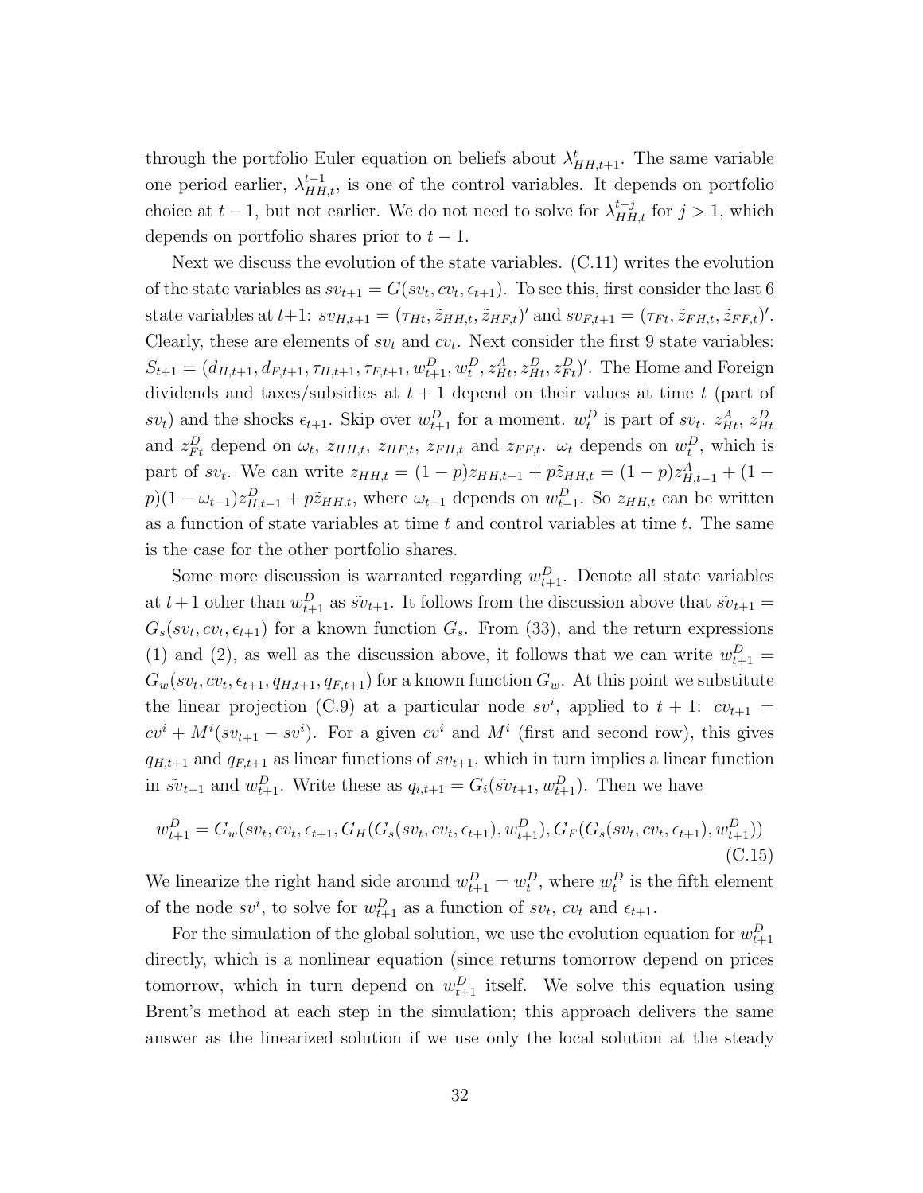through the portfolio Euler equation on beliefs about $\lambda^t_{HH,t+1}$. The same variable one period earlier, $\lambda^{t-1}_{HH,t}$, is one of the control variables. It depends on portfolio choice at $t-1$, but not earlier. We do not need to solve for $\lambda^{t-j}_{HH,t}$ for $j > 1$, which depends on portfolio shares prior to $t-1$.

Next we discuss the evolution of the state variables. (C.11) writes the evolution of the state variables as $sv_{t+1} = G(sv_t, cv_t, \epsilon_{t+1})$. To see this, first consider the last 6 state variables at $t+1$: $sv_{H,t+1} = (\tau_{Ht}, \tilde{z}_{HH,t}, \tilde{z}_{HF,t})'$ and $sv_{F,t+1} = (\tau_{Ft}, \tilde{z}_{FH,t}, \tilde{z}_{FF,t})'$. Clearly, these are elements of $sv_t$ and $cv_t$. Next consider the first 9 state variables: $S_{t+1} = (d_{H,t+1}, d_{F,t+1}, \tau_{H,t+1}, \tau_{F,t+1}, w^D_{t+1}, w^D_t, z^A_{Ht}, z^D_{Ht}, z^D_{Ft})'$. The Home and Foreign dividends and taxes/subsidies at $t+1$ depend on their values at time $t$ (part of $sv_t$) and the shocks $\epsilon_{t+1}$. Skip over $w^D_{t+1}$ for a moment. $w^D_t$ is part of $sv_t$. $z^A_{Ht}$, $z^D_{Ht}$ and $z^D_{Ft}$ depend on $\omega_t$, $z_{HH,t}$, $z_{HF,t}$, $z_{FH,t}$ and $z_{FF,t}$. $\omega_t$ depends on $w^D_t$, which is part of $sv_t$. We can write $z_{HH,t} = (1-p)z_{HH,t-1} + p\tilde{z}_{HH,t} = (1-p)z^A_{H,t-1} + (1-p)(1-\omega_{t-1})z^D_{H,t-1} + p\tilde{z}_{HH,t}$, where $\omega_{t-1}$ depends on $w^D_{t-1}$. So $z_{HH,t}$ can be written as a function of state variables at time $t$ and control variables at time $t$. The same is the case for the other portfolio shares.

Some more discussion is warranted regarding $w^D_{t+1}$. Denote all state variables at $t+1$ other than $w^D_{t+1}$ as $\tilde{sv}_{t+1}$. It follows from the discussion above that $\tilde{sv}_{t+1} = G_s(sv_t, cv_t, \epsilon_{t+1})$ for a known function $G_s$. From (33), and the return expressions (1) and (2), as well as the discussion above, it follows that we can write $w^D_{t+1} = G_w(sv_t, cv_t, \epsilon_{t+1}, q_{H,t+1}, q_{F,t+1})$ for a known function $G_w$. At this point we substitute the linear projection (C.9) at a particular node $sv^i$, applied to $t+1$: $cv_{t+1} = cv^i + M^i(sv_{t+1} - sv^i)$. For a given $cv^i$ and $M^i$ (first and second row), this gives $q_{H,t+1}$ and $q_{F,t+1}$ as linear functions of $sv_{t+1}$, which in turn implies a linear function in $\tilde{sv}_{t+1}$ and $w^D_{t+1}$. Write these as $q_{i,t+1} = G_i(\tilde{sv}_{t+1}, w^D_{t+1})$. Then we have

$$w^D_{t+1} = G_w(sv_t, cv_t, \epsilon_{t+1}, G_H(G_s(sv_t, cv_t, \epsilon_{t+1}), w^D_{t+1}), G_F(G_s(sv_t, cv_t, \epsilon_{t+1}), w^D_{t+1})) \tag{C.15}$$

We linearize the right hand side around $w^D_{t+1} = w^D_t$, where $w^D_t$ is the fifth element of the node $sv^i$, to solve for $w^D_{t+1}$ as a function of $sv_t$, $cv_t$ and $\epsilon_{t+1}$.

For the simulation of the global solution, we use the evolution equation for $w^D_{t+1}$ directly, which is a nonlinear equation (since returns tomorrow depend on prices tomorrow, which in turn depend on $w^D_{t+1}$ itself. We solve this equation using Brent's method at each step in the simulation; this approach delivers the same answer as the linearized solution if we use only the local solution at the steady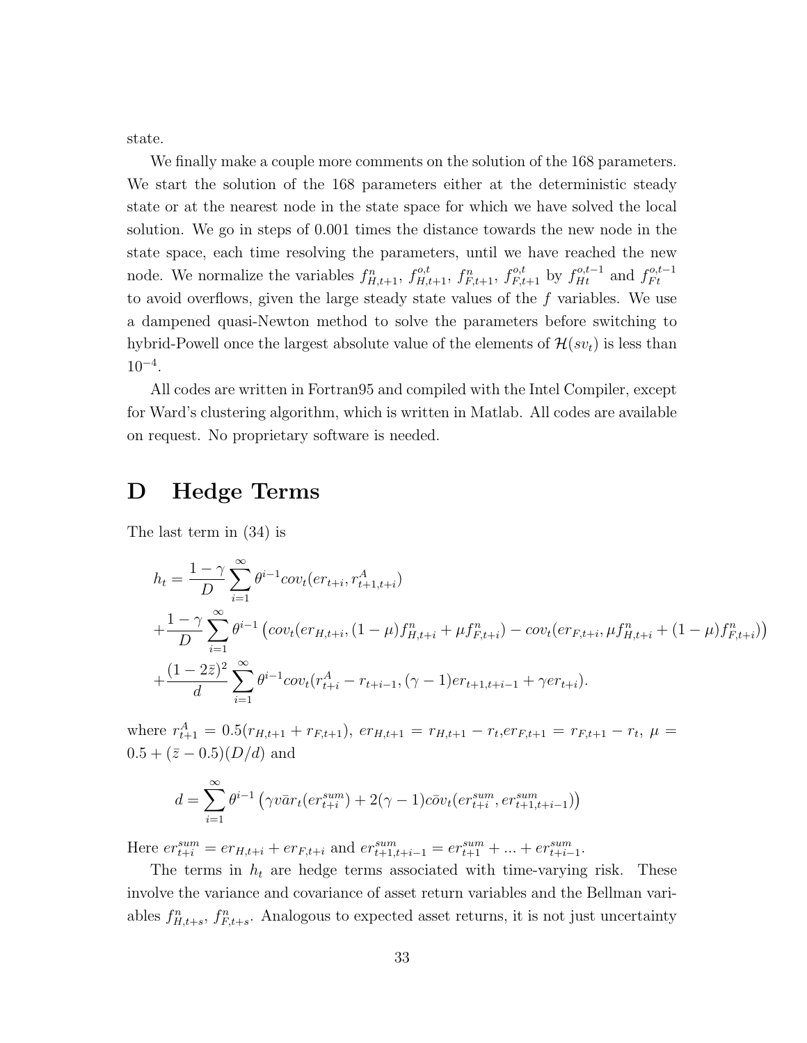state.

We finally make a couple more comments on the solution of the 168 parameters. We start the solution of the 168 parameters either at the deterministic steady state or at the nearest node in the state space for which we have solved the local solution. We go in steps of 0.001 times the distance towards the new node in the state space, each time resolving the parameters, until we have reached the new node. We normalize the variables $f^n_{H,t+1}$, $f^{o,t}_{H,t+1}$, $f^n_{F,t+1}$, $f^{o,t}_{F,t+1}$ by $f^{o,t-1}_{Ht}$ and $f^{o,t-1}_{Ft}$ to avoid overflows, given the large steady state values of the $f$ variables. We use a dampened quasi-Newton method to solve the parameters before switching to hybrid-Powell once the largest absolute value of the elements of $\mathcal{H}(sv_t)$ is less than $10^{-4}$.

All codes are written in Fortran95 and compiled with the Intel Compiler, except for Ward's clustering algorithm, which is written in Matlab. All codes are available on request. No proprietary software is needed.

# D Hedge Terms

The last term in (34) is

$$
\begin{aligned}
h_t &= \frac{1-\gamma}{D}\sum_{i=1}^{\infty}\theta^{i-1}cov_t(er_{t+i}, r^A_{t+1,t+i}) \\
&+ \frac{1-\gamma}{D}\sum_{i=1}^{\infty}\theta^{i-1}\left(cov_t(er_{H,t+i},(1-\mu)f^n_{H,t+i}+\mu f^n_{F,t+i}) - cov_t(er_{F,t+i},\mu f^n_{H,t+i}+(1-\mu)f^n_{F,t+i})\right) \\
&+ \frac{(1-2\bar{z})^2}{d}\sum_{i=1}^{\infty}\theta^{i-1}cov_t(r^A_{t+i}-r_{t+i-1},(\gamma-1)er_{t+1,t+i-1}+\gamma er_{t+i}).
\end{aligned}
$$

where $r^A_{t+1} = 0.5(r_{H,t+1}+r_{F,t+1})$, $er_{H,t+1} = r_{H,t+1} - r_t$, $er_{F,t+1} = r_{F,t+1} - r_t$, $\mu = 0.5 + (\bar{z} - 0.5)(D/d)$ and

$$
d = \sum_{i=1}^{\infty}\theta^{i-1}\left(\gamma v\bar{a}r_t(er^{sum}_{t+i}) + 2(\gamma-1)c\bar{o}v_t(er^{sum}_{t+i}, er^{sum}_{t+1,t+i-1})\right)
$$

Here $er^{sum}_{t+i} = er_{H,t+i} + er_{F,t+i}$ and $er^{sum}_{t+1,t+i-1} = er^{sum}_{t+1} + ... + er^{sum}_{t+i-1}$.

The terms in $h_t$ are hedge terms associated with time-varying risk. These involve the variance and covariance of asset return variables and the Bellman variables $f^n_{H,t+s}$, $f^n_{F,t+s}$. Analogous to expected asset returns, it is not just uncertainty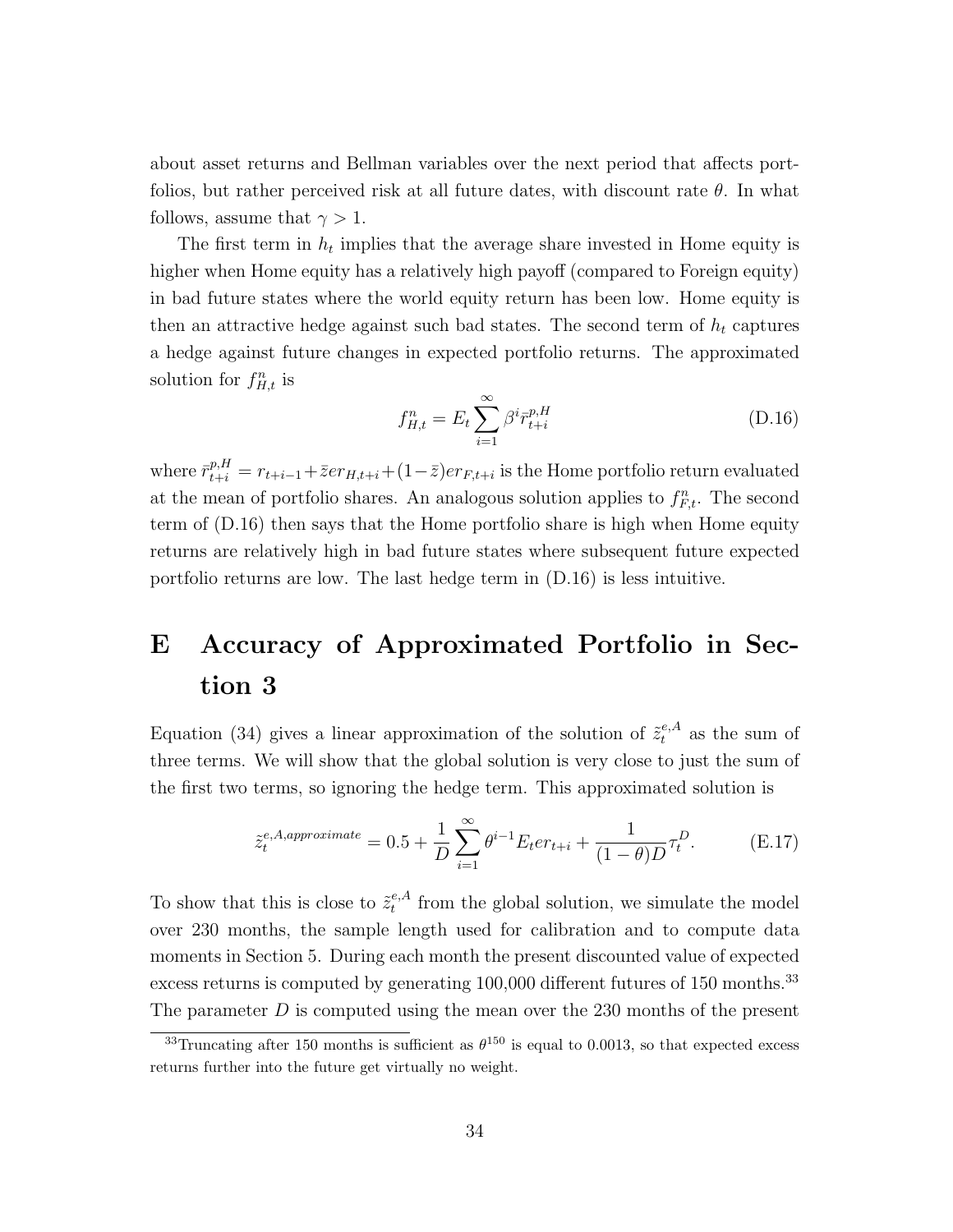about asset returns and Bellman variables over the next period that affects portfolios, but rather perceived risk at all future dates, with discount rate $\theta$. In what follows, assume that $\gamma > 1$.

The first term in $h_t$ implies that the average share invested in Home equity is higher when Home equity has a relatively high payoff (compared to Foreign equity) in bad future states where the world equity return has been low. Home equity is then an attractive hedge against such bad states. The second term of $h_t$ captures a hedge against future changes in expected portfolio returns. The approximated solution for $f^n_{H,t}$ is

$$f^n_{H,t} = E_t \sum_{i=1}^{\infty} \beta^i \bar{r}^{p,H}_{t+i} \tag{D.16}$$

where $\bar{r}^{p,H}_{t+i} = r_{t+i-1} + \bar{z}er_{H,t+i} + (1-\bar{z})er_{F,t+i}$ is the Home portfolio return evaluated at the mean of portfolio shares. An analogous solution applies to $f^n_{F,t}$. The second term of (D.16) then says that the Home portfolio share is high when Home equity returns are relatively high in bad future states where subsequent future expected portfolio returns are low. The last hedge term in (D.16) is less intuitive.

# E Accuracy of Approximated Portfolio in Section 3

Equation (34) gives a linear approximation of the solution of $\tilde{z}^{e,A}_t$ as the sum of three terms. We will show that the global solution is very close to just the sum of the first two terms, so ignoring the hedge term. This approximated solution is

$$\tilde{z}^{e,A,approximate}_t = 0.5 + \frac{1}{D} \sum_{i=1}^{\infty} \theta^{i-1} E_t er_{t+i} + \frac{1}{(1-\theta)D} \tau^D_t. \tag{E.17}$$

To show that this is close to $\tilde{z}^{e,A}_t$ from the global solution, we simulate the model over 230 months, the sample length used for calibration and to compute data moments in Section 5. During each month the present discounted value of expected excess returns is computed by generating 100,000 different futures of 150 months.[33] The parameter $D$ is computed using the mean over the 230 months of the present

[33] Truncating after 150 months is sufficient as $\theta^{150}$ is equal to 0.0013, so that expected excess returns further into the future get virtually no weight.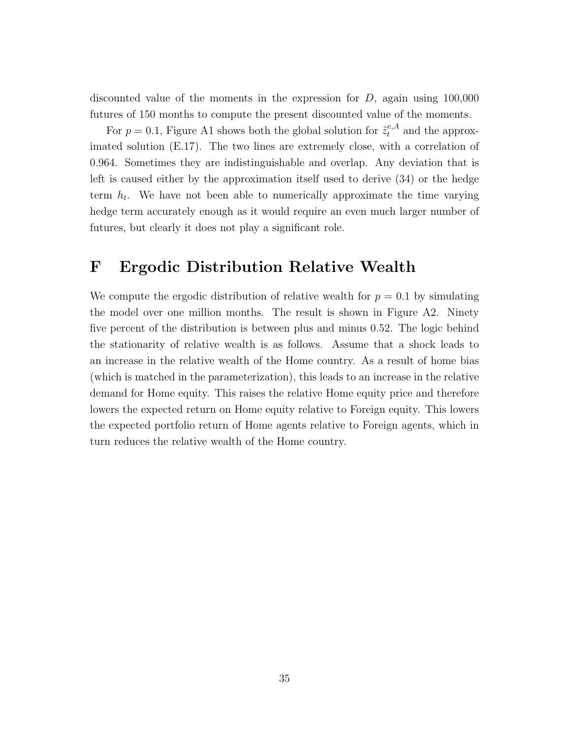discounted value of the moments in the expression for $D$, again using 100,000 futures of 150 months to compute the present discounted value of the moments.

For $p = 0.1$, Figure A1 shows both the global solution for $\tilde{z}_t^{e,A}$ and the approximated solution (E.17). The two lines are extremely close, with a correlation of 0.964. Sometimes they are indistinguishable and overlap. Any deviation that is left is caused either by the approximation itself used to derive (34) or the hedge term $h_t$. We have not been able to numerically approximate the time varying hedge term accurately enough as it would require an even much larger number of futures, but clearly it does not play a significant role.

# F Ergodic Distribution Relative Wealth

We compute the ergodic distribution of relative wealth for $p = 0.1$ by simulating the model over one million months. The result is shown in Figure A2. Ninety five percent of the distribution is between plus and minus 0.52. The logic behind the stationarity of relative wealth is as follows. Assume that a shock leads to an increase in the relative wealth of the Home country. As a result of home bias (which is matched in the parameterization), this leads to an increase in the relative demand for Home equity. This raises the relative Home equity price and therefore lowers the expected return on Home equity relative to Foreign equity. This lowers the expected portfolio return of Home agents relative to Foreign agents, which in turn reduces the relative wealth of the Home country.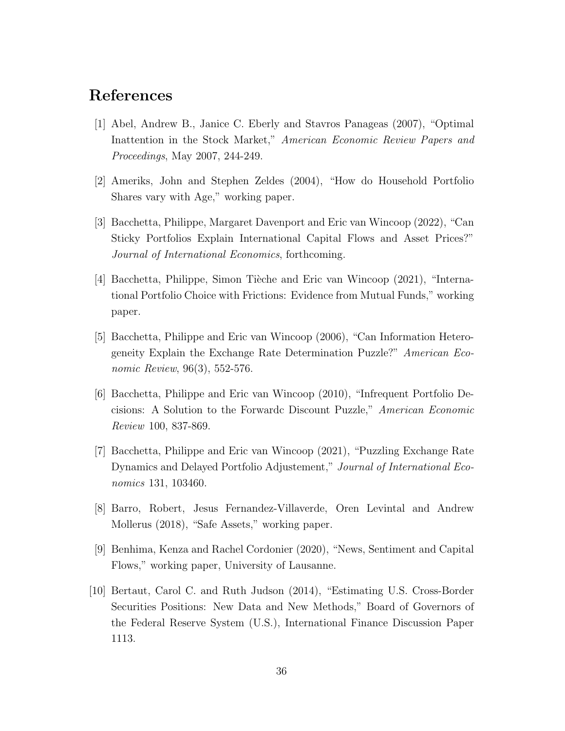# References

[1] Abel, Andrew B., Janice C. Eberly and Stavros Panageas (2007), "Optimal Inattention in the Stock Market," *American Economic Review Papers and Proceedings*, May 2007, 244-249.

[2] Ameriks, John and Stephen Zeldes (2004), "How do Household Portfolio Shares vary with Age," working paper.

[3] Bacchetta, Philippe, Margaret Davenport and Eric van Wincoop (2022), "Can Sticky Portfolios Explain International Capital Flows and Asset Prices?" *Journal of International Economics*, forthcoming.

[4] Bacchetta, Philippe, Simon Tièche and Eric van Wincoop (2021), "International Portfolio Choice with Frictions: Evidence from Mutual Funds," working paper.

[5] Bacchetta, Philippe and Eric van Wincoop (2006), "Can Information Heterogeneity Explain the Exchange Rate Determination Puzzle?" *American Economic Review*, 96(3), 552-576.

[6] Bacchetta, Philippe and Eric van Wincoop (2010), "Infrequent Portfolio Decisions: A Solution to the Forwardc Discount Puzzle," *American Economic Review* 100, 837-869.

[7] Bacchetta, Philippe and Eric van Wincoop (2021), "Puzzling Exchange Rate Dynamics and Delayed Portfolio Adjustement," *Journal of International Economics* 131, 103460.

[8] Barro, Robert, Jesus Fernandez-Villaverde, Oren Levintal and Andrew Mollerus (2018), "Safe Assets," working paper.

[9] Benhima, Kenza and Rachel Cordonier (2020), "News, Sentiment and Capital Flows," working paper, University of Lausanne.

[10] Bertaut, Carol C. and Ruth Judson (2014), "Estimating U.S. Cross-Border Securities Positions: New Data and New Methods," Board of Governors of the Federal Reserve System (U.S.), International Finance Discussion Paper 1113.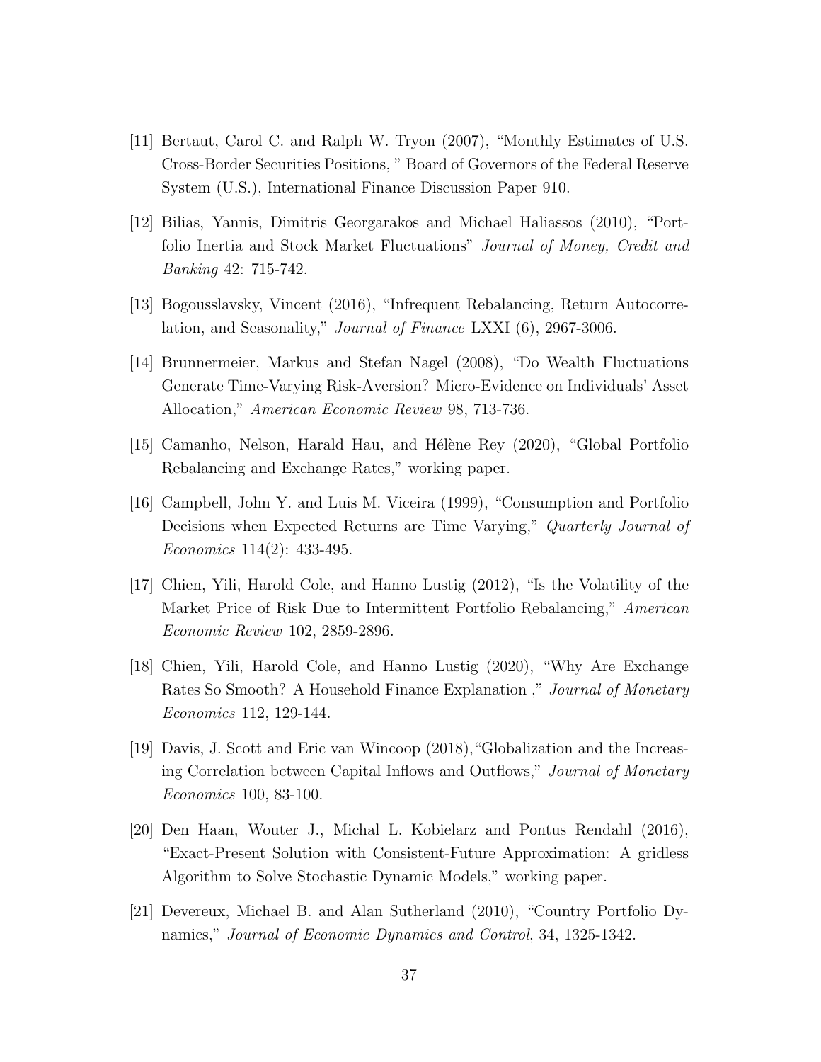[11] Bertaut, Carol C. and Ralph W. Tryon (2007), "Monthly Estimates of U.S. Cross-Border Securities Positions, " Board of Governors of the Federal Reserve System (U.S.), International Finance Discussion Paper 910.

[12] Bilias, Yannis, Dimitris Georgarakos and Michael Haliassos (2010), "Portfolio Inertia and Stock Market Fluctuations" *Journal of Money, Credit and Banking* 42: 715-742.

[13] Bogousslavsky, Vincent (2016), "Infrequent Rebalancing, Return Autocorrelation, and Seasonality," *Journal of Finance* LXXI (6), 2967-3006.

[14] Brunnermeier, Markus and Stefan Nagel (2008), "Do Wealth Fluctuations Generate Time-Varying Risk-Aversion? Micro-Evidence on Individuals' Asset Allocation," *American Economic Review* 98, 713-736.

[15] Camanho, Nelson, Harald Hau, and Hélène Rey (2020), "Global Portfolio Rebalancing and Exchange Rates," working paper.

[16] Campbell, John Y. and Luis M. Viceira (1999), "Consumption and Portfolio Decisions when Expected Returns are Time Varying," *Quarterly Journal of Economics* 114(2): 433-495.

[17] Chien, Yili, Harold Cole, and Hanno Lustig (2012), "Is the Volatility of the Market Price of Risk Due to Intermittent Portfolio Rebalancing," *American Economic Review* 102, 2859-2896.

[18] Chien, Yili, Harold Cole, and Hanno Lustig (2020), "Why Are Exchange Rates So Smooth? A Household Finance Explanation ," *Journal of Monetary Economics* 112, 129-144.

[19] Davis, J. Scott and Eric van Wincoop (2018),"Globalization and the Increasing Correlation between Capital Inflows and Outflows," *Journal of Monetary Economics* 100, 83-100.

[20] Den Haan, Wouter J., Michal L. Kobielarz and Pontus Rendahl (2016), "Exact-Present Solution with Consistent-Future Approximation: A gridless Algorithm to Solve Stochastic Dynamic Models," working paper.

[21] Devereux, Michael B. and Alan Sutherland (2010), "Country Portfolio Dynamics," *Journal of Economic Dynamics and Control*, 34, 1325-1342.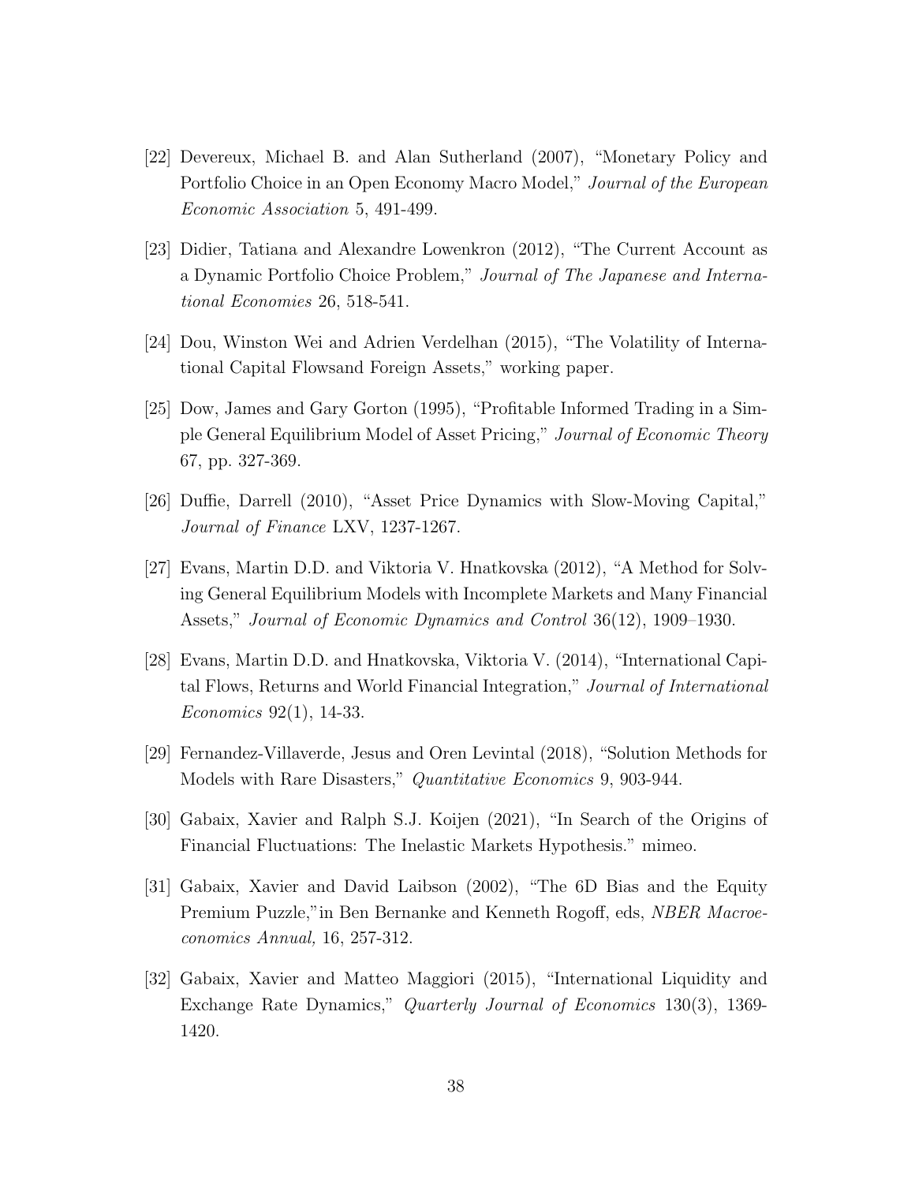[22] Devereux, Michael B. and Alan Sutherland (2007), "Monetary Policy and Portfolio Choice in an Open Economy Macro Model," *Journal of the European Economic Association* 5, 491-499.

[23] Didier, Tatiana and Alexandre Lowenkron (2012), "The Current Account as a Dynamic Portfolio Choice Problem," *Journal of The Japanese and International Economies* 26, 518-541.

[24] Dou, Winston Wei and Adrien Verdelhan (2015), "The Volatility of International Capital Flowsand Foreign Assets," working paper.

[25] Dow, James and Gary Gorton (1995), "Profitable Informed Trading in a Simple General Equilibrium Model of Asset Pricing," *Journal of Economic Theory* 67, pp. 327-369.

[26] Duffie, Darrell (2010), "Asset Price Dynamics with Slow-Moving Capital," *Journal of Finance* LXV, 1237-1267.

[27] Evans, Martin D.D. and Viktoria V. Hnatkovska (2012), "A Method for Solving General Equilibrium Models with Incomplete Markets and Many Financial Assets," *Journal of Economic Dynamics and Control* 36(12), 1909–1930.

[28] Evans, Martin D.D. and Hnatkovska, Viktoria V. (2014), "International Capital Flows, Returns and World Financial Integration," *Journal of International Economics* 92(1), 14-33.

[29] Fernandez-Villaverde, Jesus and Oren Levintal (2018), "Solution Methods for Models with Rare Disasters," *Quantitative Economics* 9, 903-944.

[30] Gabaix, Xavier and Ralph S.J. Koijen (2021), "In Search of the Origins of Financial Fluctuations: The Inelastic Markets Hypothesis." mimeo.

[31] Gabaix, Xavier and David Laibson (2002), "The 6D Bias and the Equity Premium Puzzle,"in Ben Bernanke and Kenneth Rogoff, eds, *NBER Macroeconomics Annual,* 16, 257-312.

[32] Gabaix, Xavier and Matteo Maggiori (2015), "International Liquidity and Exchange Rate Dynamics," *Quarterly Journal of Economics* 130(3), 1369-1420.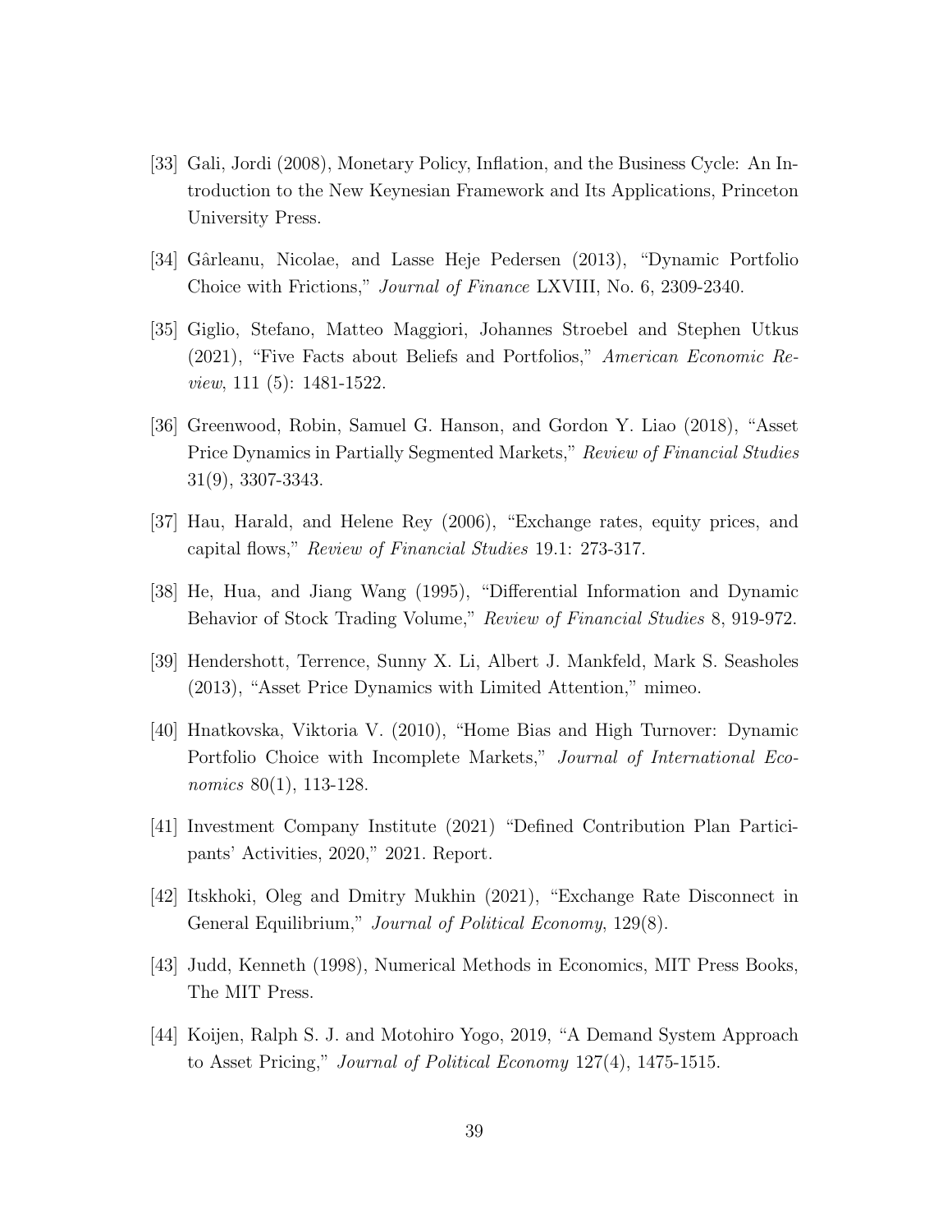[33] Gali, Jordi (2008), Monetary Policy, Inflation, and the Business Cycle: An Introduction to the New Keynesian Framework and Its Applications, Princeton University Press.

[34] Gârleanu, Nicolae, and Lasse Heje Pedersen (2013), "Dynamic Portfolio Choice with Frictions," *Journal of Finance* LXVIII, No. 6, 2309-2340.

[35] Giglio, Stefano, Matteo Maggiori, Johannes Stroebel and Stephen Utkus (2021), "Five Facts about Beliefs and Portfolios," *American Economic Review*, 111 (5): 1481-1522.

[36] Greenwood, Robin, Samuel G. Hanson, and Gordon Y. Liao (2018), "Asset Price Dynamics in Partially Segmented Markets," *Review of Financial Studies* 31(9), 3307-3343.

[37] Hau, Harald, and Helene Rey (2006), "Exchange rates, equity prices, and capital flows," *Review of Financial Studies* 19.1: 273-317.

[38] He, Hua, and Jiang Wang (1995), "Differential Information and Dynamic Behavior of Stock Trading Volume," *Review of Financial Studies* 8, 919-972.

[39] Hendershott, Terrence, Sunny X. Li, Albert J. Mankfeld, Mark S. Seasholes (2013), "Asset Price Dynamics with Limited Attention," mimeo.

[40] Hnatkovska, Viktoria V. (2010), "Home Bias and High Turnover: Dynamic Portfolio Choice with Incomplete Markets," *Journal of International Economics* 80(1), 113-128.

[41] Investment Company Institute (2021) "Defined Contribution Plan Participants' Activities, 2020," 2021. Report.

[42] Itskhoki, Oleg and Dmitry Mukhin (2021), "Exchange Rate Disconnect in General Equilibrium," *Journal of Political Economy*, 129(8).

[43] Judd, Kenneth (1998), Numerical Methods in Economics, MIT Press Books, The MIT Press.

[44] Koijen, Ralph S. J. and Motohiro Yogo, 2019, "A Demand System Approach to Asset Pricing," *Journal of Political Economy* 127(4), 1475-1515.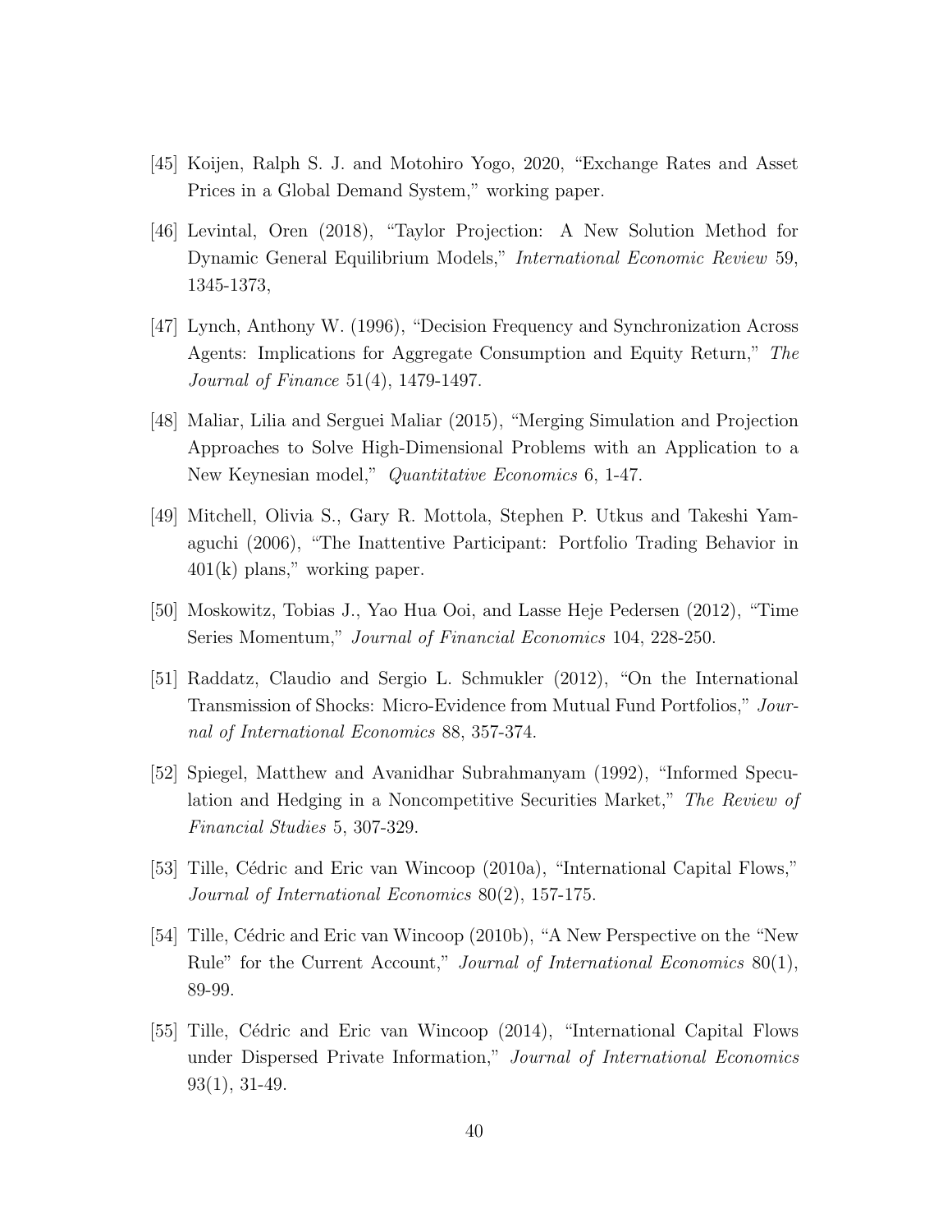[45] Koijen, Ralph S. J. and Motohiro Yogo, 2020, "Exchange Rates and Asset Prices in a Global Demand System," working paper.

[46] Levintal, Oren (2018), "Taylor Projection: A New Solution Method for Dynamic General Equilibrium Models," *International Economic Review* 59, 1345-1373,

[47] Lynch, Anthony W. (1996), "Decision Frequency and Synchronization Across Agents: Implications for Aggregate Consumption and Equity Return," *The Journal of Finance* 51(4), 1479-1497.

[48] Maliar, Lilia and Serguei Maliar (2015), "Merging Simulation and Projection Approaches to Solve High-Dimensional Problems with an Application to a New Keynesian model," *Quantitative Economics* 6, 1-47.

[49] Mitchell, Olivia S., Gary R. Mottola, Stephen P. Utkus and Takeshi Yamaguchi (2006), "The Inattentive Participant: Portfolio Trading Behavior in 401(k) plans," working paper.

[50] Moskowitz, Tobias J., Yao Hua Ooi, and Lasse Heje Pedersen (2012), "Time Series Momentum," *Journal of Financial Economics* 104, 228-250.

[51] Raddatz, Claudio and Sergio L. Schmukler (2012), "On the International Transmission of Shocks: Micro-Evidence from Mutual Fund Portfolios," *Journal of International Economics* 88, 357-374.

[52] Spiegel, Matthew and Avanidhar Subrahmanyam (1992), "Informed Speculation and Hedging in a Noncompetitive Securities Market," *The Review of Financial Studies* 5, 307-329.

[53] Tille, Cédric and Eric van Wincoop (2010a), "International Capital Flows," *Journal of International Economics* 80(2), 157-175.

[54] Tille, Cédric and Eric van Wincoop (2010b), "A New Perspective on the "New Rule" for the Current Account," *Journal of International Economics* 80(1), 89-99.

[55] Tille, Cédric and Eric van Wincoop (2014), "International Capital Flows under Dispersed Private Information," *Journal of International Economics* 93(1), 31-49.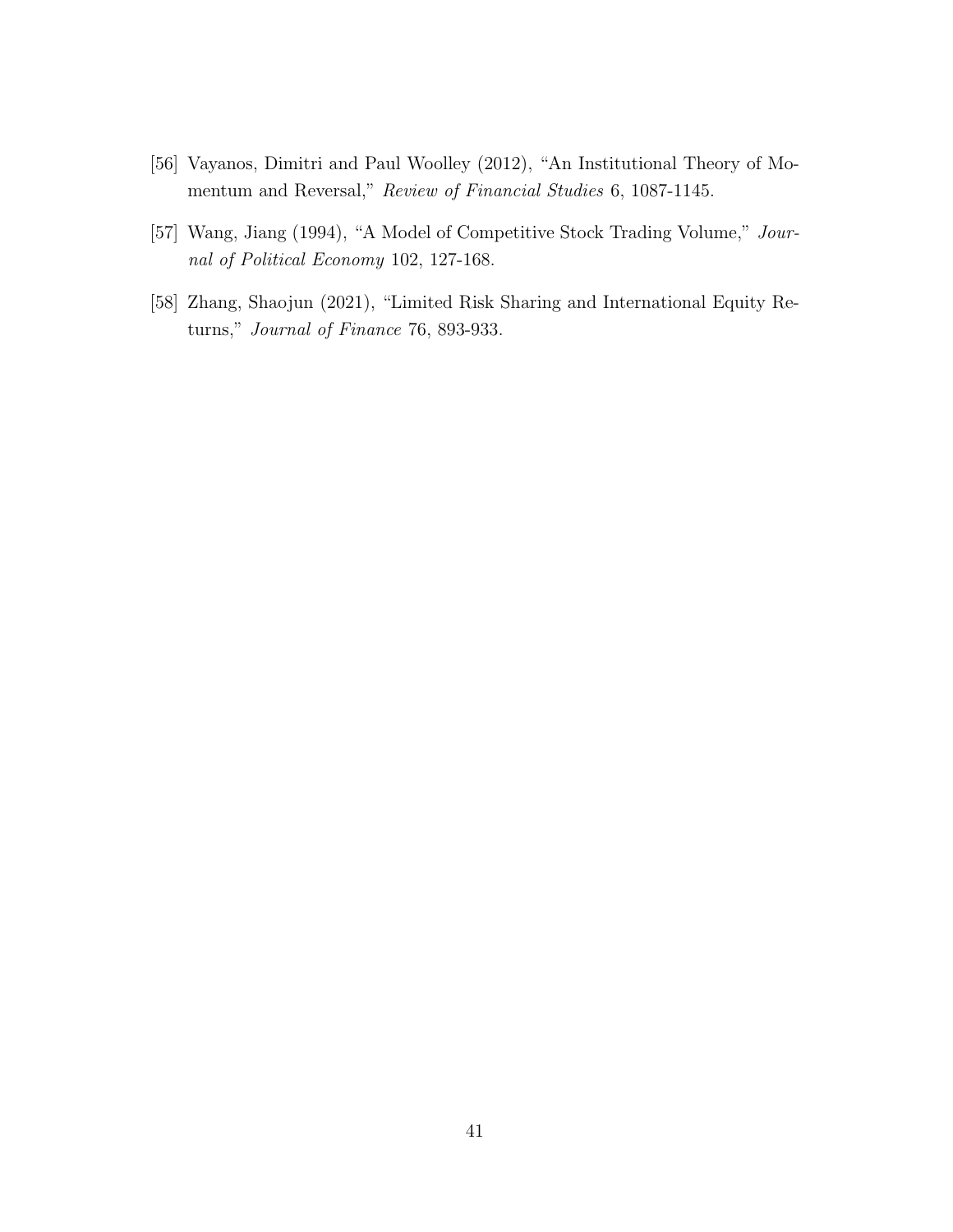[56] Vayanos, Dimitri and Paul Woolley (2012), "An Institutional Theory of Momentum and Reversal," *Review of Financial Studies* 6, 1087-1145.

[57] Wang, Jiang (1994), "A Model of Competitive Stock Trading Volume," *Journal of Political Economy* 102, 127-168.

[58] Zhang, Shaojun (2021), "Limited Risk Sharing and International Equity Returns," *Journal of Finance* 76, 893-933.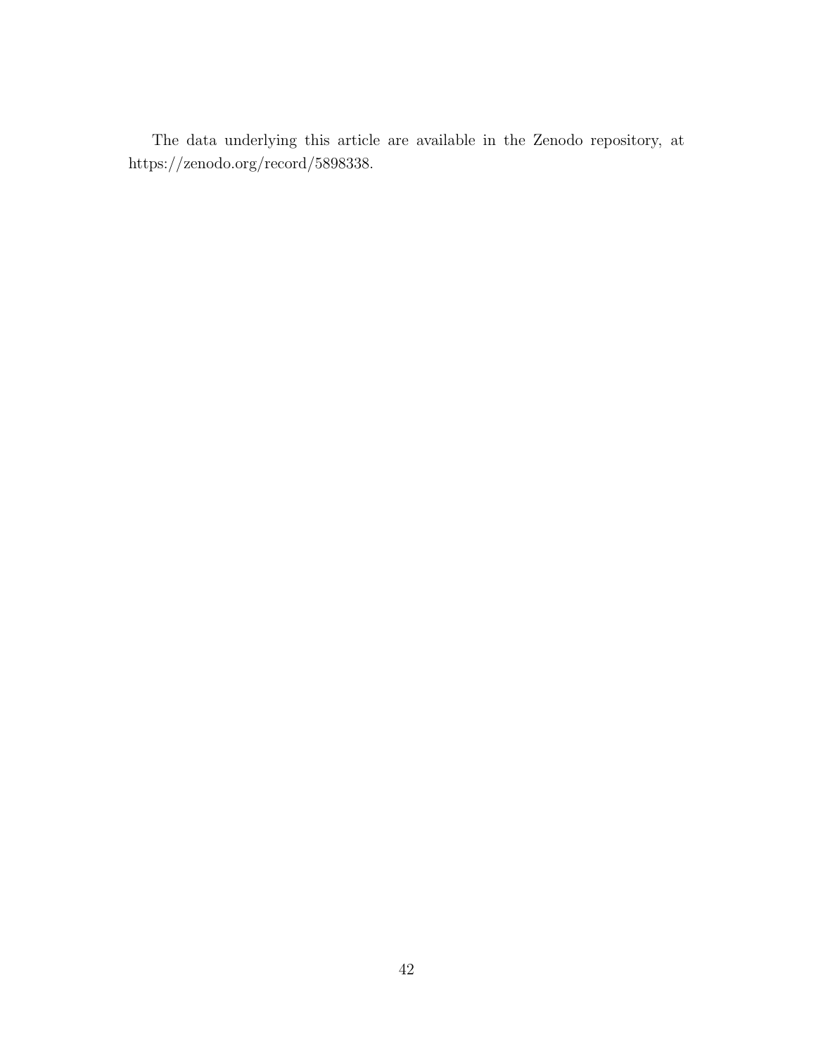The data underlying this article are available in the Zenodo repository, at https://zenodo.org/record/5898338.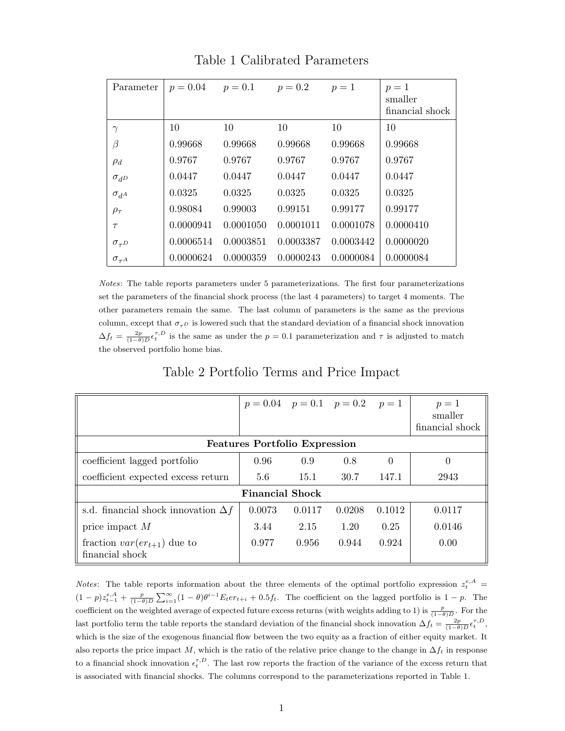# Table 1 Calibrated Parameters

| Parameter | $p = 0.04$ | $p = 0.1$ | $p = 0.2$ | $p = 1$ | $p = 1$ smaller financial shock |
|---|---|---|---|---|---|
| $\gamma$ | 10 | 10 | 10 | 10 | 10 |
| $\beta$ | 0.99668 | 0.99668 | 0.99668 | 0.99668 | 0.99668 |
| $\rho_d$ | 0.9767 | 0.9767 | 0.9767 | 0.9767 | 0.9767 |
| $\sigma_{d^D}$ | 0.0447 | 0.0447 | 0.0447 | 0.0447 | 0.0447 |
| $\sigma_{d^A}$ | 0.0325 | 0.0325 | 0.0325 | 0.0325 | 0.0325 |
| $\rho_\tau$ | 0.98084 | 0.99003 | 0.99151 | 0.99177 | 0.99177 |
| $\tau$ | 0.0000941 | 0.0001050 | 0.0001011 | 0.0001078 | 0.0000410 |
| $\sigma_{\tau^D}$ | 0.0006514 | 0.0003851 | 0.0003387 | 0.0003442 | 0.0000020 |
| $\sigma_{\tau^A}$ | 0.0000624 | 0.0000359 | 0.0000243 | 0.0000084 | 0.0000084 |

*Notes*: The table reports parameters under 5 parameterizations. The first four parameterizations set the parameters of the financial shock process (the last 4 parameters) to target 4 moments. The other parameters remain the same. The last column of parameters is the same as the previous column, except that $\sigma_{\tau^D}$ is lowered such that the standard deviation of a financial shock innovation $\Delta f_t = \frac{2p}{(1-\theta)D}\epsilon_t^{\tau,D}$ is the same as under the $p = 0.1$ parameterization and $\tau$ is adjusted to match the observed portfolio home bias.

# Table 2 Portfolio Terms and Price Impact

| | $p = 0.04$ | $p = 0.1$ | $p = 0.2$ | $p = 1$ | $p = 1$ smaller financial shock |
|---|---|---|---|---|---|
| **Features Portfolio Expression** | | | | | |
| coefficient lagged portfolio | 0.96 | 0.9 | 0.8 | 0 | 0 |
| coefficient expected excess return | 5.6 | 15.1 | 30.7 | 147.1 | 2943 |
| **Financial Shock** | | | | | |
| s.d. financial shock innovation $\Delta f$ | 0.0073 | 0.0117 | 0.0208 | 0.1012 | 0.0117 |
| price impact $M$ | 3.44 | 2.15 | 1.20 | 0.25 | 0.0146 |
| fraction $var(er_{t+1})$ due to financial shock | 0.977 | 0.956 | 0.944 | 0.924 | 0.00 |

*Notes*: The table reports information about the three elements of the optimal portfolio expression $z_t^{e,A} = (1-p)z_{t-1}^{e,A} + \frac{p}{(1-\theta)D}\sum_{i=1}^{\infty}(1-\theta)\theta^{i-1}E_t er_{t+i} + 0.5f_t$. The coefficient on the lagged portfolio is $1-p$. The coefficient on the weighted average of expected future excess returns (with weights adding to 1) is $\frac{p}{(1-\theta)D}$. For the last portfolio term the table reports the standard deviation of the financial shock innovation $\Delta f_t = \frac{2p}{(1-\theta)D}\epsilon_t^{\tau,D}$, which is the size of the exogenous financial flow between the two equity as a fraction of either equity market. It also reports the price impact $M$, which is the ratio of the relative price change to the change in $\Delta f_t$ in response to a financial shock innovation $\epsilon_t^{\tau,D}$. The last row reports the fraction of the variance of the excess return that is associated with financial shocks. The columns correspond to the parameterizations reported in Table 1.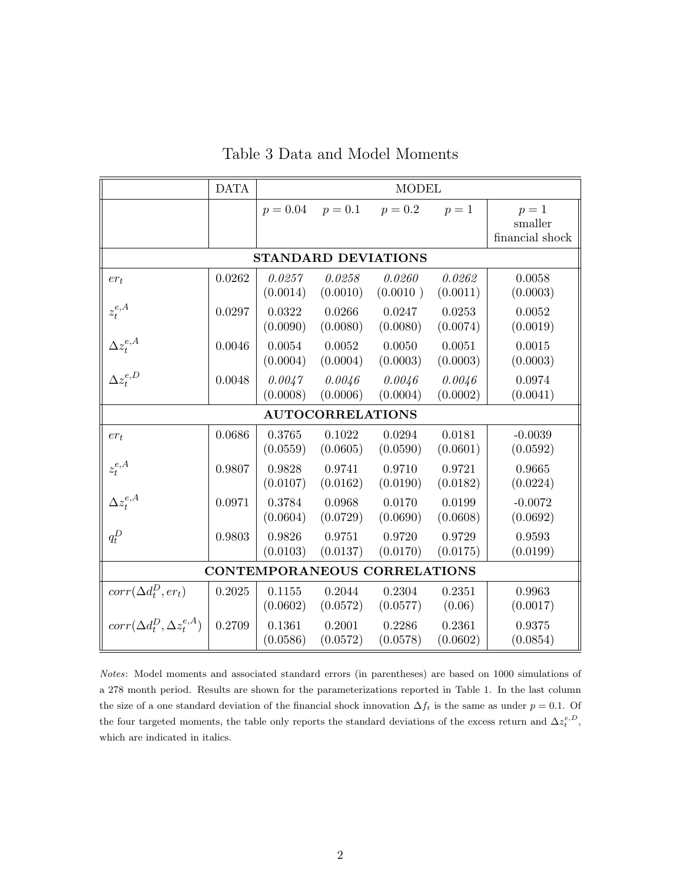# Table 3 Data and Model Moments

| | DATA | MODEL | | | | |
|---|---|---|---|---|---|---|
| | | $p = 0.04$ | $p = 0.1$ | $p = 0.2$ | $p = 1$ | $p = 1$ smaller financial shock |
| **STANDARD DEVIATIONS** | | | | | | |
| $er_t$ | 0.0262 | *0.0257* (0.0014) | *0.0258* (0.0010) | *0.0260* (0.0010 ) | *0.0262* (0.0011) | 0.0058 (0.0003) |
| $z_t^{e,A}$ | 0.0297 | 0.0322 (0.0090) | 0.0266 (0.0080) | 0.0247 (0.0080) | 0.0253 (0.0074) | 0.0052 (0.0019) |
| $\Delta z_t^{e,A}$ | 0.0046 | 0.0054 (0.0004) | 0.0052 (0.0004) | 0.0050 (0.0003) | 0.0051 (0.0003) | 0.0015 (0.0003) |
| $\Delta z_t^{e,D}$ | 0.0048 | *0.0047* (0.0008) | *0.0046* (0.0006) | *0.0046* (0.0004) | *0.0046* (0.0002) | 0.0974 (0.0041) |
| **AUTOCORRELATIONS** | | | | | | |
| $er_t$ | 0.0686 | 0.3765 (0.0559) | 0.1022 (0.0605) | 0.0294 (0.0590) | 0.0181 (0.0601) | -0.0039 (0.0592) |
| $z_t^{e,A}$ | 0.9807 | 0.9828 (0.0107) | 0.9741 (0.0162) | 0.9710 (0.0190) | 0.9721 (0.0182) | 0.9665 (0.0224) |
| $\Delta z_t^{e,A}$ | 0.0971 | 0.3784 (0.0604) | 0.0968 (0.0729) | 0.0170 (0.0690) | 0.0199 (0.0608) | -0.0072 (0.0692) |
| $q_t^D$ | 0.9803 | 0.9826 (0.0103) | 0.9751 (0.0137) | 0.9720 (0.0170) | 0.9729 (0.0175) | 0.9593 (0.0199) |
| **CONTEMPORANEOUS CORRELATIONS** | | | | | | |
| $corr(\Delta d_t^D, er_t)$ | 0.2025 | 0.1155 (0.0602) | 0.2044 (0.0572) | 0.2304 (0.0577) | 0.2351 (0.06) | 0.9963 (0.0017) |
| $corr(\Delta d_t^D, \Delta z_t^{e,A})$ | 0.2709 | 0.1361 (0.0586) | 0.2001 (0.0572) | 0.2286 (0.0578) | 0.2361 (0.0602) | 0.9375 (0.0854) |

*Notes*: Model moments and associated standard errors (in parentheses) are based on 1000 simulations of a 278 month period. Results are shown for the parameterizations reported in Table 1. In the last column the size of a one standard deviation of the financial shock innovation $\Delta f_t$ is the same as under $p = 0.1$. Of the four targeted moments, the table only reports the standard deviations of the excess return and $\Delta z_t^{e,D}$, which are indicated in italics.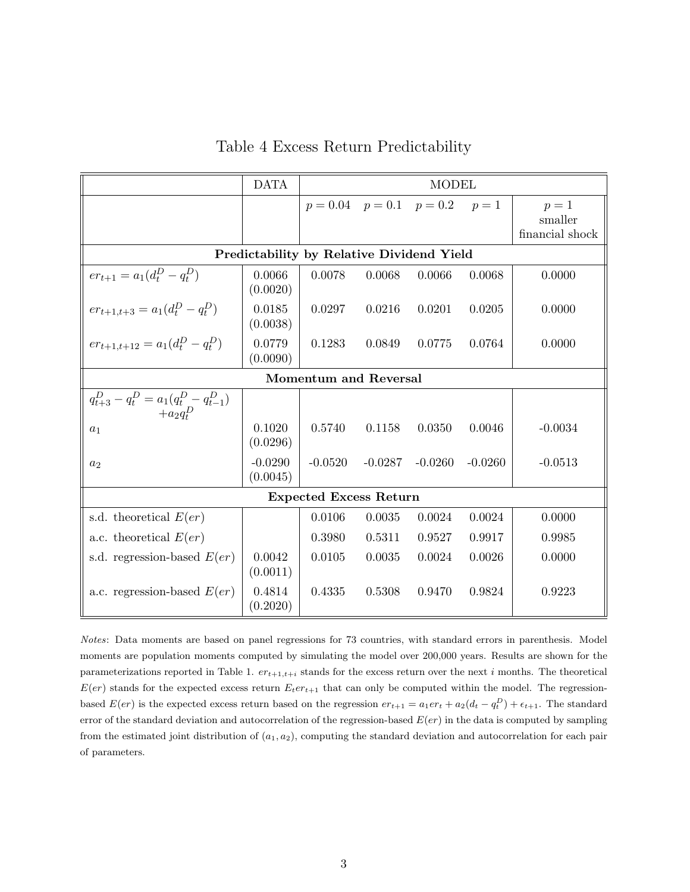# Table 4 Excess Return Predictability

| | DATA | MODEL | | | | |
|---|---|---|---|---|---|---|
| | | $p = 0.04$ | $p = 0.1$ | $p = 0.2$ | $p = 1$ | $p = 1$ smaller financial shock |
| **Predictability by Relative Dividend Yield** | | | | | | |
| $er_{t+1} = a_1(d_t^D - q_t^D)$ | 0.0066 (0.0020) | 0.0078 | 0.0068 | 0.0066 | 0.0068 | 0.0000 |
| $er_{t+1,t+3} = a_1(d_t^D - q_t^D)$ | 0.0185 (0.0038) | 0.0297 | 0.0216 | 0.0201 | 0.0205 | 0.0000 |
| $er_{t+1,t+12} = a_1(d_t^D - q_t^D)$ | 0.0779 (0.0090) | 0.1283 | 0.0849 | 0.0775 | 0.0764 | 0.0000 |
| **Momentum and Reversal** | | | | | | |
| $q_{t+3}^D - q_t^D = a_1(q_t^D - q_{t-1}^D) + a_2 q_t^D$ | | | | | | |
| $a_1$ | 0.1020 (0.0296) | 0.5740 | 0.1158 | 0.0350 | 0.0046 | -0.0034 |
| $a_2$ | -0.0290 (0.0045) | -0.0520 | -0.0287 | -0.0260 | -0.0260 | -0.0513 |
| **Expected Excess Return** | | | | | | |
| s.d. theoretical $E(er)$ | | 0.0106 | 0.0035 | 0.0024 | 0.0024 | 0.0000 |
| a.c. theoretical $E(er)$ | | 0.3980 | 0.5311 | 0.9527 | 0.9917 | 0.9985 |
| s.d. regression-based $E(er)$ | 0.0042 (0.0011) | 0.0105 | 0.0035 | 0.0024 | 0.0026 | 0.0000 |
| a.c. regression-based $E(er)$ | 0.4814 (0.2020) | 0.4335 | 0.5308 | 0.9470 | 0.9824 | 0.9223 |

*Notes*: Data moments are based on panel regressions for 73 countries, with standard errors in parenthesis. Model moments are population moments computed by simulating the model over 200,000 years. Results are shown for the parameterizations reported in Table 1. $er_{t+1,t+i}$ stands for the excess return over the next $i$ months. The theoretical $E(er)$ stands for the expected excess return $E_t er_{t+1}$ that can only be computed within the model. The regression-based $E(er)$ is the expected excess return based on the regression $er_{t+1} = a_1 er_t + a_2(d_t - q_t^D) + \epsilon_{t+1}$. The standard error of the standard deviation and autocorrelation of the regression-based $E(er)$ in the data is computed by sampling from the estimated joint distribution of $(a_1, a_2)$, computing the standard deviation and autocorrelation for each pair of parameters.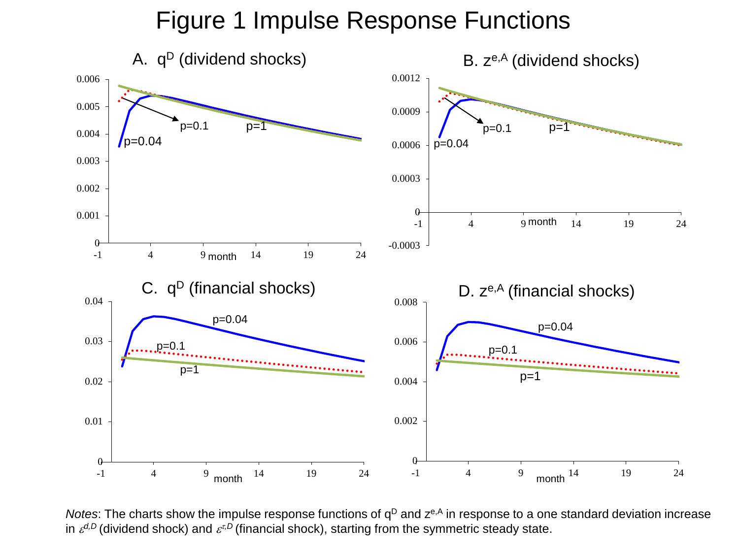# Figure 1 Impulse Response Functions

A. $q^D$ (dividend shocks)

B. $z^{e,A}$ (dividend shocks)

C. $q^D$ (financial shocks)

D. $z^{e,A}$ (financial shocks)

*Notes*: The charts show the impulse response functions of $q^D$ and $z^{e,A}$ in response to a one standard deviation increase in $\varepsilon^{d,D}$ (dividend shock) and $\varepsilon^{\tau,D}$ (financial shock), starting from the symmetric steady state.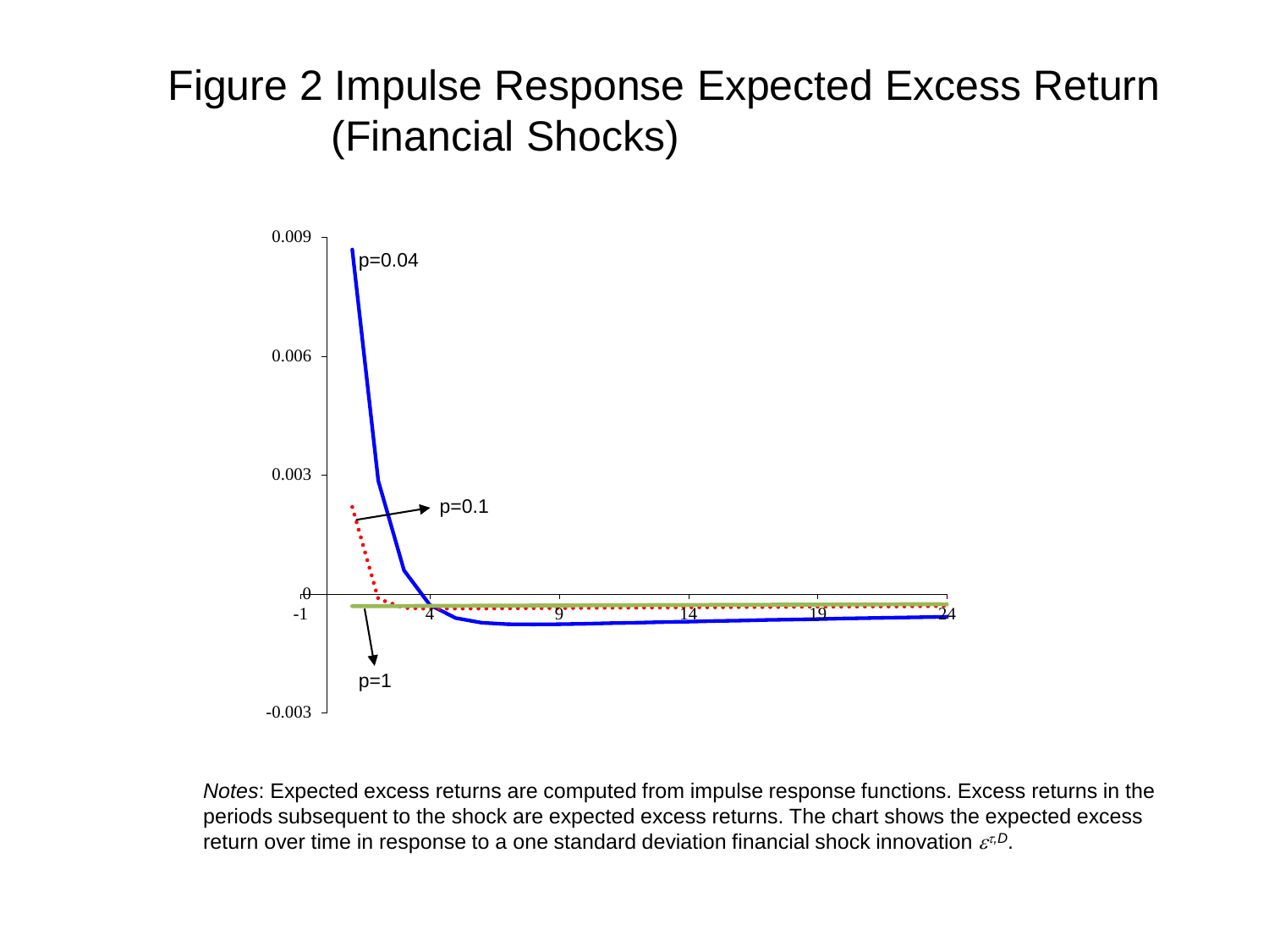# Figure 2 Impulse Response Expected Excess Return (Financial Shocks)

*Notes*: Expected excess returns are computed from impulse response functions. Excess returns in the periods subsequent to the shock are expected excess returns. The chart shows the expected excess return over time in response to a one standard deviation financial shock innovation $\varepsilon^{\tau,D}$.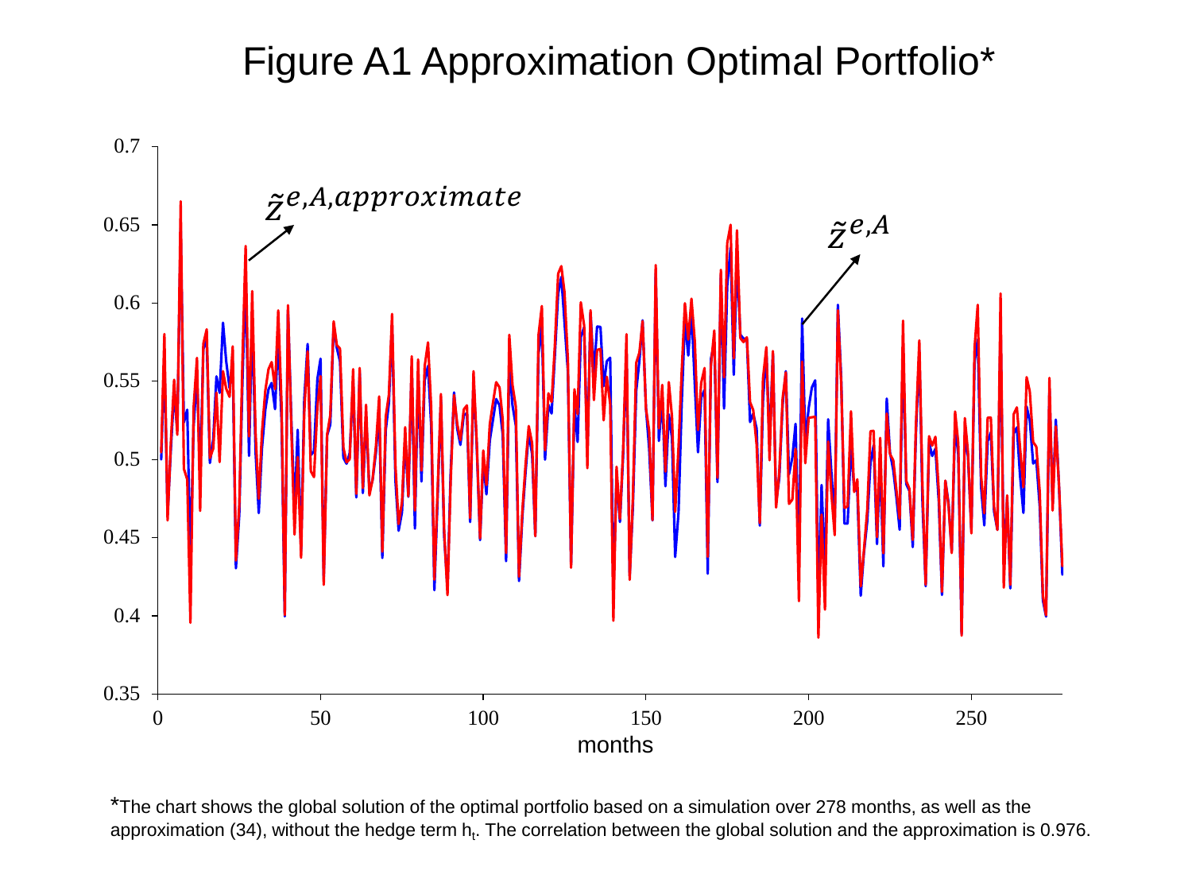# Figure A1 Approximation Optimal Portfolio*

*The chart shows the global solution of the optimal portfolio based on a simulation over 278 months, as well as the approximation (34), without the hedge term $h_t$. The correlation between the global solution and the approximation is 0.976.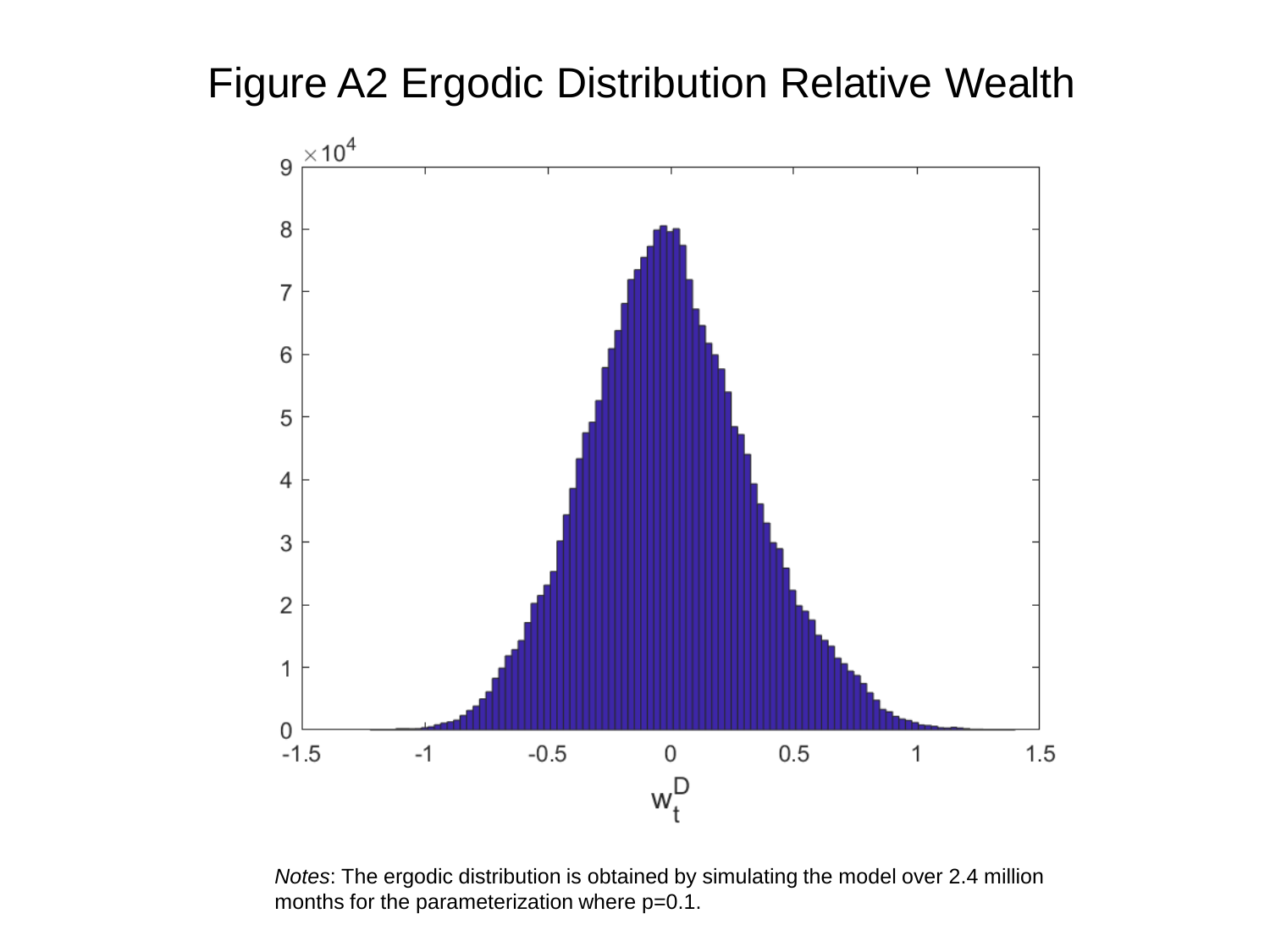# Figure A2 Ergodic Distribution Relative Wealth

$\times 10^4$

9
8
7
6
5
4
3
2
1
0

-1.5
-1
-0.5
0
0.5
1
1.5

$w_t^D$

*Notes*: The ergodic distribution is obtained by simulating the model over 2.4 million months for the parameterization where p=0.1.